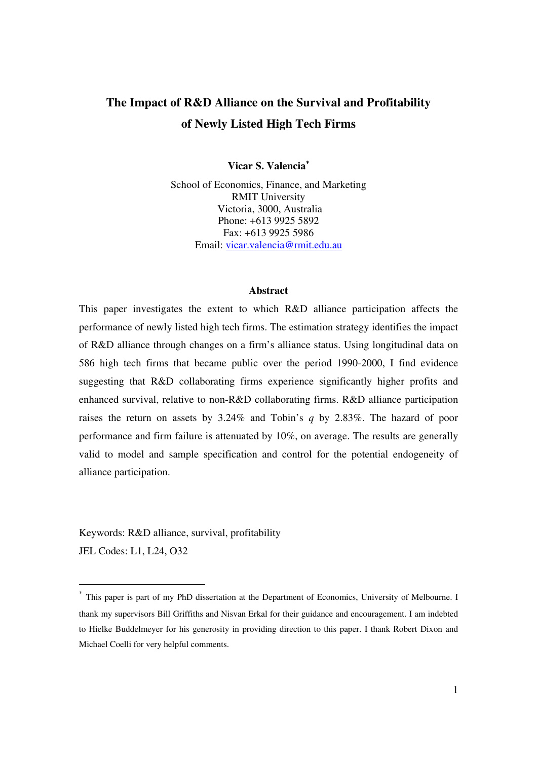# The Impact of R&D Alliance on the Survival and Profitability of Newly Listed High Tech Firms

**Vicar S. Valencia***

School of Economics, Finance, and Marketing
RMIT University
Victoria, 3000, Australia
Phone: +613 9925 5892
Fax: +613 9925 5986
Email: vicar.valencia@rmit.edu.au

## Abstract

This paper investigates the extent to which R&D alliance participation affects the performance of newly listed high tech firms. The estimation strategy identifies the impact of R&D alliance through changes on a firm's alliance status. Using longitudinal data on 586 high tech firms that became public over the period 1990-2000, I find evidence suggesting that R&D collaborating firms experience significantly higher profits and enhanced survival, relative to non-R&D collaborating firms. R&D alliance participation raises the return on assets by 3.24% and Tobin's *q* by 2.83%. The hazard of poor performance and firm failure is attenuated by 10%, on average. The results are generally valid to model and sample specification and control for the potential endogeneity of alliance participation.

Keywords: R&D alliance, survival, profitability

JEL Codes: L1, L24, O32

---

* This paper is part of my PhD dissertation at the Department of Economics, University of Melbourne. I thank my supervisors Bill Griffiths and Nisvan Erkal for their guidance and encouragement. I am indebted to Hielke Buddelmeyer for his generosity in providing direction to this paper. I thank Robert Dixon and Michael Coelli for very helpful comments.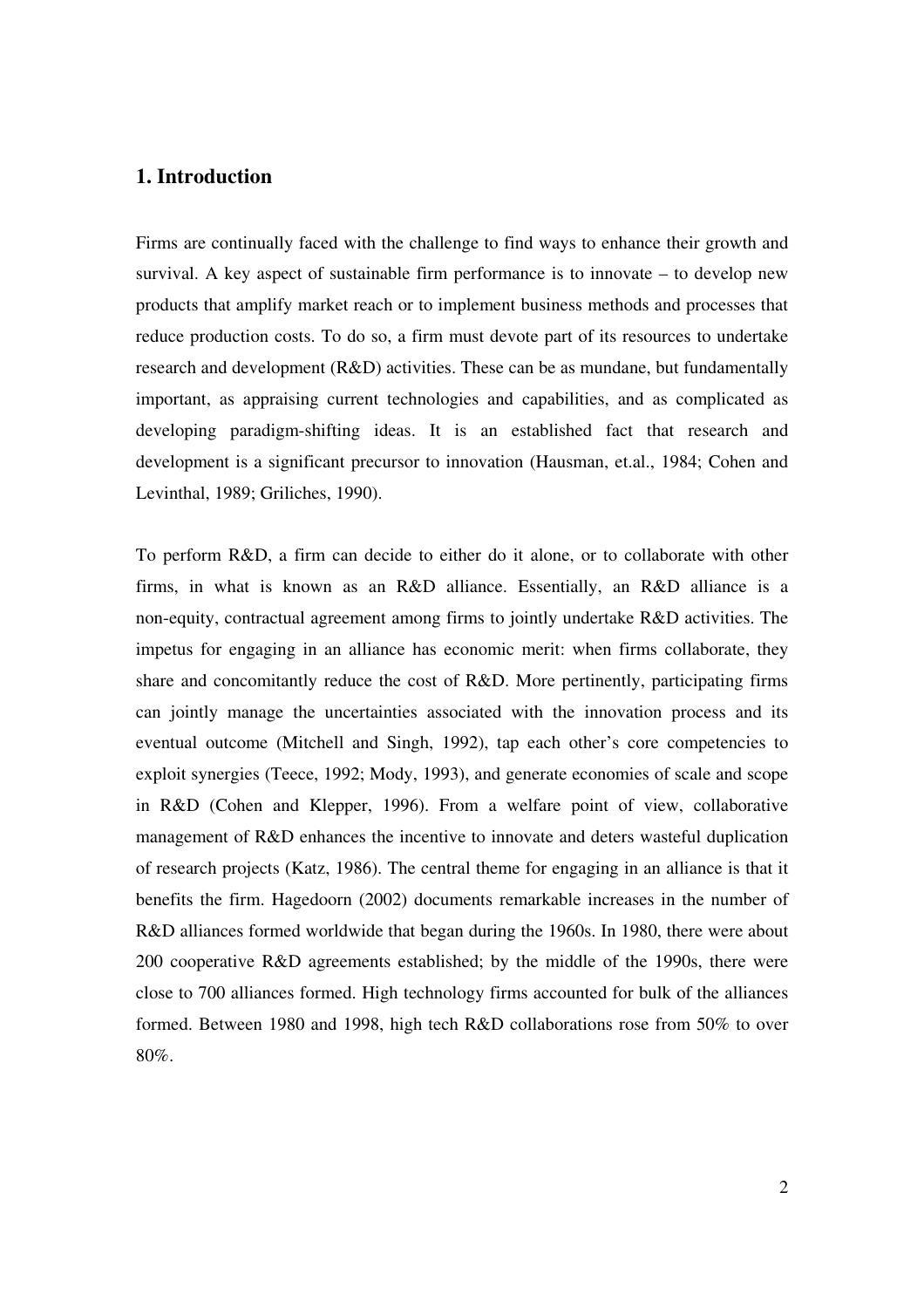## 1. Introduction

Firms are continually faced with the challenge to find ways to enhance their growth and survival. A key aspect of sustainable firm performance is to innovate – to develop new products that amplify market reach or to implement business methods and processes that reduce production costs. To do so, a firm must devote part of its resources to undertake research and development (R&D) activities. These can be as mundane, but fundamentally important, as appraising current technologies and capabilities, and as complicated as developing paradigm-shifting ideas. It is an established fact that research and development is a significant precursor to innovation (Hausman, et.al., 1984; Cohen and Levinthal, 1989; Griliches, 1990).

To perform R&D, a firm can decide to either do it alone, or to collaborate with other firms, in what is known as an R&D alliance. Essentially, an R&D alliance is a non-equity, contractual agreement among firms to jointly undertake R&D activities. The impetus for engaging in an alliance has economic merit: when firms collaborate, they share and concomitantly reduce the cost of R&D. More pertinently, participating firms can jointly manage the uncertainties associated with the innovation process and its eventual outcome (Mitchell and Singh, 1992), tap each other's core competencies to exploit synergies (Teece, 1992; Mody, 1993), and generate economies of scale and scope in R&D (Cohen and Klepper, 1996). From a welfare point of view, collaborative management of R&D enhances the incentive to innovate and deters wasteful duplication of research projects (Katz, 1986). The central theme for engaging in an alliance is that it benefits the firm. Hagedoorn (2002) documents remarkable increases in the number of R&D alliances formed worldwide that began during the 1960s. In 1980, there were about 200 cooperative R&D agreements established; by the middle of the 1990s, there were close to 700 alliances formed. High technology firms accounted for bulk of the alliances formed. Between 1980 and 1998, high tech R&D collaborations rose from 50% to over 80%.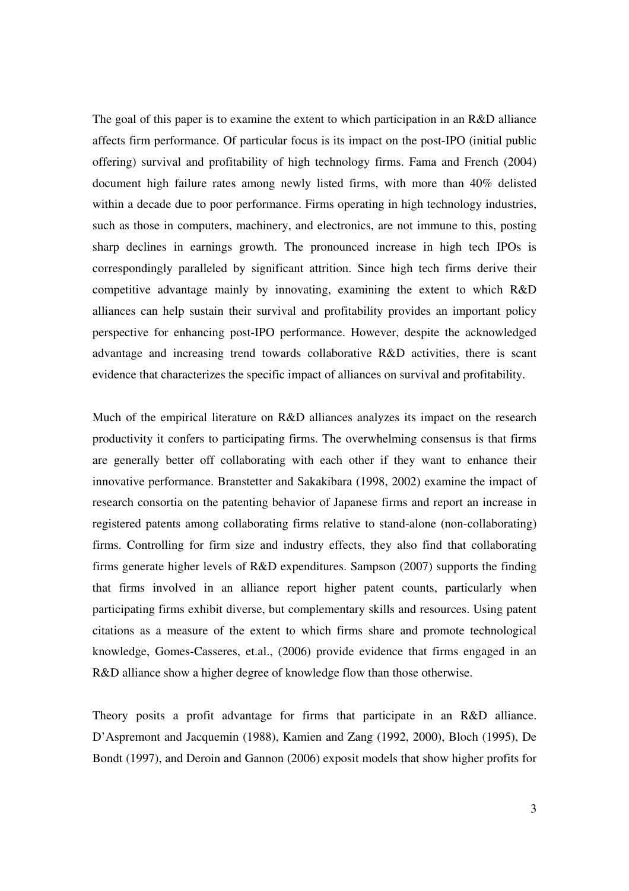The goal of this paper is to examine the extent to which participation in an R&D alliance affects firm performance. Of particular focus is its impact on the post-IPO (initial public offering) survival and profitability of high technology firms. Fama and French (2004) document high failure rates among newly listed firms, with more than 40% delisted within a decade due to poor performance. Firms operating in high technology industries, such as those in computers, machinery, and electronics, are not immune to this, posting sharp declines in earnings growth. The pronounced increase in high tech IPOs is correspondingly paralleled by significant attrition. Since high tech firms derive their competitive advantage mainly by innovating, examining the extent to which R&D alliances can help sustain their survival and profitability provides an important policy perspective for enhancing post-IPO performance. However, despite the acknowledged advantage and increasing trend towards collaborative R&D activities, there is scant evidence that characterizes the specific impact of alliances on survival and profitability.

Much of the empirical literature on R&D alliances analyzes its impact on the research productivity it confers to participating firms. The overwhelming consensus is that firms are generally better off collaborating with each other if they want to enhance their innovative performance. Branstetter and Sakakibara (1998, 2002) examine the impact of research consortia on the patenting behavior of Japanese firms and report an increase in registered patents among collaborating firms relative to stand-alone (non-collaborating) firms. Controlling for firm size and industry effects, they also find that collaborating firms generate higher levels of R&D expenditures. Sampson (2007) supports the finding that firms involved in an alliance report higher patent counts, particularly when participating firms exhibit diverse, but complementary skills and resources. Using patent citations as a measure of the extent to which firms share and promote technological knowledge, Gomes-Casseres, et.al., (2006) provide evidence that firms engaged in an R&D alliance show a higher degree of knowledge flow than those otherwise.

Theory posits a profit advantage for firms that participate in an R&D alliance. D'Aspremont and Jacquemin (1988), Kamien and Zang (1992, 2000), Bloch (1995), De Bondt (1997), and Deroin and Gannon (2006) exposit models that show higher profits for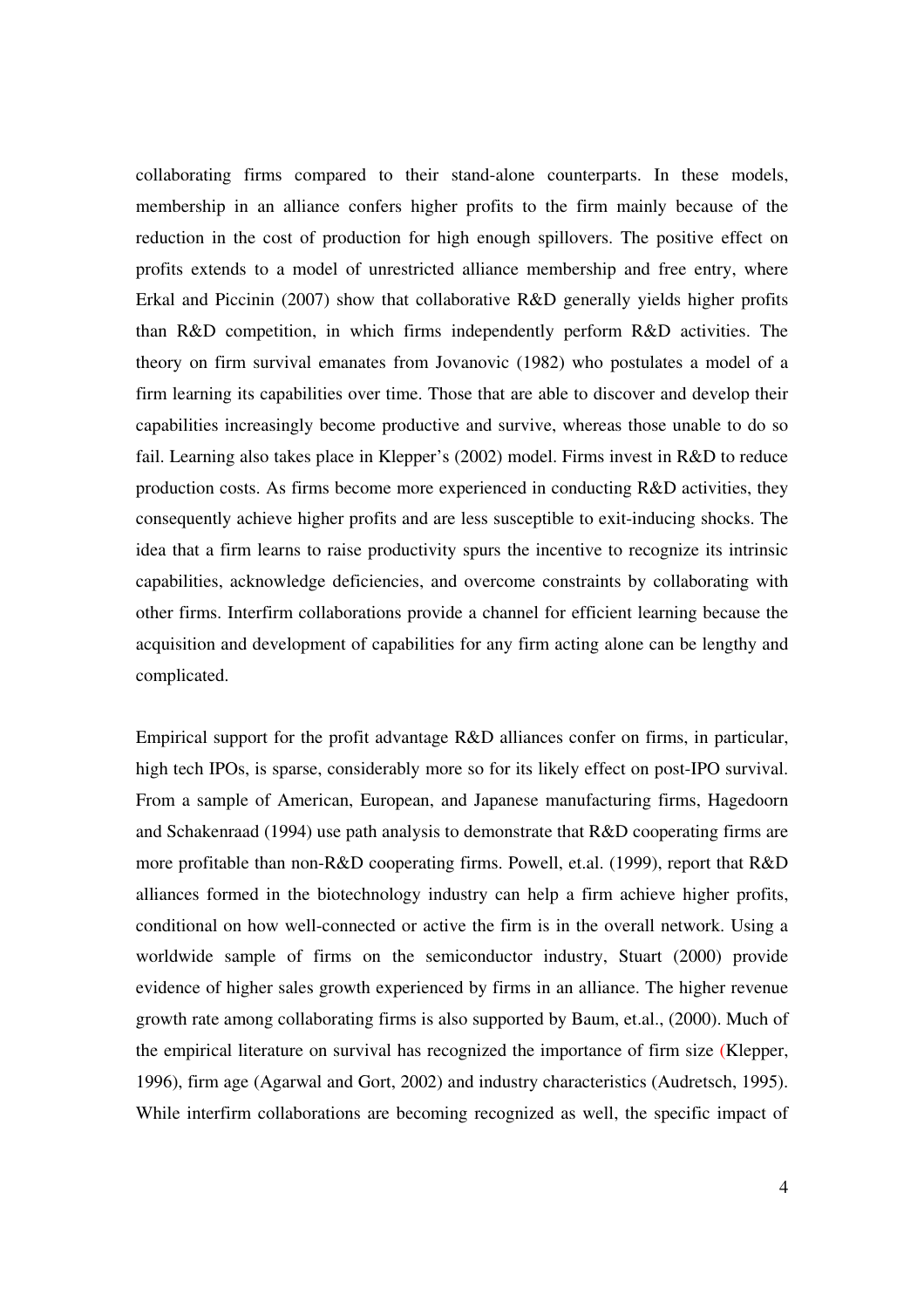collaborating firms compared to their stand-alone counterparts. In these models, membership in an alliance confers higher profits to the firm mainly because of the reduction in the cost of production for high enough spillovers. The positive effect on profits extends to a model of unrestricted alliance membership and free entry, where Erkal and Piccinin (2007) show that collaborative R&D generally yields higher profits than R&D competition, in which firms independently perform R&D activities. The theory on firm survival emanates from Jovanovic (1982) who postulates a model of a firm learning its capabilities over time. Those that are able to discover and develop their capabilities increasingly become productive and survive, whereas those unable to do so fail. Learning also takes place in Klepper's (2002) model. Firms invest in R&D to reduce production costs. As firms become more experienced in conducting R&D activities, they consequently achieve higher profits and are less susceptible to exit-inducing shocks. The idea that a firm learns to raise productivity spurs the incentive to recognize its intrinsic capabilities, acknowledge deficiencies, and overcome constraints by collaborating with other firms. Interfirm collaborations provide a channel for efficient learning because the acquisition and development of capabilities for any firm acting alone can be lengthy and complicated.

Empirical support for the profit advantage R&D alliances confer on firms, in particular, high tech IPOs, is sparse, considerably more so for its likely effect on post-IPO survival. From a sample of American, European, and Japanese manufacturing firms, Hagedoorn and Schakenraad (1994) use path analysis to demonstrate that R&D cooperating firms are more profitable than non-R&D cooperating firms. Powell, et.al. (1999), report that R&D alliances formed in the biotechnology industry can help a firm achieve higher profits, conditional on how well-connected or active the firm is in the overall network. Using a worldwide sample of firms on the semiconductor industry, Stuart (2000) provide evidence of higher sales growth experienced by firms in an alliance. The higher revenue growth rate among collaborating firms is also supported by Baum, et.al., (2000). Much of the empirical literature on survival has recognized the importance of firm size (Klepper, 1996), firm age (Agarwal and Gort, 2002) and industry characteristics (Audretsch, 1995). While interfirm collaborations are becoming recognized as well, the specific impact of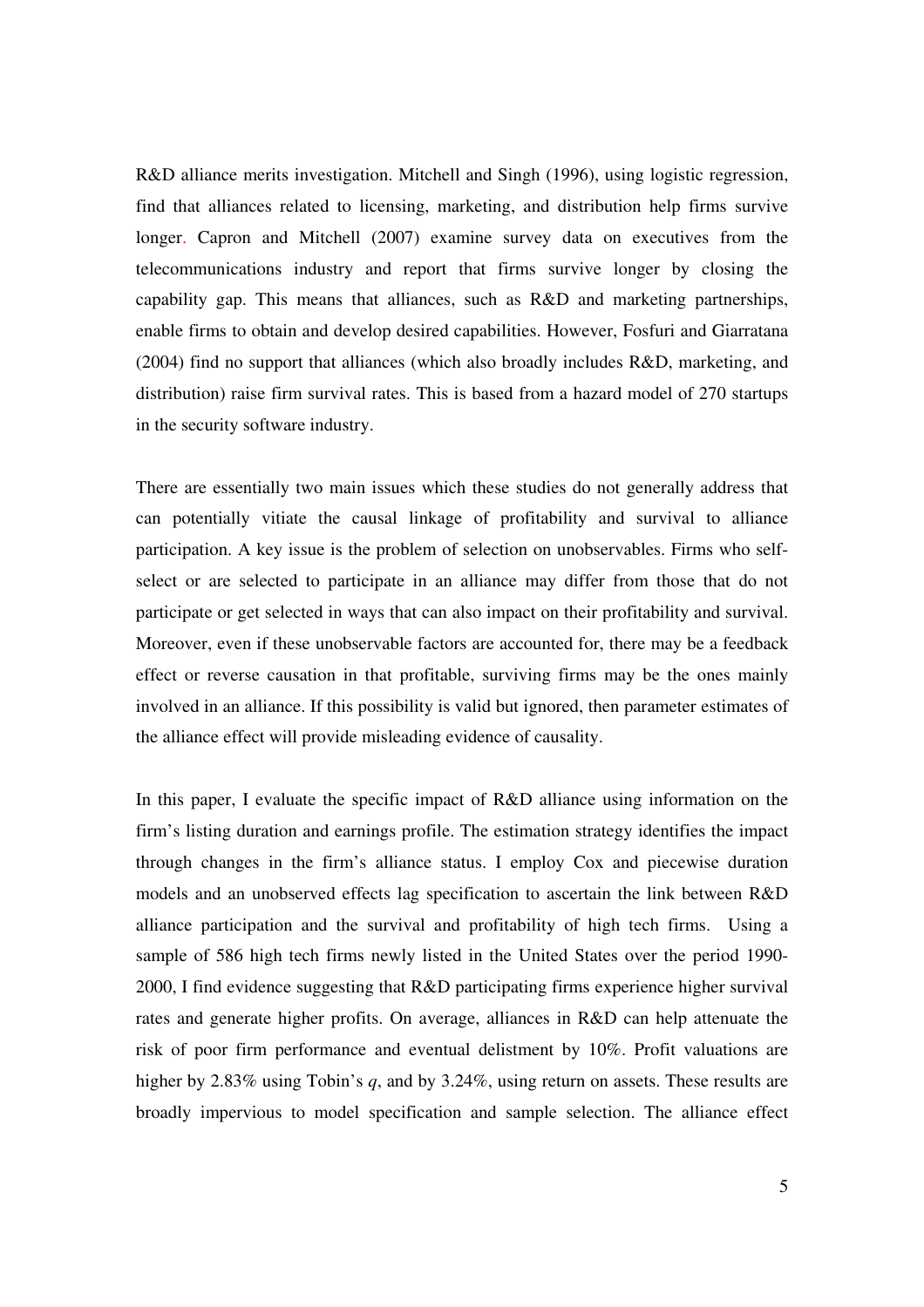R&D alliance merits investigation. Mitchell and Singh (1996), using logistic regression, find that alliances related to licensing, marketing, and distribution help firms survive longer. Capron and Mitchell (2007) examine survey data on executives from the telecommunications industry and report that firms survive longer by closing the capability gap. This means that alliances, such as R&D and marketing partnerships, enable firms to obtain and develop desired capabilities. However, Fosfuri and Giarratana (2004) find no support that alliances (which also broadly includes R&D, marketing, and distribution) raise firm survival rates. This is based from a hazard model of 270 startups in the security software industry.

There are essentially two main issues which these studies do not generally address that can potentially vitiate the causal linkage of profitability and survival to alliance participation. A key issue is the problem of selection on unobservables. Firms who self-select or are selected to participate in an alliance may differ from those that do not participate or get selected in ways that can also impact on their profitability and survival. Moreover, even if these unobservable factors are accounted for, there may be a feedback effect or reverse causation in that profitable, surviving firms may be the ones mainly involved in an alliance. If this possibility is valid but ignored, then parameter estimates of the alliance effect will provide misleading evidence of causality.

In this paper, I evaluate the specific impact of R&D alliance using information on the firm's listing duration and earnings profile. The estimation strategy identifies the impact through changes in the firm's alliance status. I employ Cox and piecewise duration models and an unobserved effects lag specification to ascertain the link between R&D alliance participation and the survival and profitability of high tech firms. Using a sample of 586 high tech firms newly listed in the United States over the period 1990-2000, I find evidence suggesting that R&D participating firms experience higher survival rates and generate higher profits. On average, alliances in R&D can help attenuate the risk of poor firm performance and eventual delistment by 10%. Profit valuations are higher by 2.83% using Tobin's *q*, and by 3.24%, using return on assets. These results are broadly impervious to model specification and sample selection. The alliance effect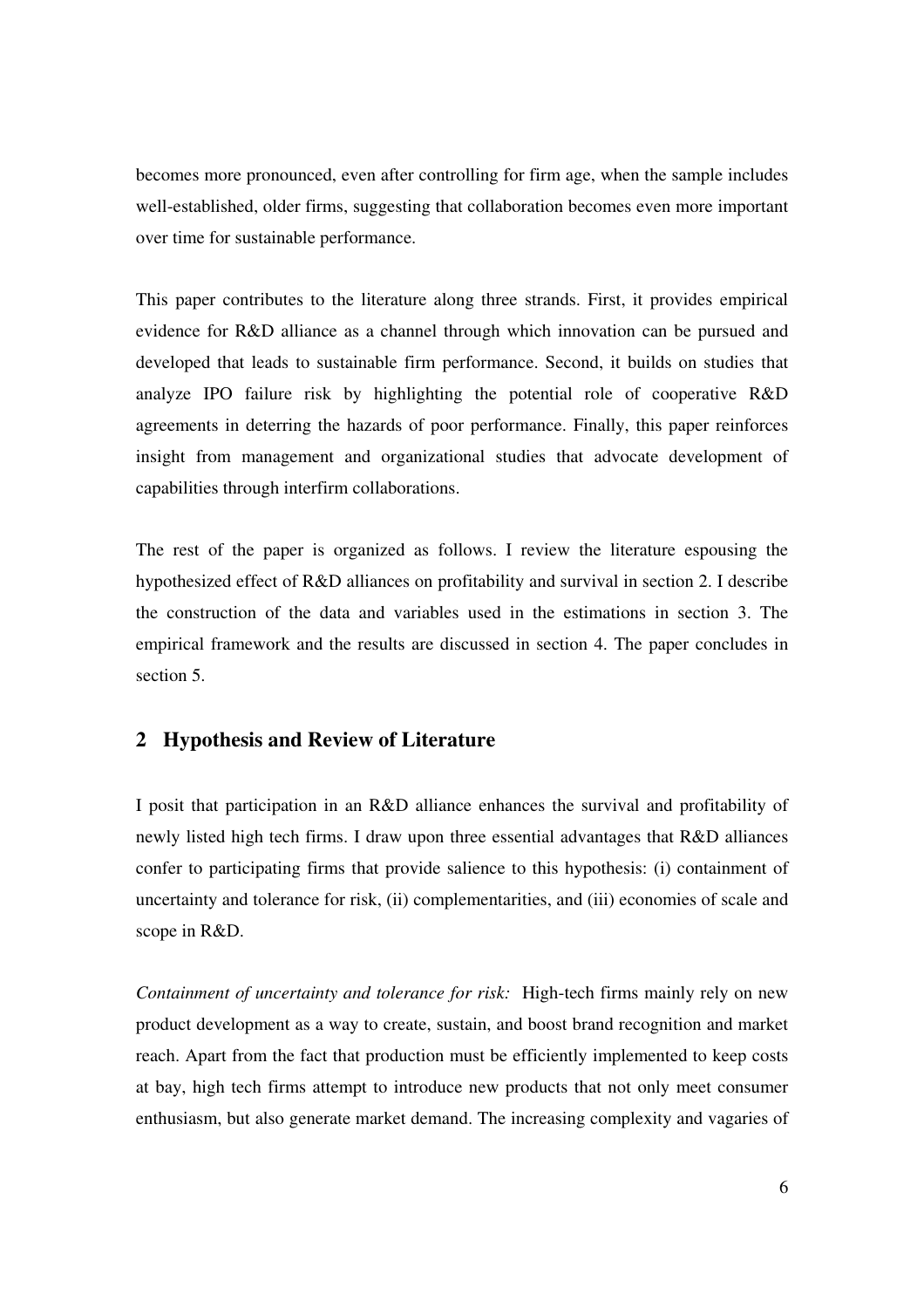becomes more pronounced, even after controlling for firm age, when the sample includes well-established, older firms, suggesting that collaboration becomes even more important over time for sustainable performance.

This paper contributes to the literature along three strands. First, it provides empirical evidence for R&D alliance as a channel through which innovation can be pursued and developed that leads to sustainable firm performance. Second, it builds on studies that analyze IPO failure risk by highlighting the potential role of cooperative R&D agreements in deterring the hazards of poor performance. Finally, this paper reinforces insight from management and organizational studies that advocate development of capabilities through interfirm collaborations.

The rest of the paper is organized as follows. I review the literature espousing the hypothesized effect of R&D alliances on profitability and survival in section 2. I describe the construction of the data and variables used in the estimations in section 3. The empirical framework and the results are discussed in section 4. The paper concludes in section 5.

## 2 Hypothesis and Review of Literature

I posit that participation in an R&D alliance enhances the survival and profitability of newly listed high tech firms. I draw upon three essential advantages that R&D alliances confer to participating firms that provide salience to this hypothesis: (i) containment of uncertainty and tolerance for risk, (ii) complementarities, and (iii) economies of scale and scope in R&D.

*Containment of uncertainty and tolerance for risk:* High-tech firms mainly rely on new product development as a way to create, sustain, and boost brand recognition and market reach. Apart from the fact that production must be efficiently implemented to keep costs at bay, high tech firms attempt to introduce new products that not only meet consumer enthusiasm, but also generate market demand. The increasing complexity and vagaries of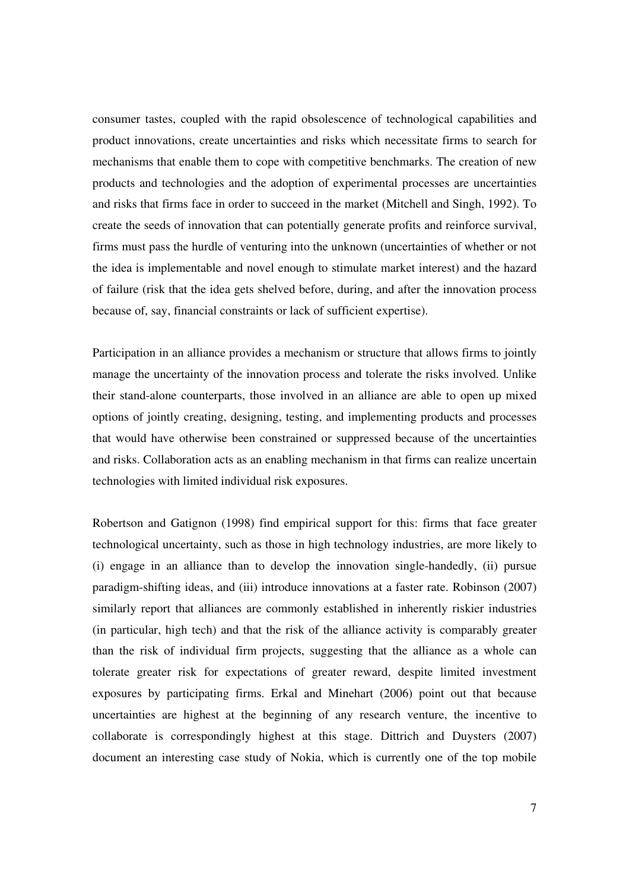consumer tastes, coupled with the rapid obsolescence of technological capabilities and product innovations, create uncertainties and risks which necessitate firms to search for mechanisms that enable them to cope with competitive benchmarks. The creation of new products and technologies and the adoption of experimental processes are uncertainties and risks that firms face in order to succeed in the market (Mitchell and Singh, 1992). To create the seeds of innovation that can potentially generate profits and reinforce survival, firms must pass the hurdle of venturing into the unknown (uncertainties of whether or not the idea is implementable and novel enough to stimulate market interest) and the hazard of failure (risk that the idea gets shelved before, during, and after the innovation process because of, say, financial constraints or lack of sufficient expertise).

Participation in an alliance provides a mechanism or structure that allows firms to jointly manage the uncertainty of the innovation process and tolerate the risks involved. Unlike their stand-alone counterparts, those involved in an alliance are able to open up mixed options of jointly creating, designing, testing, and implementing products and processes that would have otherwise been constrained or suppressed because of the uncertainties and risks. Collaboration acts as an enabling mechanism in that firms can realize uncertain technologies with limited individual risk exposures.

Robertson and Gatignon (1998) find empirical support for this: firms that face greater technological uncertainty, such as those in high technology industries, are more likely to (i) engage in an alliance than to develop the innovation single-handedly, (ii) pursue paradigm-shifting ideas, and (iii) introduce innovations at a faster rate. Robinson (2007) similarly report that alliances are commonly established in inherently riskier industries (in particular, high tech) and that the risk of the alliance activity is comparably greater than the risk of individual firm projects, suggesting that the alliance as a whole can tolerate greater risk for expectations of greater reward, despite limited investment exposures by participating firms. Erkal and Minehart (2006) point out that because uncertainties are highest at the beginning of any research venture, the incentive to collaborate is correspondingly highest at this stage. Dittrich and Duysters (2007) document an interesting case study of Nokia, which is currently one of the top mobile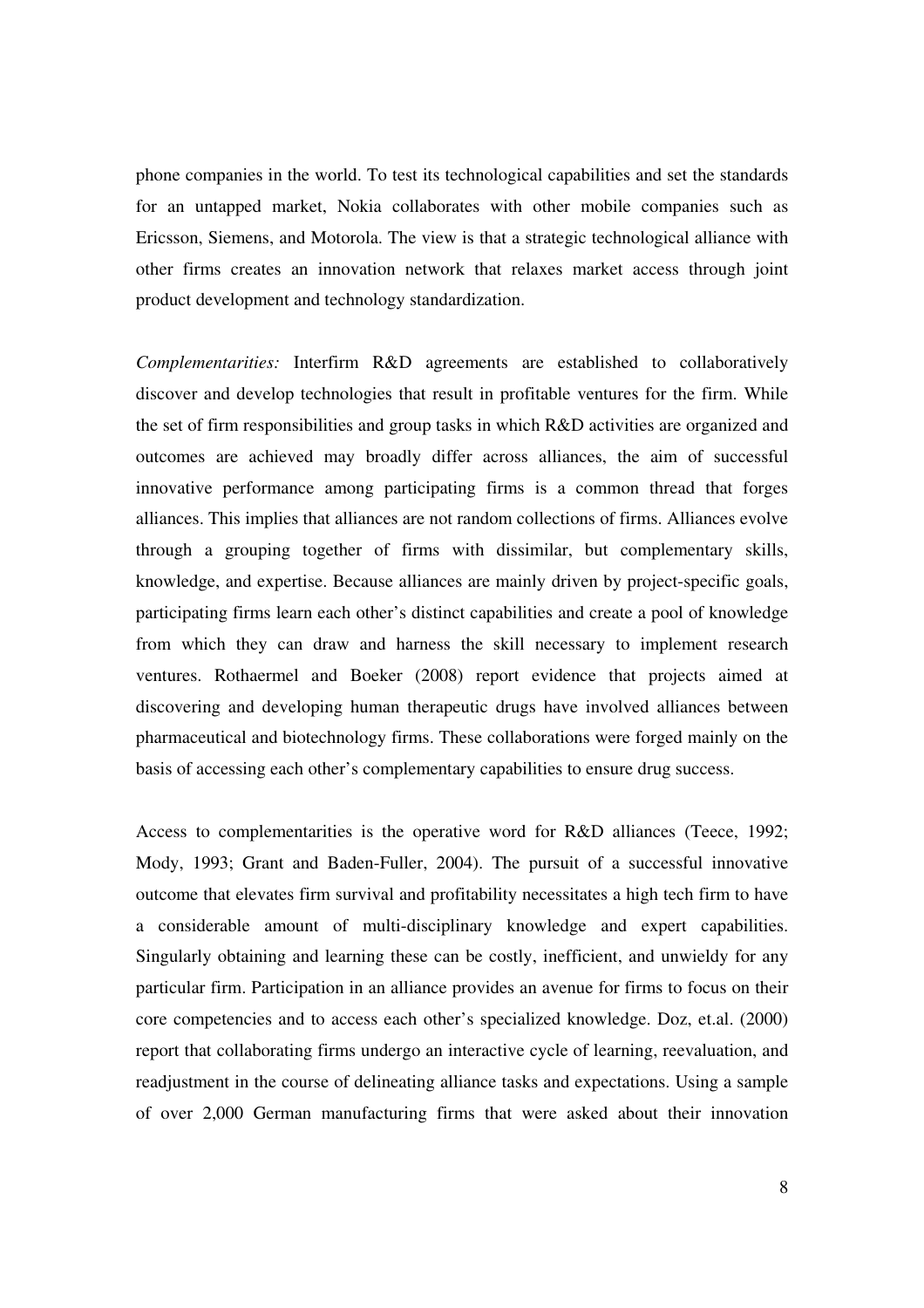phone companies in the world. To test its technological capabilities and set the standards for an untapped market, Nokia collaborates with other mobile companies such as Ericsson, Siemens, and Motorola. The view is that a strategic technological alliance with other firms creates an innovation network that relaxes market access through joint product development and technology standardization.

*Complementarities:* Interfirm R&D agreements are established to collaboratively discover and develop technologies that result in profitable ventures for the firm. While the set of firm responsibilities and group tasks in which R&D activities are organized and outcomes are achieved may broadly differ across alliances, the aim of successful innovative performance among participating firms is a common thread that forges alliances. This implies that alliances are not random collections of firms. Alliances evolve through a grouping together of firms with dissimilar, but complementary skills, knowledge, and expertise. Because alliances are mainly driven by project-specific goals, participating firms learn each other's distinct capabilities and create a pool of knowledge from which they can draw and harness the skill necessary to implement research ventures. Rothaermel and Boeker (2008) report evidence that projects aimed at discovering and developing human therapeutic drugs have involved alliances between pharmaceutical and biotechnology firms. These collaborations were forged mainly on the basis of accessing each other's complementary capabilities to ensure drug success.

Access to complementarities is the operative word for R&D alliances (Teece, 1992; Mody, 1993; Grant and Baden-Fuller, 2004). The pursuit of a successful innovative outcome that elevates firm survival and profitability necessitates a high tech firm to have a considerable amount of multi-disciplinary knowledge and expert capabilities. Singularly obtaining and learning these can be costly, inefficient, and unwieldy for any particular firm. Participation in an alliance provides an avenue for firms to focus on their core competencies and to access each other's specialized knowledge. Doz, et.al. (2000) report that collaborating firms undergo an interactive cycle of learning, reevaluation, and readjustment in the course of delineating alliance tasks and expectations. Using a sample of over 2,000 German manufacturing firms that were asked about their innovation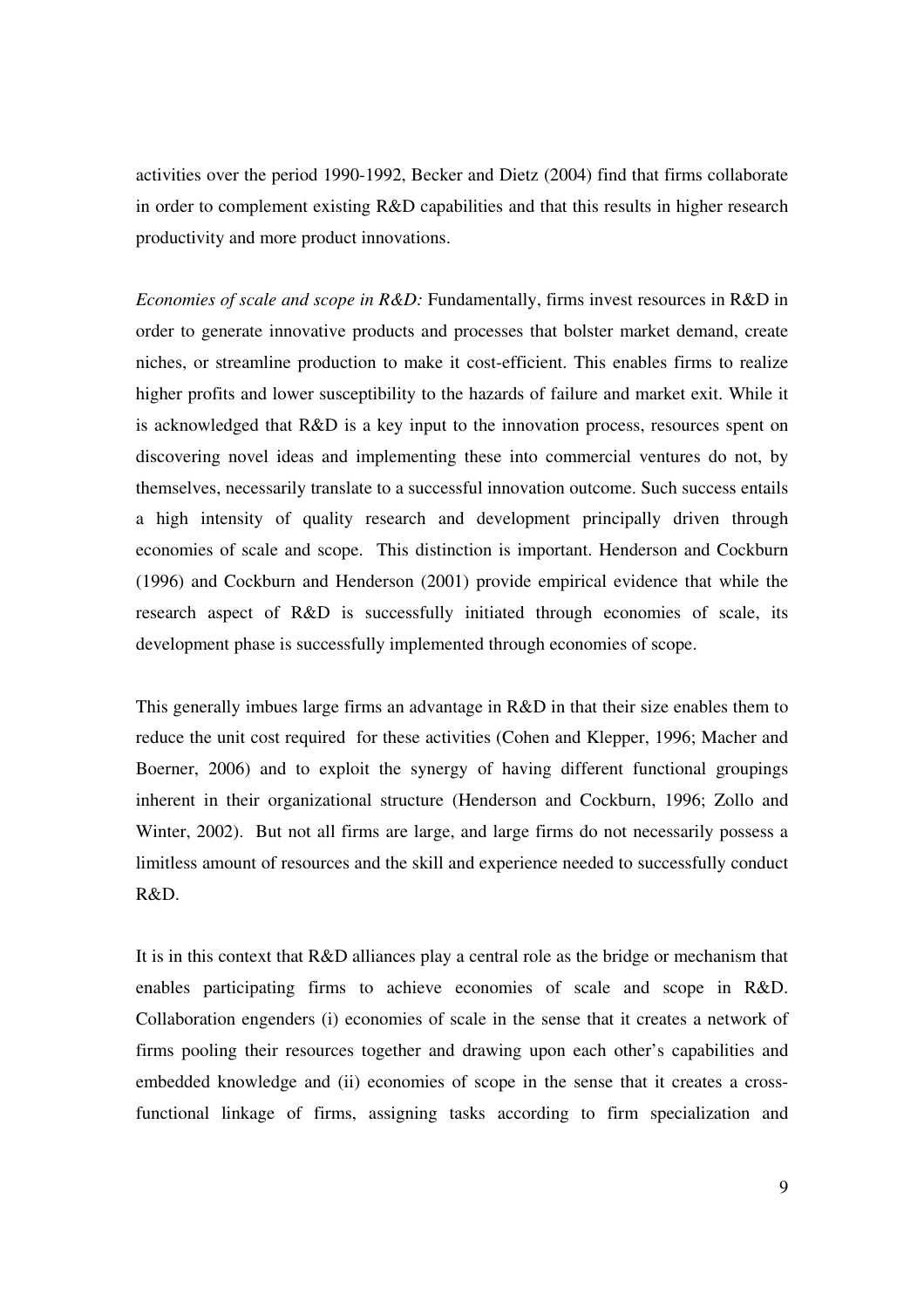activities over the period 1990-1992, Becker and Dietz (2004) find that firms collaborate in order to complement existing R&D capabilities and that this results in higher research productivity and more product innovations.

*Economies of scale and scope in R&D:* Fundamentally, firms invest resources in R&D in order to generate innovative products and processes that bolster market demand, create niches, or streamline production to make it cost-efficient. This enables firms to realize higher profits and lower susceptibility to the hazards of failure and market exit. While it is acknowledged that R&D is a key input to the innovation process, resources spent on discovering novel ideas and implementing these into commercial ventures do not, by themselves, necessarily translate to a successful innovation outcome. Such success entails a high intensity of quality research and development principally driven through economies of scale and scope. This distinction is important. Henderson and Cockburn (1996) and Cockburn and Henderson (2001) provide empirical evidence that while the research aspect of R&D is successfully initiated through economies of scale, its development phase is successfully implemented through economies of scope.

This generally imbues large firms an advantage in R&D in that their size enables them to reduce the unit cost required for these activities (Cohen and Klepper, 1996; Macher and Boerner, 2006) and to exploit the synergy of having different functional groupings inherent in their organizational structure (Henderson and Cockburn, 1996; Zollo and Winter, 2002). But not all firms are large, and large firms do not necessarily possess a limitless amount of resources and the skill and experience needed to successfully conduct R&D.

It is in this context that R&D alliances play a central role as the bridge or mechanism that enables participating firms to achieve economies of scale and scope in R&D. Collaboration engenders (i) economies of scale in the sense that it creates a network of firms pooling their resources together and drawing upon each other's capabilities and embedded knowledge and (ii) economies of scope in the sense that it creates a cross-functional linkage of firms, assigning tasks according to firm specialization and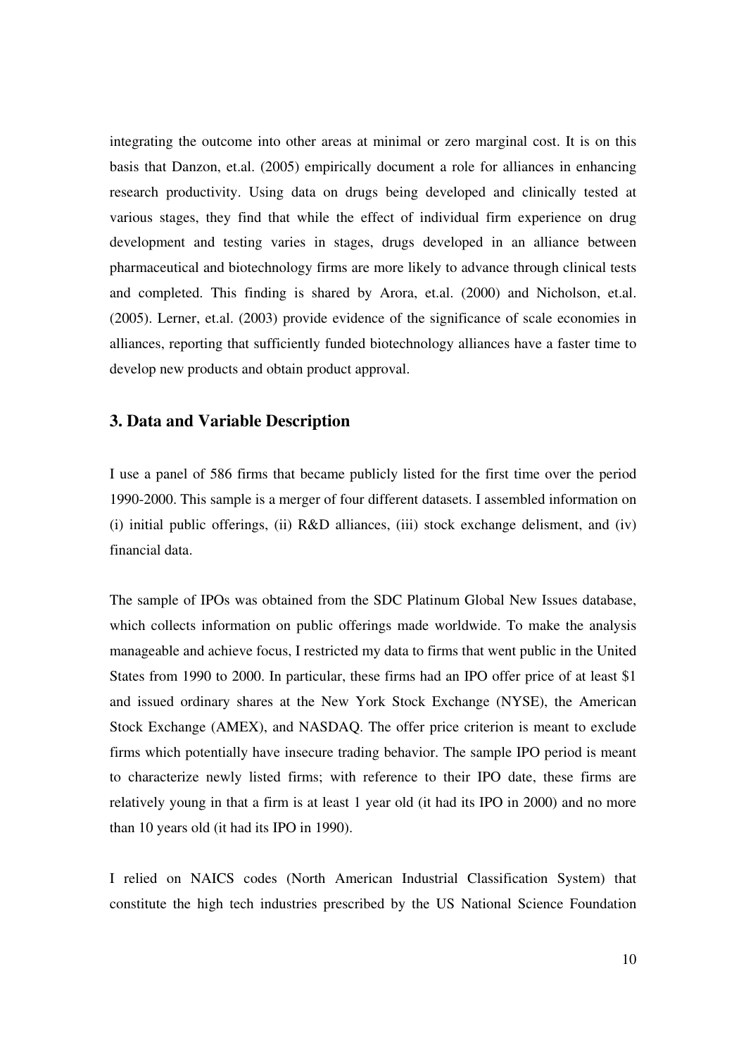integrating the outcome into other areas at minimal or zero marginal cost. It is on this basis that Danzon, et.al. (2005) empirically document a role for alliances in enhancing research productivity. Using data on drugs being developed and clinically tested at various stages, they find that while the effect of individual firm experience on drug development and testing varies in stages, drugs developed in an alliance between pharmaceutical and biotechnology firms are more likely to advance through clinical tests and completed. This finding is shared by Arora, et.al. (2000) and Nicholson, et.al. (2005). Lerner, et.al. (2003) provide evidence of the significance of scale economies in alliances, reporting that sufficiently funded biotechnology alliances have a faster time to develop new products and obtain product approval.

## 3. Data and Variable Description

I use a panel of 586 firms that became publicly listed for the first time over the period 1990-2000. This sample is a merger of four different datasets. I assembled information on (i) initial public offerings, (ii) R&D alliances, (iii) stock exchange delisment, and (iv) financial data.

The sample of IPOs was obtained from the SDC Platinum Global New Issues database, which collects information on public offerings made worldwide. To make the analysis manageable and achieve focus, I restricted my data to firms that went public in the United States from 1990 to 2000. In particular, these firms had an IPO offer price of at least $1 and issued ordinary shares at the New York Stock Exchange (NYSE), the American Stock Exchange (AMEX), and NASDAQ. The offer price criterion is meant to exclude firms which potentially have insecure trading behavior. The sample IPO period is meant to characterize newly listed firms; with reference to their IPO date, these firms are relatively young in that a firm is at least 1 year old (it had its IPO in 2000) and no more than 10 years old (it had its IPO in 1990).

I relied on NAICS codes (North American Industrial Classification System) that constitute the high tech industries prescribed by the US National Science Foundation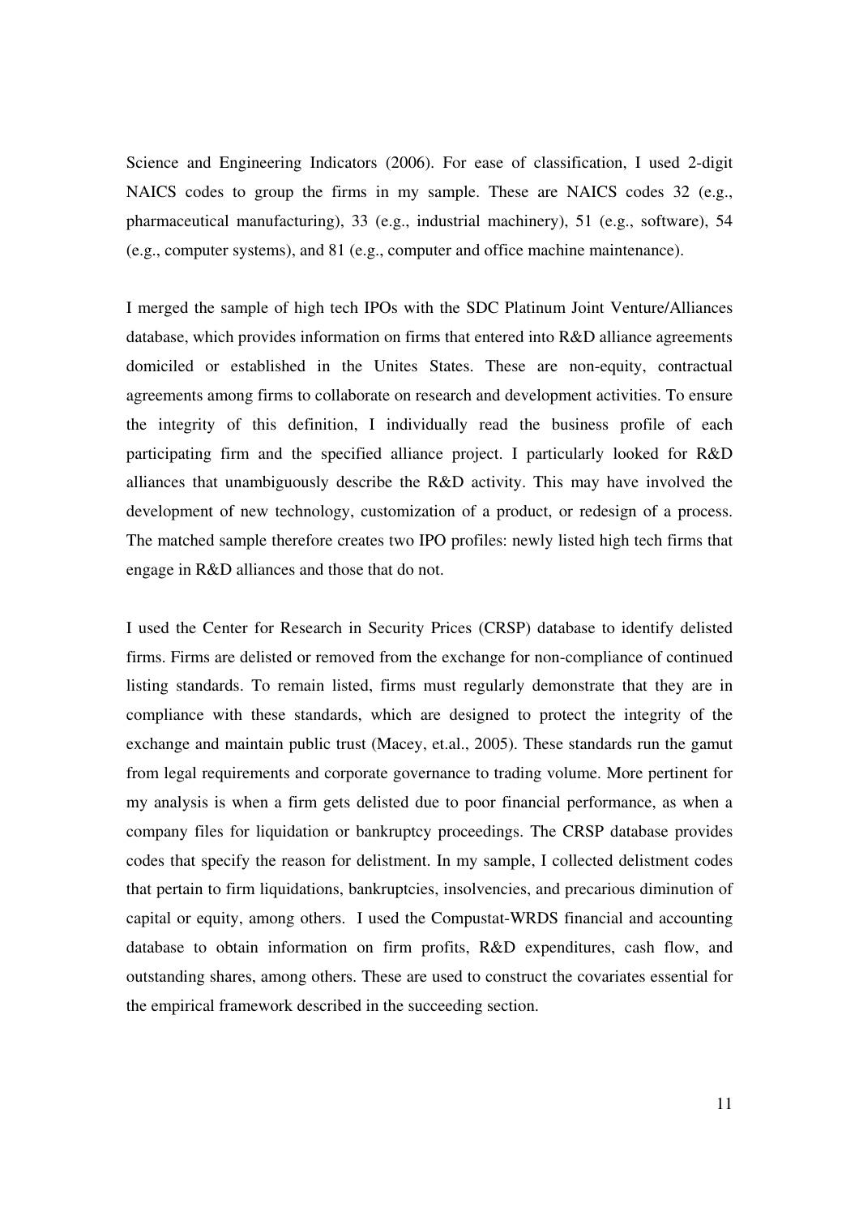Science and Engineering Indicators (2006). For ease of classification, I used 2-digit NAICS codes to group the firms in my sample. These are NAICS codes 32 (e.g., pharmaceutical manufacturing), 33 (e.g., industrial machinery), 51 (e.g., software), 54 (e.g., computer systems), and 81 (e.g., computer and office machine maintenance).

I merged the sample of high tech IPOs with the SDC Platinum Joint Venture/Alliances database, which provides information on firms that entered into R&D alliance agreements domiciled or established in the Unites States. These are non-equity, contractual agreements among firms to collaborate on research and development activities. To ensure the integrity of this definition, I individually read the business profile of each participating firm and the specified alliance project. I particularly looked for R&D alliances that unambiguously describe the R&D activity. This may have involved the development of new technology, customization of a product, or redesign of a process. The matched sample therefore creates two IPO profiles: newly listed high tech firms that engage in R&D alliances and those that do not.

I used the Center for Research in Security Prices (CRSP) database to identify delisted firms. Firms are delisted or removed from the exchange for non-compliance of continued listing standards. To remain listed, firms must regularly demonstrate that they are in compliance with these standards, which are designed to protect the integrity of the exchange and maintain public trust (Macey, et.al., 2005). These standards run the gamut from legal requirements and corporate governance to trading volume. More pertinent for my analysis is when a firm gets delisted due to poor financial performance, as when a company files for liquidation or bankruptcy proceedings. The CRSP database provides codes that specify the reason for delistment. In my sample, I collected delistment codes that pertain to firm liquidations, bankruptcies, insolvencies, and precarious diminution of capital or equity, among others. I used the Compustat-WRDS financial and accounting database to obtain information on firm profits, R&D expenditures, cash flow, and outstanding shares, among others. These are used to construct the covariates essential for the empirical framework described in the succeeding section.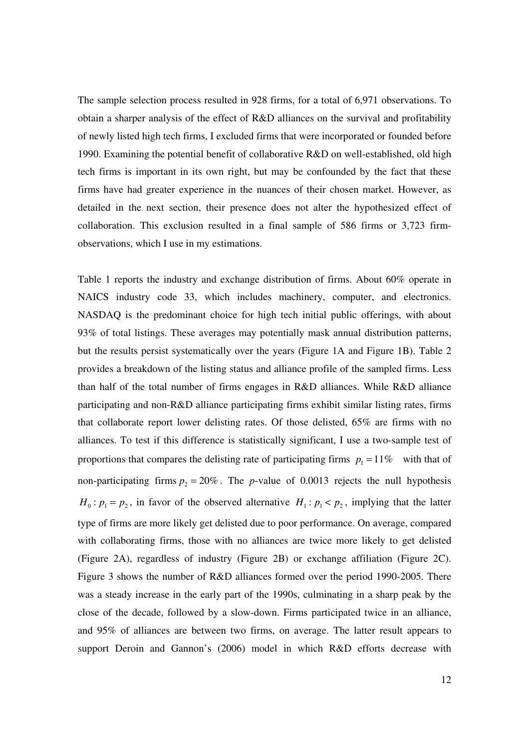The sample selection process resulted in 928 firms, for a total of 6,971 observations. To obtain a sharper analysis of the effect of R&D alliances on the survival and profitability of newly listed high tech firms, I excluded firms that were incorporated or founded before 1990. Examining the potential benefit of collaborative R&D on well-established, old high tech firms is important in its own right, but may be confounded by the fact that these firms have had greater experience in the nuances of their chosen market. However, as detailed in the next section, their presence does not alter the hypothesized effect of collaboration. This exclusion resulted in a final sample of 586 firms or 3,723 firm-observations, which I use in my estimations.

Table 1 reports the industry and exchange distribution of firms. About 60% operate in NAICS industry code 33, which includes machinery, computer, and electronics. NASDAQ is the predominant choice for high tech initial public offerings, with about 93% of total listings. These averages may potentially mask annual distribution patterns, but the results persist systematically over the years (Figure 1A and Figure 1B). Table 2 provides a breakdown of the listing status and alliance profile of the sampled firms. Less than half of the total number of firms engages in R&D alliances. While R&D alliance participating and non-R&D alliance participating firms exhibit similar listing rates, firms that collaborate report lower delisting rates. Of those delisted, 65% are firms with no alliances. To test if this difference is statistically significant, I use a two-sample test of proportions that compares the delisting rate of participating firms $p_1 = 11\%$ with that of non-participating firms $p_2 = 20\%$. The *p*-value of 0.0013 rejects the null hypothesis $H_0 : p_1 = p_2$, in favor of the observed alternative $H_1 : p_1 < p_2$, implying that the latter type of firms are more likely get delisted due to poor performance. On average, compared with collaborating firms, those with no alliances are twice more likely to get delisted (Figure 2A), regardless of industry (Figure 2B) or exchange affiliation (Figure 2C). Figure 3 shows the number of R&D alliances formed over the period 1990-2005. There was a steady increase in the early part of the 1990s, culminating in a sharp peak by the close of the decade, followed by a slow-down. Firms participated twice in an alliance, and 95% of alliances are between two firms, on average. The latter result appears to support Deroin and Gannon's (2006) model in which R&D efforts decrease with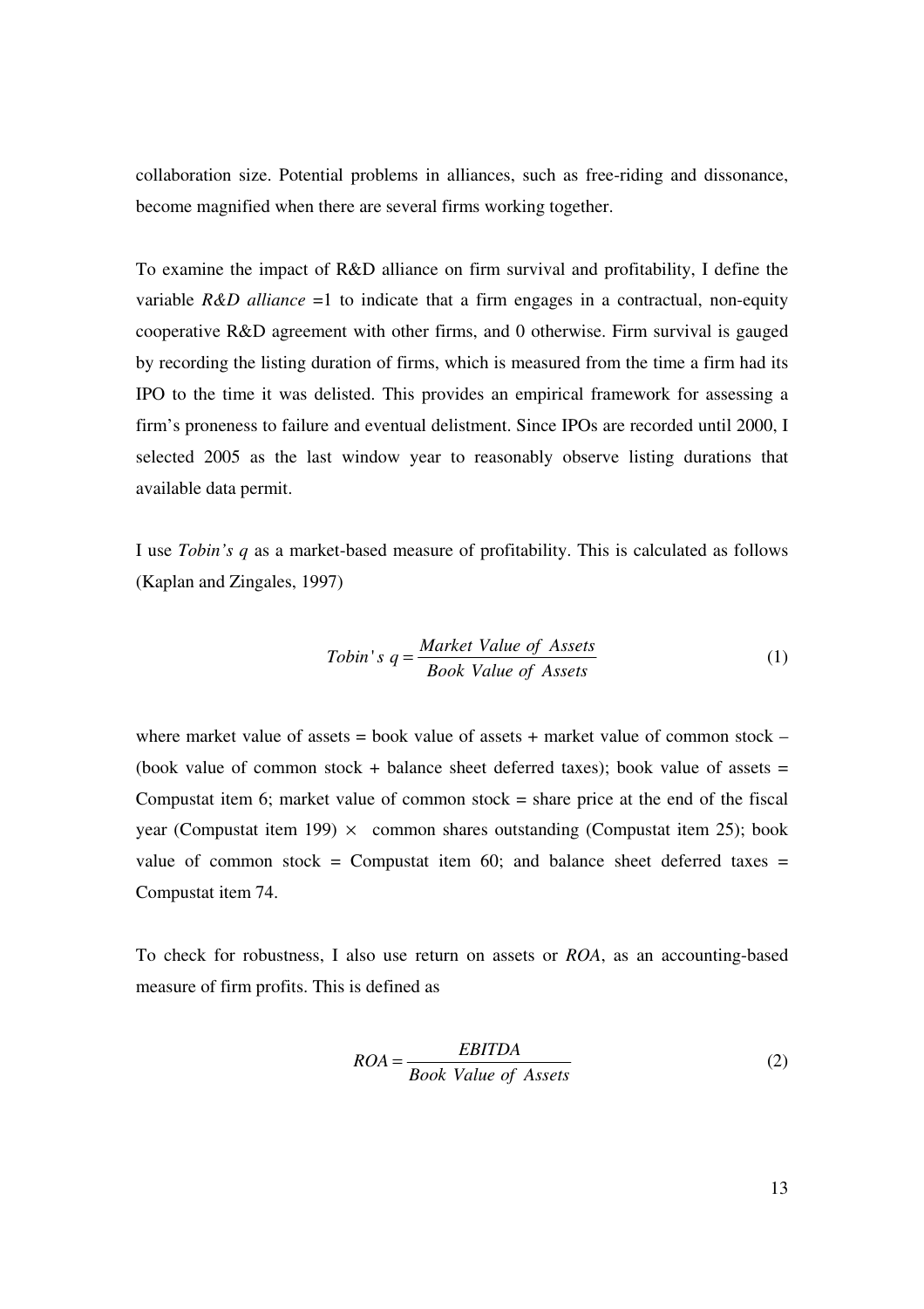collaboration size. Potential problems in alliances, such as free-riding and dissonance, become magnified when there are several firms working together.

To examine the impact of R&D alliance on firm survival and profitability, I define the variable *R&D alliance* =1 to indicate that a firm engages in a contractual, non-equity cooperative R&D agreement with other firms, and 0 otherwise. Firm survival is gauged by recording the listing duration of firms, which is measured from the time a firm had its IPO to the time it was delisted. This provides an empirical framework for assessing a firm's proneness to failure and eventual delistment. Since IPOs are recorded until 2000, I selected 2005 as the last window year to reasonably observe listing durations that available data permit.

I use *Tobin's q* as a market-based measure of profitability. This is calculated as follows (Kaplan and Zingales, 1997)

$$Tobin's\ q = \frac{Market\ Value\ of\ Assets}{Book\ Value\ of\ Assets} \tag{1}$$

where market value of assets = book value of assets + market value of common stock – (book value of common stock + balance sheet deferred taxes); book value of assets = Compustat item 6; market value of common stock = share price at the end of the fiscal year (Compustat item 199) $\times$ common shares outstanding (Compustat item 25); book value of common stock = Compustat item 60; and balance sheet deferred taxes = Compustat item 74.

To check for robustness, I also use return on assets or *ROA*, as an accounting-based measure of firm profits. This is defined as

$$ROA = \frac{EBITDA}{Book\ Value\ of\ Assets} \tag{2}$$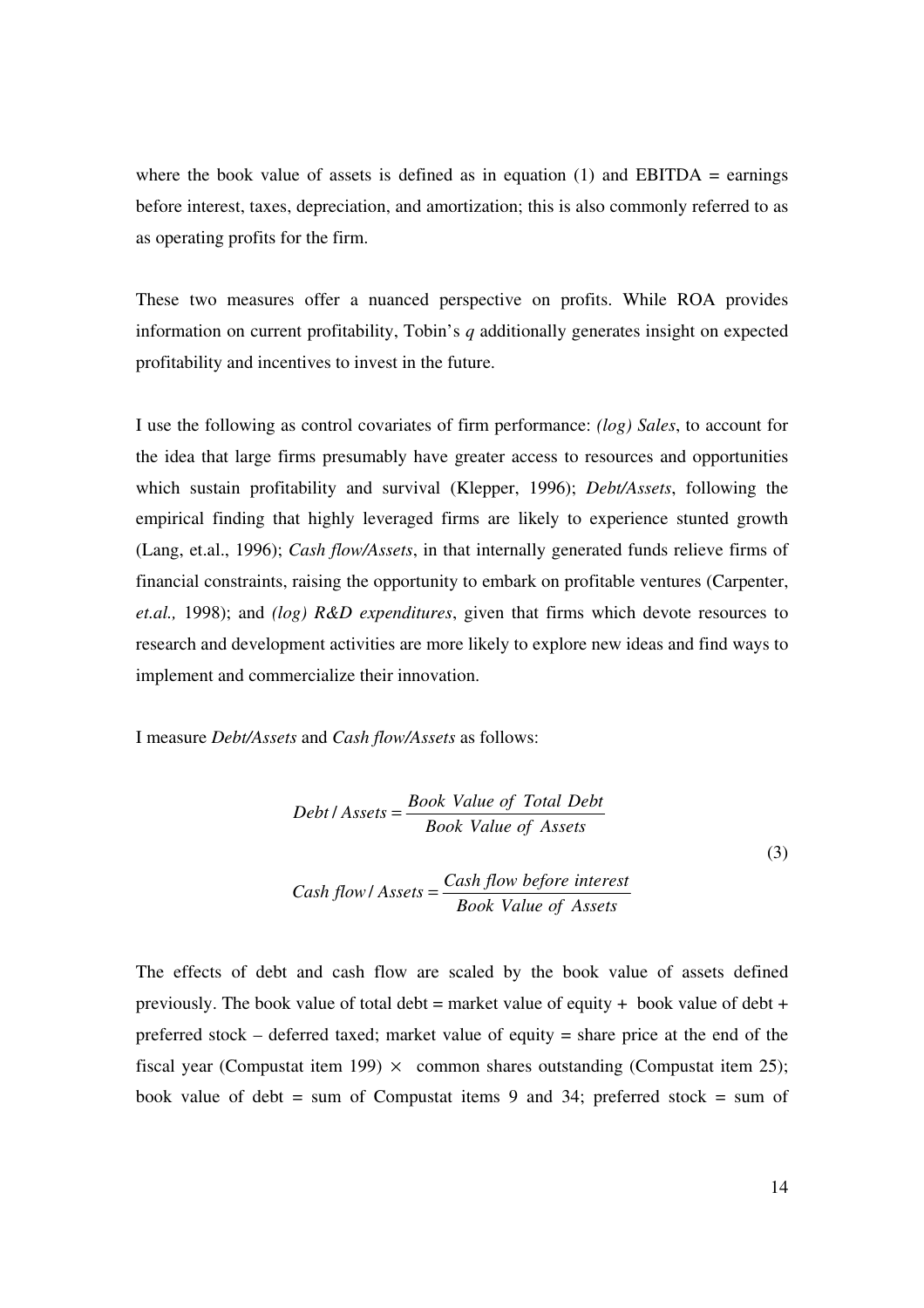where the book value of assets is defined as in equation (1) and EBITDA = earnings before interest, taxes, depreciation, and amortization; this is also commonly referred to as as operating profits for the firm.

These two measures offer a nuanced perspective on profits. While ROA provides information on current profitability, Tobin's $q$ additionally generates insight on expected profitability and incentives to invest in the future.

I use the following as control covariates of firm performance: *(log) Sales*, to account for the idea that large firms presumably have greater access to resources and opportunities which sustain profitability and survival (Klepper, 1996); *Debt/Assets*, following the empirical finding that highly leveraged firms are likely to experience stunted growth (Lang, et.al., 1996); *Cash flow/Assets*, in that internally generated funds relieve firms of financial constraints, raising the opportunity to embark on profitable ventures (Carpenter, *et.al.,* 1998); and *(log) R&D expenditures*, given that firms which devote resources to research and development activities are more likely to explore new ideas and find ways to implement and commercialize their innovation.

I measure *Debt/Assets* and *Cash flow/Assets* as follows:

$$Debt / Assets = \frac{Book\ Value\ of\ Total\ Debt}{Book\ Value\ of\ Assets}$$

$$Cash\ flow / Assets = \frac{Cash\ flow\ before\ interest}{Book\ Value\ of\ Assets} \tag{3}$$

The effects of debt and cash flow are scaled by the book value of assets defined previously. The book value of total debt = market value of equity + book value of debt + preferred stock – deferred taxed; market value of equity = share price at the end of the fiscal year (Compustat item 199) $\times$ common shares outstanding (Compustat item 25); book value of debt = sum of Compustat items 9 and 34; preferred stock = sum of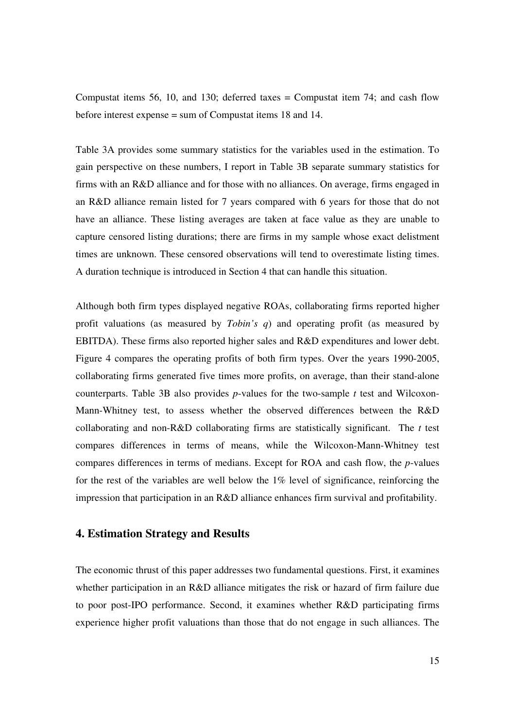Compustat items 56, 10, and 130; deferred taxes = Compustat item 74; and cash flow before interest expense = sum of Compustat items 18 and 14.

Table 3A provides some summary statistics for the variables used in the estimation. To gain perspective on these numbers, I report in Table 3B separate summary statistics for firms with an R&D alliance and for those with no alliances. On average, firms engaged in an R&D alliance remain listed for 7 years compared with 6 years for those that do not have an alliance. These listing averages are taken at face value as they are unable to capture censored listing durations; there are firms in my sample whose exact delistment times are unknown. These censored observations will tend to overestimate listing times. A duration technique is introduced in Section 4 that can handle this situation.

Although both firm types displayed negative ROAs, collaborating firms reported higher profit valuations (as measured by *Tobin's q*) and operating profit (as measured by EBITDA). These firms also reported higher sales and R&D expenditures and lower debt. Figure 4 compares the operating profits of both firm types. Over the years 1990-2005, collaborating firms generated five times more profits, on average, than their stand-alone counterparts. Table 3B also provides *p*-values for the two-sample *t* test and Wilcoxon-Mann-Whitney test, to assess whether the observed differences between the R&D collaborating and non-R&D collaborating firms are statistically significant. The *t* test compares differences in terms of means, while the Wilcoxon-Mann-Whitney test compares differences in terms of medians. Except for ROA and cash flow, the *p*-values for the rest of the variables are well below the 1% level of significance, reinforcing the impression that participation in an R&D alliance enhances firm survival and profitability.

## 4. Estimation Strategy and Results

The economic thrust of this paper addresses two fundamental questions. First, it examines whether participation in an R&D alliance mitigates the risk or hazard of firm failure due to poor post-IPO performance. Second, it examines whether R&D participating firms experience higher profit valuations than those that do not engage in such alliances. The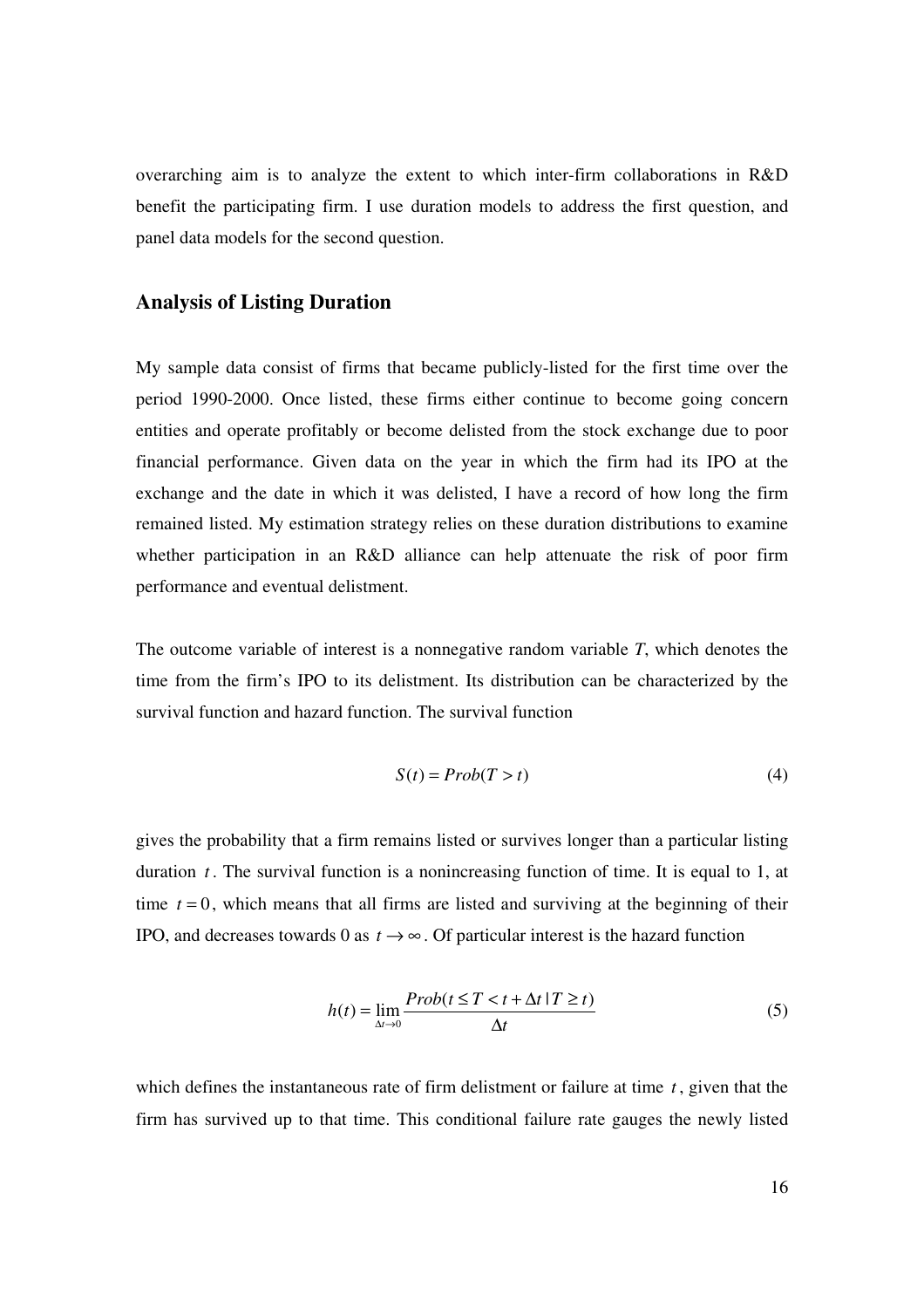overarching aim is to analyze the extent to which inter-firm collaborations in R&D benefit the participating firm. I use duration models to address the first question, and panel data models for the second question.

## Analysis of Listing Duration

My sample data consist of firms that became publicly-listed for the first time over the period 1990-2000. Once listed, these firms either continue to become going concern entities and operate profitably or become delisted from the stock exchange due to poor financial performance. Given data on the year in which the firm had its IPO at the exchange and the date in which it was delisted, I have a record of how long the firm remained listed. My estimation strategy relies on these duration distributions to examine whether participation in an R&D alliance can help attenuate the risk of poor firm performance and eventual delistment.

The outcome variable of interest is a nonnegative random variable *T*, which denotes the time from the firm's IPO to its delistment. Its distribution can be characterized by the survival function and hazard function. The survival function

$$S(t) = Prob(T > t) \tag{4}$$

gives the probability that a firm remains listed or survives longer than a particular listing duration $t$. The survival function is a nonincreasing function of time. It is equal to 1, at time $t = 0$, which means that all firms are listed and surviving at the beginning of their IPO, and decreases towards 0 as $t \to \infty$. Of particular interest is the hazard function

$$h(t) = \lim_{\Delta t \to 0} \frac{Prob(t \leq T < t + \Delta t \mid T \geq t)}{\Delta t} \tag{5}$$

which defines the instantaneous rate of firm delistment or failure at time $t$, given that the firm has survived up to that time. This conditional failure rate gauges the newly listed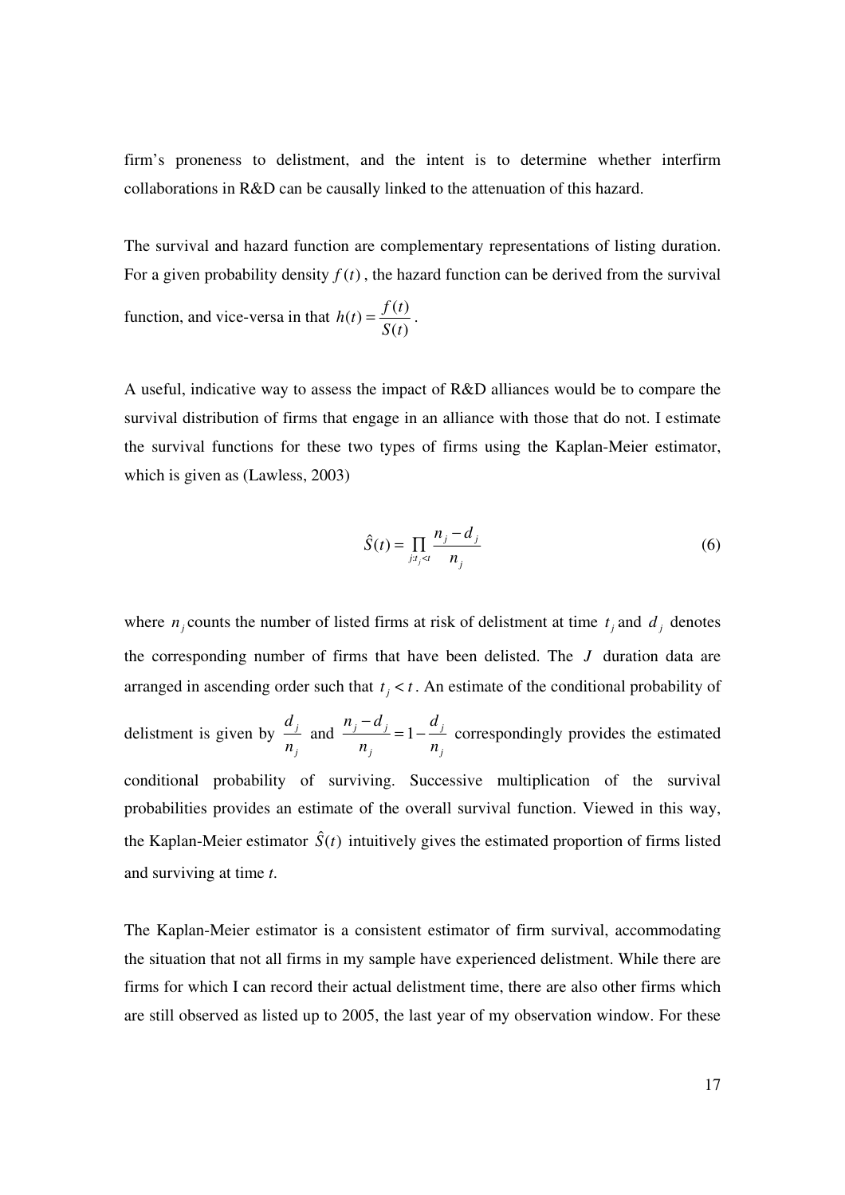firm's proneness to delistment, and the intent is to determine whether interfirm collaborations in R&D can be causally linked to the attenuation of this hazard.

The survival and hazard function are complementary representations of listing duration. For a given probability density $f(t)$, the hazard function can be derived from the survival function, and vice-versa in that $h(t) = \dfrac{f(t)}{S(t)}$.

A useful, indicative way to assess the impact of R&D alliances would be to compare the survival distribution of firms that engage in an alliance with those that do not. I estimate the survival functions for these two types of firms using the Kaplan-Meier estimator, which is given as (Lawless, 2003)

$$\hat{S}(t) = \prod_{j:t_j<t} \frac{n_j - d_j}{n_j} \tag{6}$$

where $n_j$ counts the number of listed firms at risk of delistment at time $t_j$ and $d_j$ denotes the corresponding number of firms that have been delisted. The $J$ duration data are arranged in ascending order such that $t_j < t$. An estimate of the conditional probability of delistment is given by $\dfrac{d_j}{n_j}$ and $\dfrac{n_j - d_j}{n_j} = 1 - \dfrac{d_j}{n_j}$ correspondingly provides the estimated conditional probability of surviving. Successive multiplication of the survival probabilities provides an estimate of the overall survival function. Viewed in this way, the Kaplan-Meier estimator $\hat{S}(t)$ intuitively gives the estimated proportion of firms listed and surviving at time *t*.

The Kaplan-Meier estimator is a consistent estimator of firm survival, accommodating the situation that not all firms in my sample have experienced delistment. While there are firms for which I can record their actual delistment time, there are also other firms which are still observed as listed up to 2005, the last year of my observation window. For these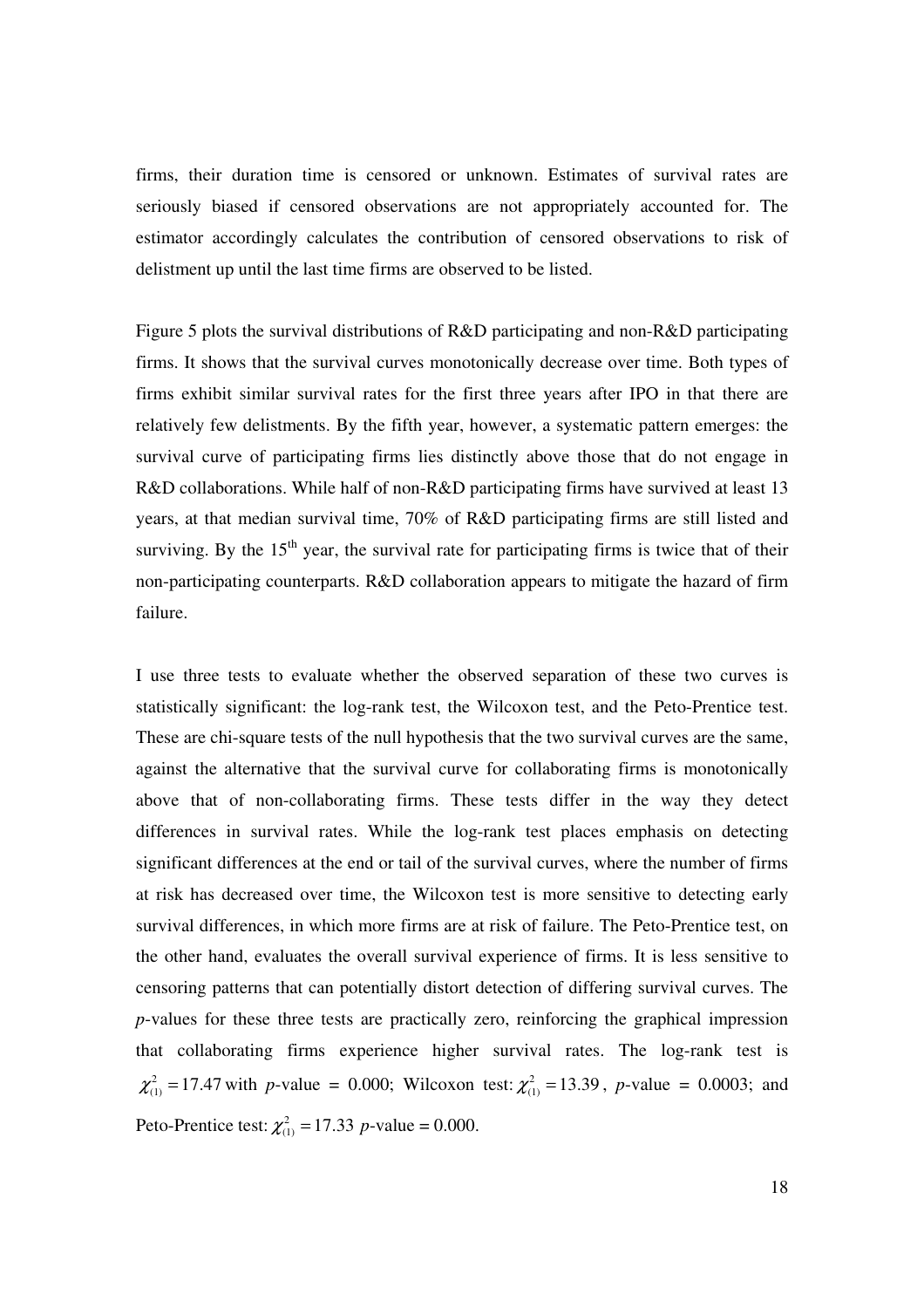firms, their duration time is censored or unknown. Estimates of survival rates are seriously biased if censored observations are not appropriately accounted for. The estimator accordingly calculates the contribution of censored observations to risk of delistment up until the last time firms are observed to be listed.

Figure 5 plots the survival distributions of R&D participating and non-R&D participating firms. It shows that the survival curves monotonically decrease over time. Both types of firms exhibit similar survival rates for the first three years after IPO in that there are relatively few delistments. By the fifth year, however, a systematic pattern emerges: the survival curve of participating firms lies distinctly above those that do not engage in R&D collaborations. While half of non-R&D participating firms have survived at least 13 years, at that median survival time, 70% of R&D participating firms are still listed and surviving. By the 15th year, the survival rate for participating firms is twice that of their non-participating counterparts. R&D collaboration appears to mitigate the hazard of firm failure.

I use three tests to evaluate whether the observed separation of these two curves is statistically significant: the log-rank test, the Wilcoxon test, and the Peto-Prentice test. These are chi-square tests of the null hypothesis that the two survival curves are the same, against the alternative that the survival curve for collaborating firms is monotonically above that of non-collaborating firms. These tests differ in the way they detect differences in survival rates. While the log-rank test places emphasis on detecting significant differences at the end or tail of the survival curves, where the number of firms at risk has decreased over time, the Wilcoxon test is more sensitive to detecting early survival differences, in which more firms are at risk of failure. The Peto-Prentice test, on the other hand, evaluates the overall survival experience of firms. It is less sensitive to censoring patterns that can potentially distort detection of differing survival curves. The *p*-values for these three tests are practically zero, reinforcing the graphical impression that collaborating firms experience higher survival rates. The log-rank test is $\chi^2_{(1)} = 17.47$ with *p*-value = 0.000; Wilcoxon test: $\chi^2_{(1)} = 13.39$, *p*-value = 0.0003; and Peto-Prentice test: $\chi^2_{(1)} = 17.33$ *p*-value = 0.000.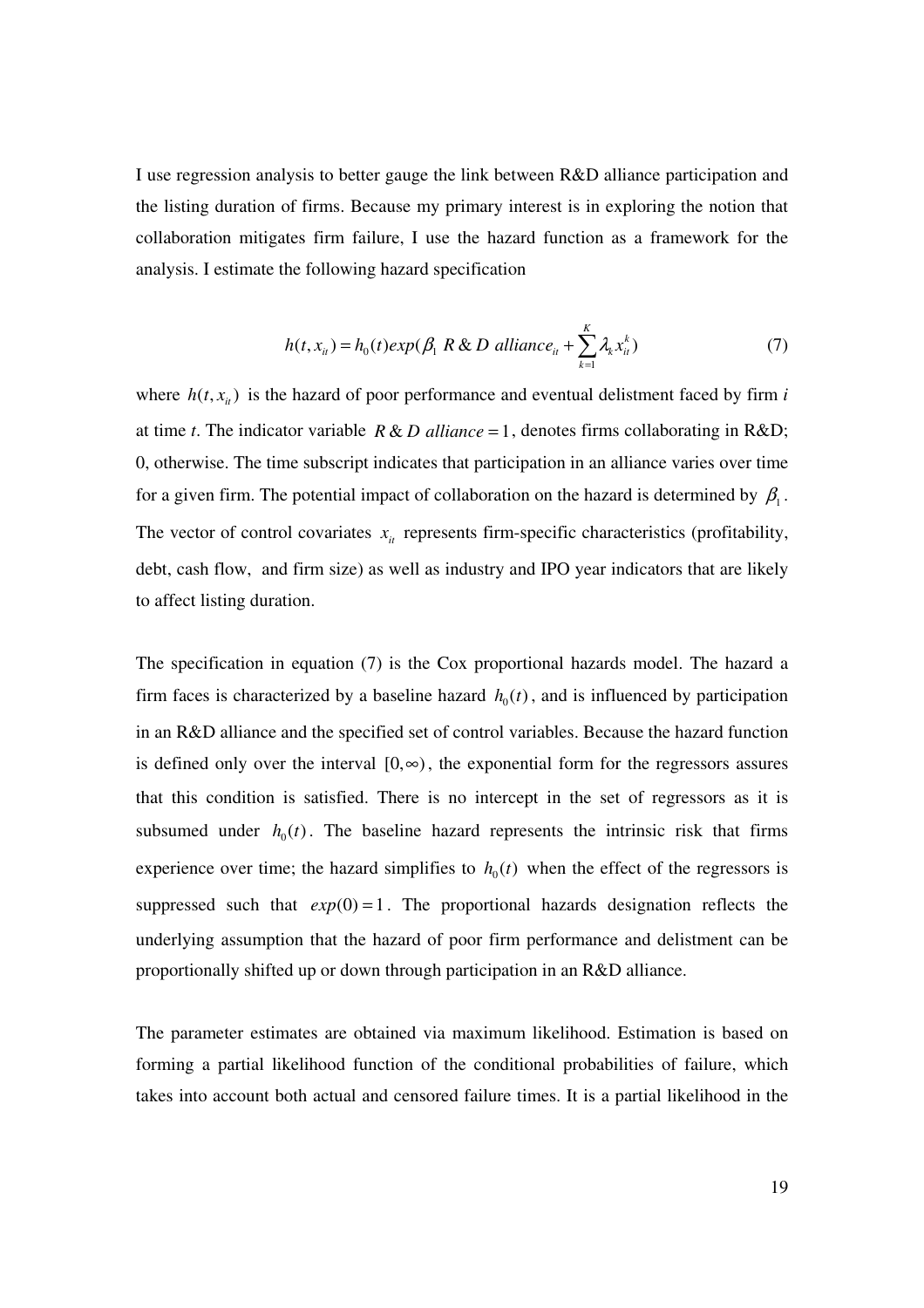I use regression analysis to better gauge the link between R&D alliance participation and the listing duration of firms. Because my primary interest is in exploring the notion that collaboration mitigates firm failure, I use the hazard function as a framework for the analysis. I estimate the following hazard specification

$$h(t, x_{it}) = h_0(t) exp(\beta_1 \ R \,\&\, D \ alliance_{it} + \sum_{k=1}^{K} \lambda_k x_{it}^k) \tag{7}$$

where $h(t, x_{it})$ is the hazard of poor performance and eventual delistment faced by firm $i$ at time $t$. The indicator variable $R \,\&\, D \ alliance = 1$, denotes firms collaborating in R&D; 0, otherwise. The time subscript indicates that participation in an alliance varies over time for a given firm. The potential impact of collaboration on the hazard is determined by $\beta_1$. The vector of control covariates $x_{it}$ represents firm-specific characteristics (profitability, debt, cash flow, and firm size) as well as industry and IPO year indicators that are likely to affect listing duration.

The specification in equation (7) is the Cox proportional hazards model. The hazard a firm faces is characterized by a baseline hazard $h_0(t)$, and is influenced by participation in an R&D alliance and the specified set of control variables. Because the hazard function is defined only over the interval $[0, \infty)$, the exponential form for the regressors assures that this condition is satisfied. There is no intercept in the set of regressors as it is subsumed under $h_0(t)$. The baseline hazard represents the intrinsic risk that firms experience over time; the hazard simplifies to $h_0(t)$ when the effect of the regressors is suppressed such that $exp(0) = 1$. The proportional hazards designation reflects the underlying assumption that the hazard of poor firm performance and delistment can be proportionally shifted up or down through participation in an R&D alliance.

The parameter estimates are obtained via maximum likelihood. Estimation is based on forming a partial likelihood function of the conditional probabilities of failure, which takes into account both actual and censored failure times. It is a partial likelihood in the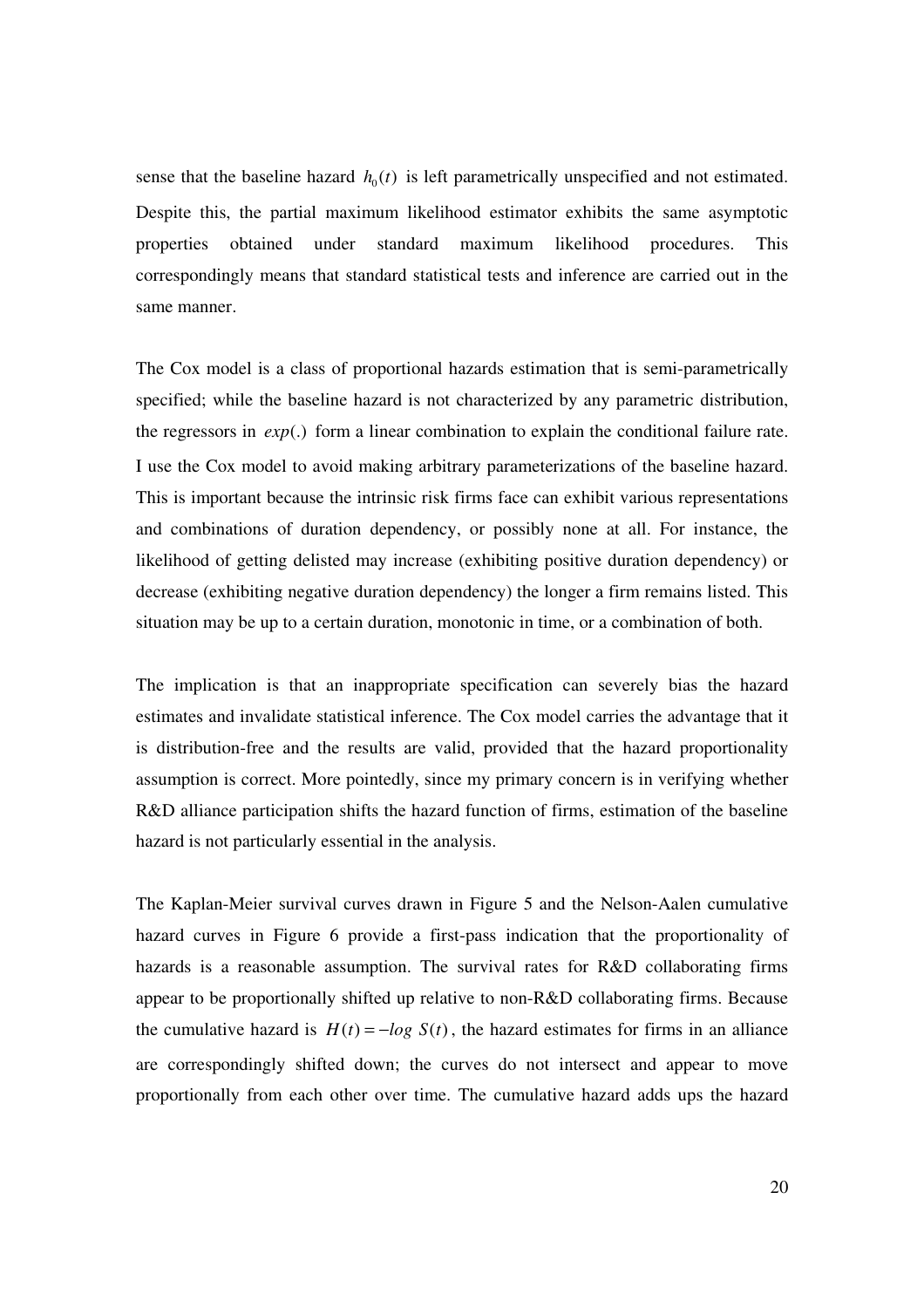sense that the baseline hazard $h_0(t)$ is left parametrically unspecified and not estimated. Despite this, the partial maximum likelihood estimator exhibits the same asymptotic properties obtained under standard maximum likelihood procedures. This correspondingly means that standard statistical tests and inference are carried out in the same manner.

The Cox model is a class of proportional hazards estimation that is semi-parametrically specified; while the baseline hazard is not characterized by any parametric distribution, the regressors in $exp(.)$ form a linear combination to explain the conditional failure rate. I use the Cox model to avoid making arbitrary parameterizations of the baseline hazard. This is important because the intrinsic risk firms face can exhibit various representations and combinations of duration dependency, or possibly none at all. For instance, the likelihood of getting delisted may increase (exhibiting positive duration dependency) or decrease (exhibiting negative duration dependency) the longer a firm remains listed. This situation may be up to a certain duration, monotonic in time, or a combination of both.

The implication is that an inappropriate specification can severely bias the hazard estimates and invalidate statistical inference. The Cox model carries the advantage that it is distribution-free and the results are valid, provided that the hazard proportionality assumption is correct. More pointedly, since my primary concern is in verifying whether R&D alliance participation shifts the hazard function of firms, estimation of the baseline hazard is not particularly essential in the analysis.

The Kaplan-Meier survival curves drawn in Figure 5 and the Nelson-Aalen cumulative hazard curves in Figure 6 provide a first-pass indication that the proportionality of hazards is a reasonable assumption. The survival rates for R&D collaborating firms appear to be proportionally shifted up relative to non-R&D collaborating firms. Because the cumulative hazard is $H(t) = -log\ S(t)$, the hazard estimates for firms in an alliance are correspondingly shifted down; the curves do not intersect and appear to move proportionally from each other over time. The cumulative hazard adds ups the hazard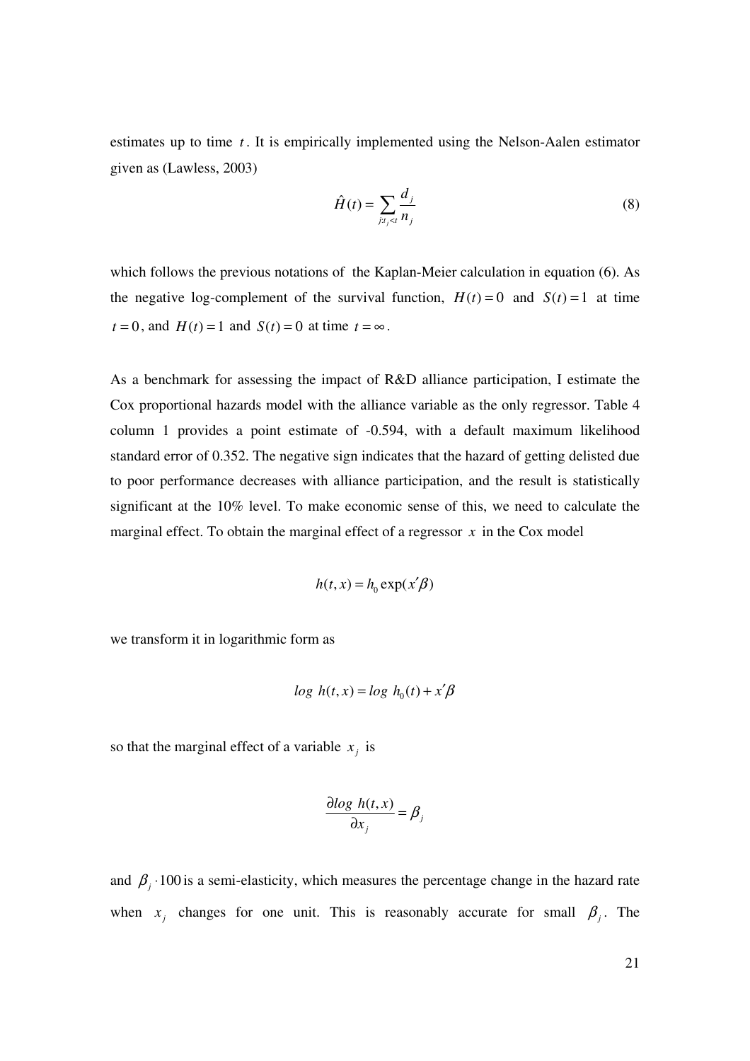estimates up to time $t$. It is empirically implemented using the Nelson-Aalen estimator given as (Lawless, 2003)

$$\hat{H}(t) = \sum_{j:t_j<t} \frac{d_j}{n_j} \tag{8}$$

which follows the previous notations of the Kaplan-Meier calculation in equation (6). As the negative log-complement of the survival function, $H(t) = 0$ and $S(t) = 1$ at time $t = 0$, and $H(t) = 1$ and $S(t) = 0$ at time $t = \infty$.

As a benchmark for assessing the impact of R&D alliance participation, I estimate the Cox proportional hazards model with the alliance variable as the only regressor. Table 4 column 1 provides a point estimate of -0.594, with a default maximum likelihood standard error of 0.352. The negative sign indicates that the hazard of getting delisted due to poor performance decreases with alliance participation, and the result is statistically significant at the 10% level. To make economic sense of this, we need to calculate the marginal effect. To obtain the marginal effect of a regressor $x$ in the Cox model

$$h(t, x) = h_0 \exp(x'\beta)$$

we transform it in logarithmic form as

$$\log\ h(t, x) = \log\ h_0(t) + x'\beta$$

so that the marginal effect of a variable $x_j$ is

$$\frac{\partial \log\ h(t, x)}{\partial x_j} = \beta_j$$

and $\beta_j \cdot 100$ is a semi-elasticity, which measures the percentage change in the hazard rate when $x_j$ changes for one unit. This is reasonably accurate for small $\beta_j$. The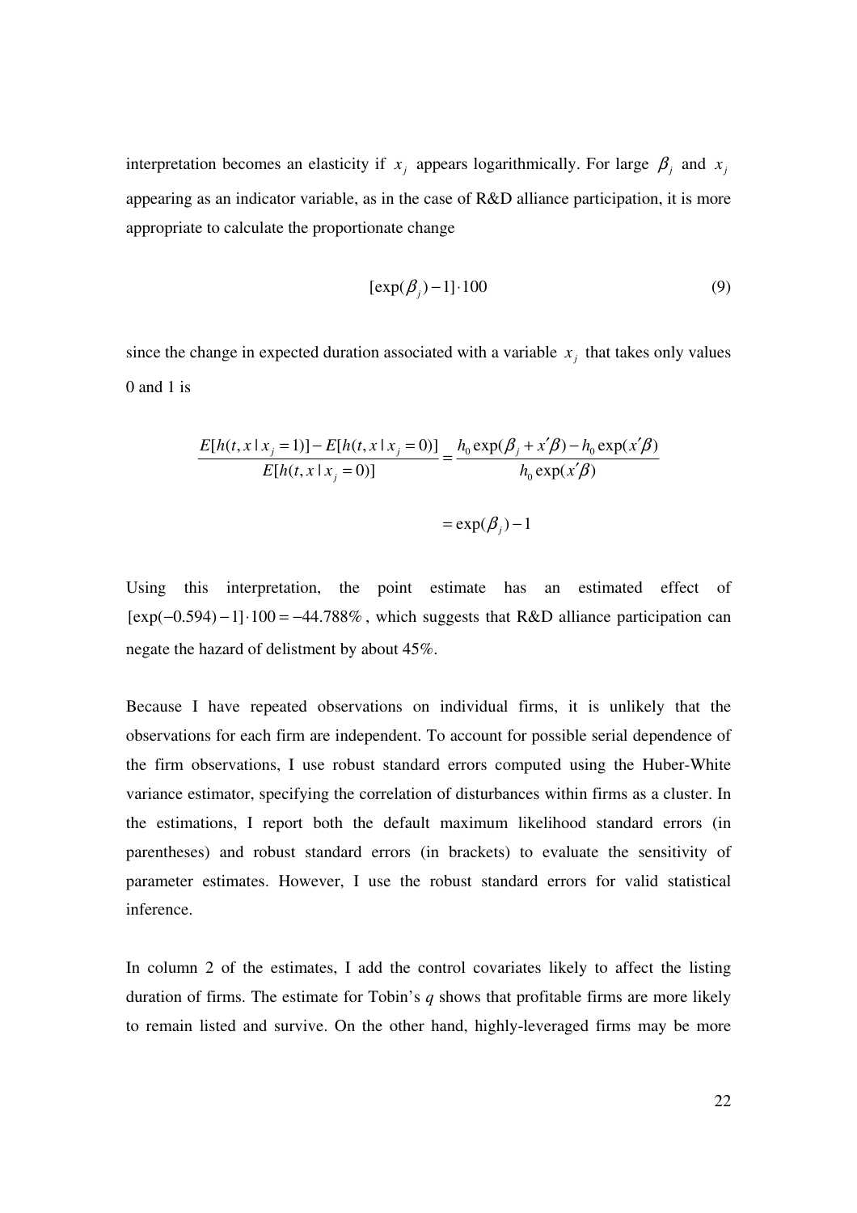interpretation becomes an elasticity if $x_j$ appears logarithmically. For large $\beta_j$ and $x_j$ appearing as an indicator variable, as in the case of R&D alliance participation, it is more appropriate to calculate the proportionate change

$$[\exp(\beta_j) - 1] \cdot 100 \tag{9}$$

since the change in expected duration associated with a variable $x_j$ that takes only values 0 and 1 is

$$\frac{E[h(t, x \mid x_j = 1)] - E[h(t, x \mid x_j = 0)]}{E[h(t, x \mid x_j = 0)]} = \frac{h_0 \exp(\beta_j + x'\beta) - h_0 \exp(x'\beta)}{h_0 \exp(x'\beta)}$$

$$= \exp(\beta_j) - 1$$

Using this interpretation, the point estimate has an estimated effect of $[\exp(-0.594) - 1] \cdot 100 = -44.788\%$, which suggests that R&D alliance participation can negate the hazard of delistment by about 45%.

Because I have repeated observations on individual firms, it is unlikely that the observations for each firm are independent. To account for possible serial dependence of the firm observations, I use robust standard errors computed using the Huber-White variance estimator, specifying the correlation of disturbances within firms as a cluster. In the estimations, I report both the default maximum likelihood standard errors (in parentheses) and robust standard errors (in brackets) to evaluate the sensitivity of parameter estimates. However, I use the robust standard errors for valid statistical inference.

In column 2 of the estimates, I add the control covariates likely to affect the listing duration of firms. The estimate for Tobin's *q* shows that profitable firms are more likely to remain listed and survive. On the other hand, highly-leveraged firms may be more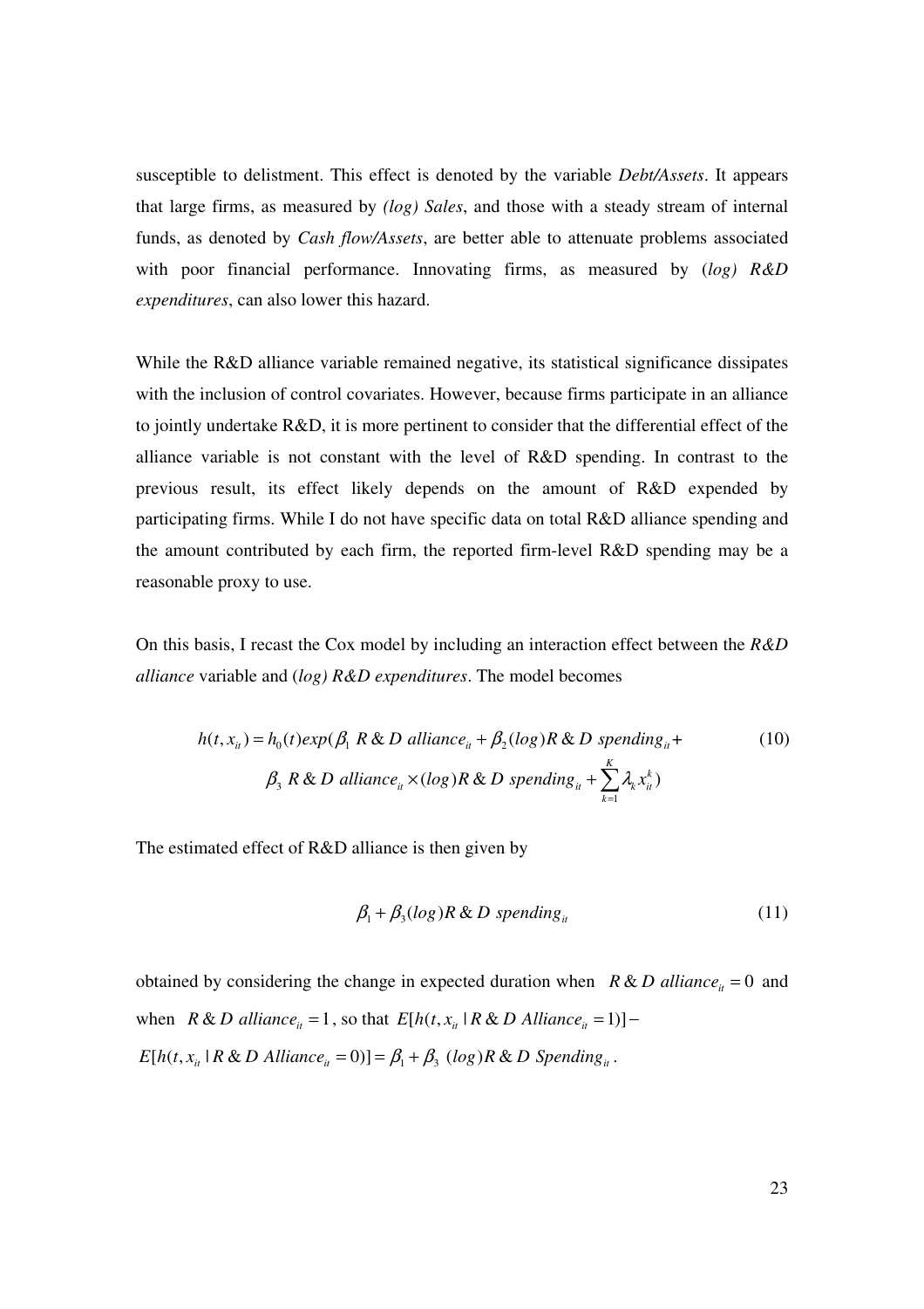susceptible to delistment. This effect is denoted by the variable *Debt/Assets*. It appears that large firms, as measured by *(log) Sales*, and those with a steady stream of internal funds, as denoted by *Cash flow/Assets*, are better able to attenuate problems associated with poor financial performance. Innovating firms, as measured by (*log) R&D expenditures*, can also lower this hazard.

While the R&D alliance variable remained negative, its statistical significance dissipates with the inclusion of control covariates. However, because firms participate in an alliance to jointly undertake R&D, it is more pertinent to consider that the differential effect of the alliance variable is not constant with the level of R&D spending. In contrast to the previous result, its effect likely depends on the amount of R&D expended by participating firms. While I do not have specific data on total R&D alliance spending and the amount contributed by each firm, the reported firm-level R&D spending may be a reasonable proxy to use.

On this basis, I recast the Cox model by including an interaction effect between the *R&D alliance* variable and (*log) R&D expenditures*. The model becomes

$$h(t, x_{it}) = h_0(t) exp(\beta_1 \; R \& D \; alliance_{it} + \beta_2 (log) R \& D \; spending_{it} + \beta_3 \; R \& D \; alliance_{it} \times (log) R \& D \; spending_{it} + \sum_{k=1}^{K} \lambda_k x_{it}^k) \tag{10}$$

The estimated effect of R&D alliance is then given by

$$\beta_1 + \beta_3 (log) R \& D \; spending_{it} \tag{11}$$

obtained by considering the change in expected duration when $R \& D \; alliance_{it} = 0$ and when $R \& D \; alliance_{it} = 1$, so that $E[h(t, x_{it} \mid R \& D \; Alliance_{it} = 1)] - E[h(t, x_{it} \mid R \& D \; Alliance_{it} = 0)] = \beta_1 + \beta_3 \; (log) R \& D \; Spending_{it}$.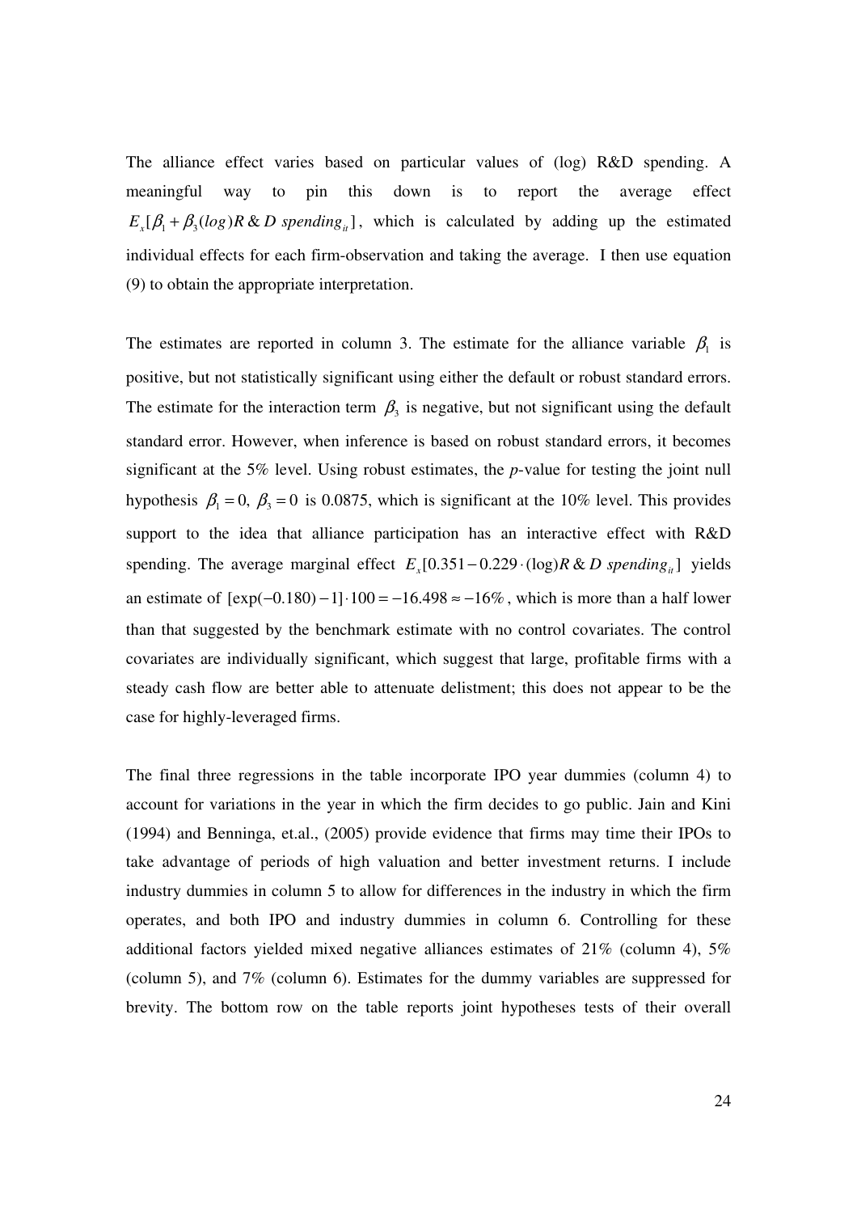The alliance effect varies based on particular values of (log) R&D spending. A meaningful way to pin this down is to report the average effect $E_x[\beta_1 + \beta_3 (log) R\&D\ spending_{it}]$, which is calculated by adding up the estimated individual effects for each firm-observation and taking the average. I then use equation (9) to obtain the appropriate interpretation.

The estimates are reported in column 3. The estimate for the alliance variable $\beta_1$ is positive, but not statistically significant using either the default or robust standard errors. The estimate for the interaction term $\beta_3$ is negative, but not significant using the default standard error. However, when inference is based on robust standard errors, it becomes significant at the 5% level. Using robust estimates, the *p*-value for testing the joint null hypothesis $\beta_1 = 0,\ \beta_3 = 0$ is 0.0875, which is significant at the 10% level. This provides support to the idea that alliance participation has an interactive effect with R&D spending. The average marginal effect $E_x[0.351 - 0.229 \cdot (\log) R\&D\ spending_{it}]$ yields an estimate of $[\exp(-0.180) - 1] \cdot 100 = -16.498 \approx -16\%$, which is more than a half lower than that suggested by the benchmark estimate with no control covariates. The control covariates are individually significant, which suggest that large, profitable firms with a steady cash flow are better able to attenuate delistment; this does not appear to be the case for highly-leveraged firms.

The final three regressions in the table incorporate IPO year dummies (column 4) to account for variations in the year in which the firm decides to go public. Jain and Kini (1994) and Benninga, et.al., (2005) provide evidence that firms may time their IPOs to take advantage of periods of high valuation and better investment returns. I include industry dummies in column 5 to allow for differences in the industry in which the firm operates, and both IPO and industry dummies in column 6. Controlling for these additional factors yielded mixed negative alliances estimates of 21% (column 4), 5% (column 5), and 7% (column 6). Estimates for the dummy variables are suppressed for brevity. The bottom row on the table reports joint hypotheses tests of their overall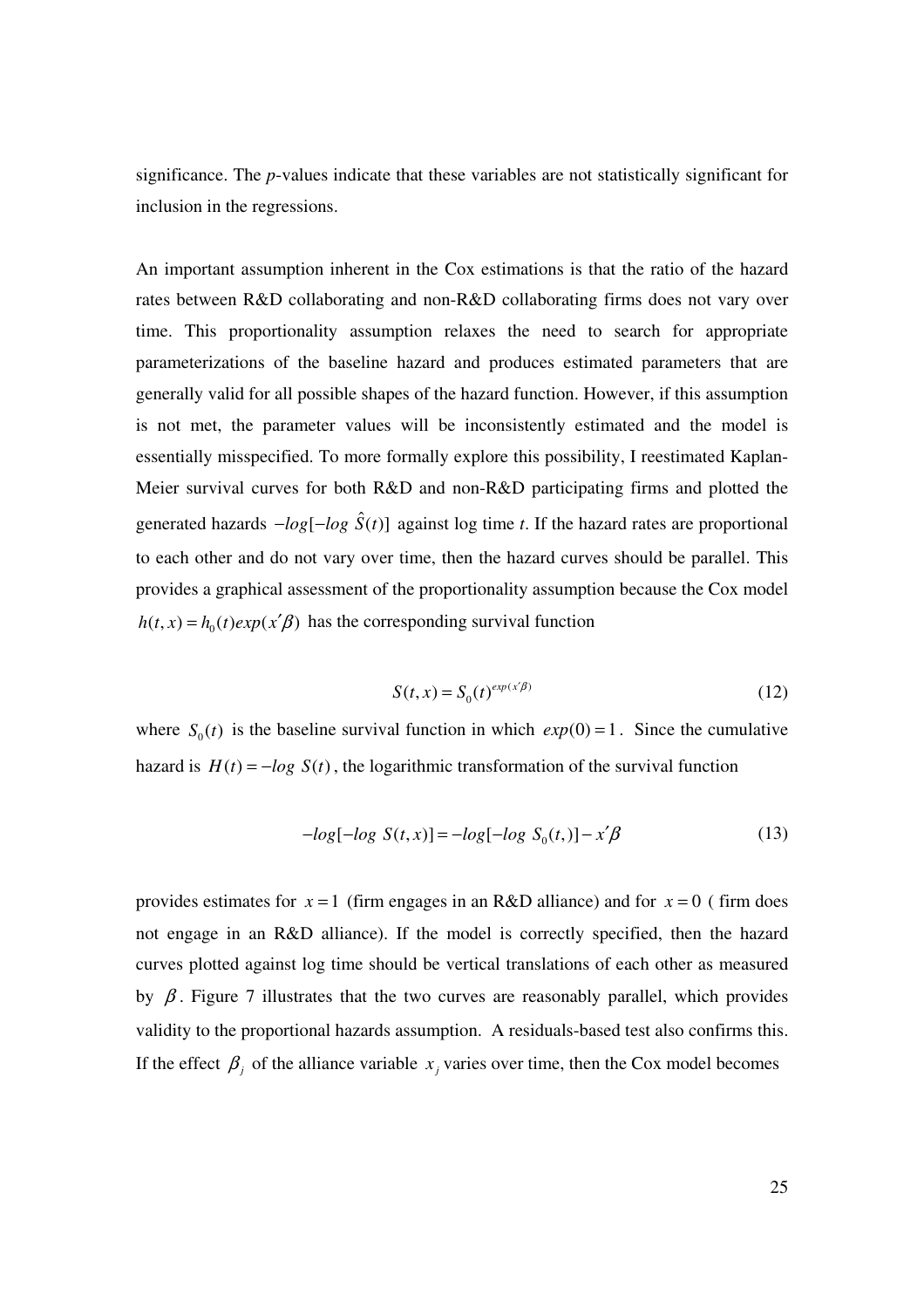significance. The *p*-values indicate that these variables are not statistically significant for inclusion in the regressions.

An important assumption inherent in the Cox estimations is that the ratio of the hazard rates between R&D collaborating and non-R&D collaborating firms does not vary over time. This proportionality assumption relaxes the need to search for appropriate parameterizations of the baseline hazard and produces estimated parameters that are generally valid for all possible shapes of the hazard function. However, if this assumption is not met, the parameter values will be inconsistently estimated and the model is essentially misspecified. To more formally explore this possibility, I reestimated Kaplan-Meier survival curves for both R&D and non-R&D participating firms and plotted the generated hazards $-log[-log\ \hat{S}(t)]$ against log time *t*. If the hazard rates are proportional to each other and do not vary over time, then the hazard curves should be parallel. This provides a graphical assessment of the proportionality assumption because the Cox model $h(t,x) = h_0(t)exp(x'\beta)$ has the corresponding survival function

$$S(t,x) = S_0(t)^{exp(x'\beta)} \tag{12}$$

where $S_0(t)$ is the baseline survival function in which $exp(0) = 1$. Since the cumulative hazard is $H(t) = -log\ S(t)$, the logarithmic transformation of the survival function

$$-log[-log\ S(t,x)] = -log[-log\ S_0(t,)] - x'\beta \tag{13}$$

provides estimates for $x = 1$ (firm engages in an R&D alliance) and for $x = 0$ ( firm does not engage in an R&D alliance). If the model is correctly specified, then the hazard curves plotted against log time should be vertical translations of each other as measured by $\beta$. Figure 7 illustrates that the two curves are reasonably parallel, which provides validity to the proportional hazards assumption. A residuals-based test also confirms this. If the effect $\beta_j$ of the alliance variable $x_j$ varies over time, then the Cox model becomes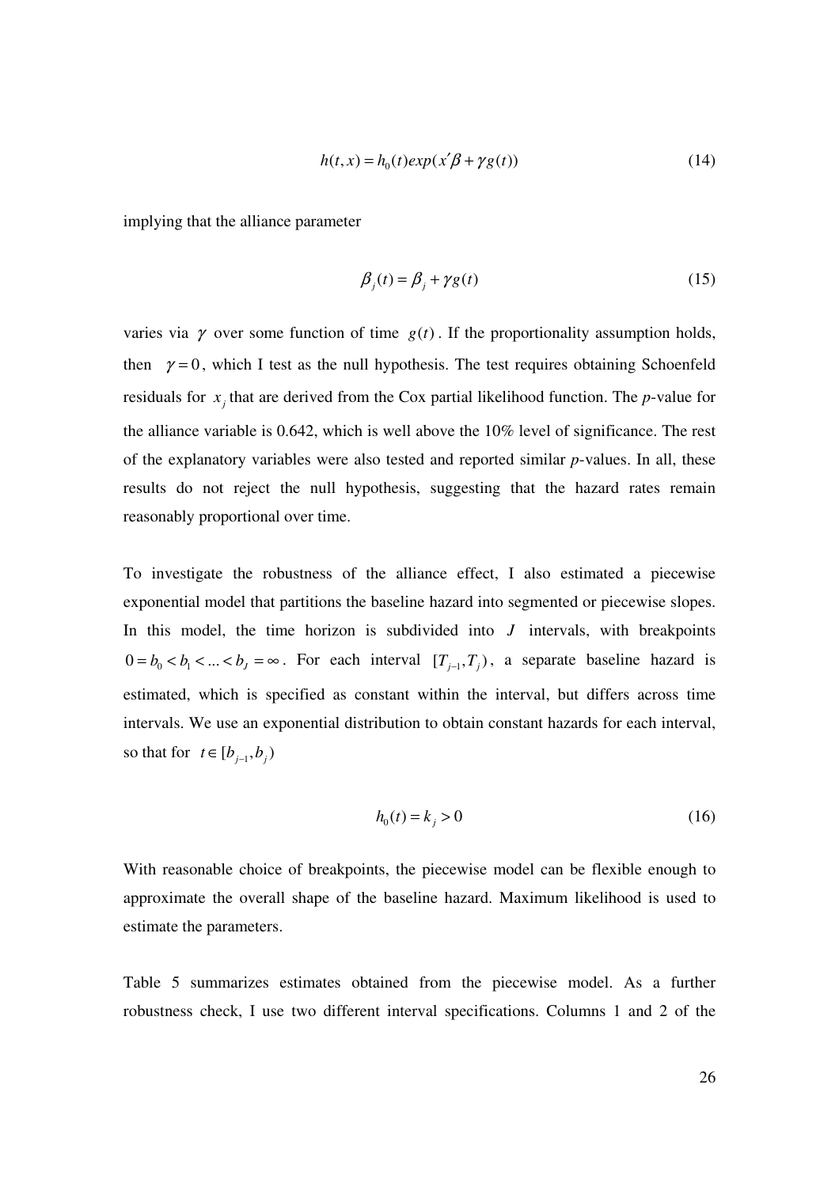$$h(t,x) = h_0(t)exp(x'\beta + \gamma g(t)) \tag{14}$$

implying that the alliance parameter

$$\beta_j(t) = \beta_j + \gamma g(t) \tag{15}$$

varies via $\gamma$ over some function of time $g(t)$. If the proportionality assumption holds, then $\gamma = 0$, which I test as the null hypothesis. The test requires obtaining Schoenfeld residuals for $x_j$ that are derived from the Cox partial likelihood function. The *p*-value for the alliance variable is 0.642, which is well above the 10% level of significance. The rest of the explanatory variables were also tested and reported similar *p*-values. In all, these results do not reject the null hypothesis, suggesting that the hazard rates remain reasonably proportional over time.

To investigate the robustness of the alliance effect, I also estimated a piecewise exponential model that partitions the baseline hazard into segmented or piecewise slopes. In this model, the time horizon is subdivided into $J$ intervals, with breakpoints $0 = b_0 < b_1 < ... < b_J = \infty$. For each interval $[T_{j-1}, T_j)$, a separate baseline hazard is estimated, which is specified as constant within the interval, but differs across time intervals. We use an exponential distribution to obtain constant hazards for each interval, so that for $t \in [b_{j-1}, b_j)$

$$h_0(t) = k_j > 0 \tag{16}$$

With reasonable choice of breakpoints, the piecewise model can be flexible enough to approximate the overall shape of the baseline hazard. Maximum likelihood is used to estimate the parameters.

Table 5 summarizes estimates obtained from the piecewise model. As a further robustness check, I use two different interval specifications. Columns 1 and 2 of the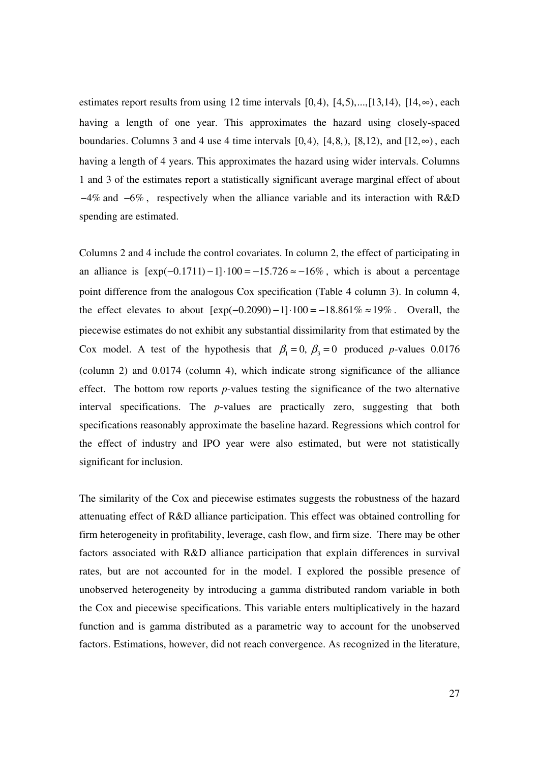estimates report results from using 12 time intervals $[0,4)$, $[4,5),...,[13,14)$, $[14,\infty)$, each having a length of one year. This approximates the hazard using closely-spaced boundaries. Columns 3 and 4 use 4 time intervals $[0,4)$, $[4,8,)$, $[8,12)$, and $[12,\infty)$, each having a length of 4 years. This approximates the hazard using wider intervals. Columns 1 and 3 of the estimates report a statistically significant average marginal effect of about $-4\%$ and $-6\%$, respectively when the alliance variable and its interaction with R&D spending are estimated.

Columns 2 and 4 include the control covariates. In column 2, the effect of participating in an alliance is $[\exp(-0.1711)-1]\cdot 100 = -15.726 \approx -16\%$, which is about a percentage point difference from the analogous Cox specification (Table 4 column 3). In column 4, the effect elevates to about $[\exp(-0.2090)-1]\cdot 100 = -18.861\% \approx 19\%$. Overall, the piecewise estimates do not exhibit any substantial dissimilarity from that estimated by the Cox model. A test of the hypothesis that $\beta_1 = 0,\ \beta_3 = 0$ produced *p*-values 0.0176 (column 2) and 0.0174 (column 4), which indicate strong significance of the alliance effect. The bottom row reports *p*-values testing the significance of the two alternative interval specifications. The *p*-values are practically zero, suggesting that both specifications reasonably approximate the baseline hazard. Regressions which control for the effect of industry and IPO year were also estimated, but were not statistically significant for inclusion.

The similarity of the Cox and piecewise estimates suggests the robustness of the hazard attenuating effect of R&D alliance participation. This effect was obtained controlling for firm heterogeneity in profitability, leverage, cash flow, and firm size. There may be other factors associated with R&D alliance participation that explain differences in survival rates, but are not accounted for in the model. I explored the possible presence of unobserved heterogeneity by introducing a gamma distributed random variable in both the Cox and piecewise specifications. This variable enters multiplicatively in the hazard function and is gamma distributed as a parametric way to account for the unobserved factors. Estimations, however, did not reach convergence. As recognized in the literature,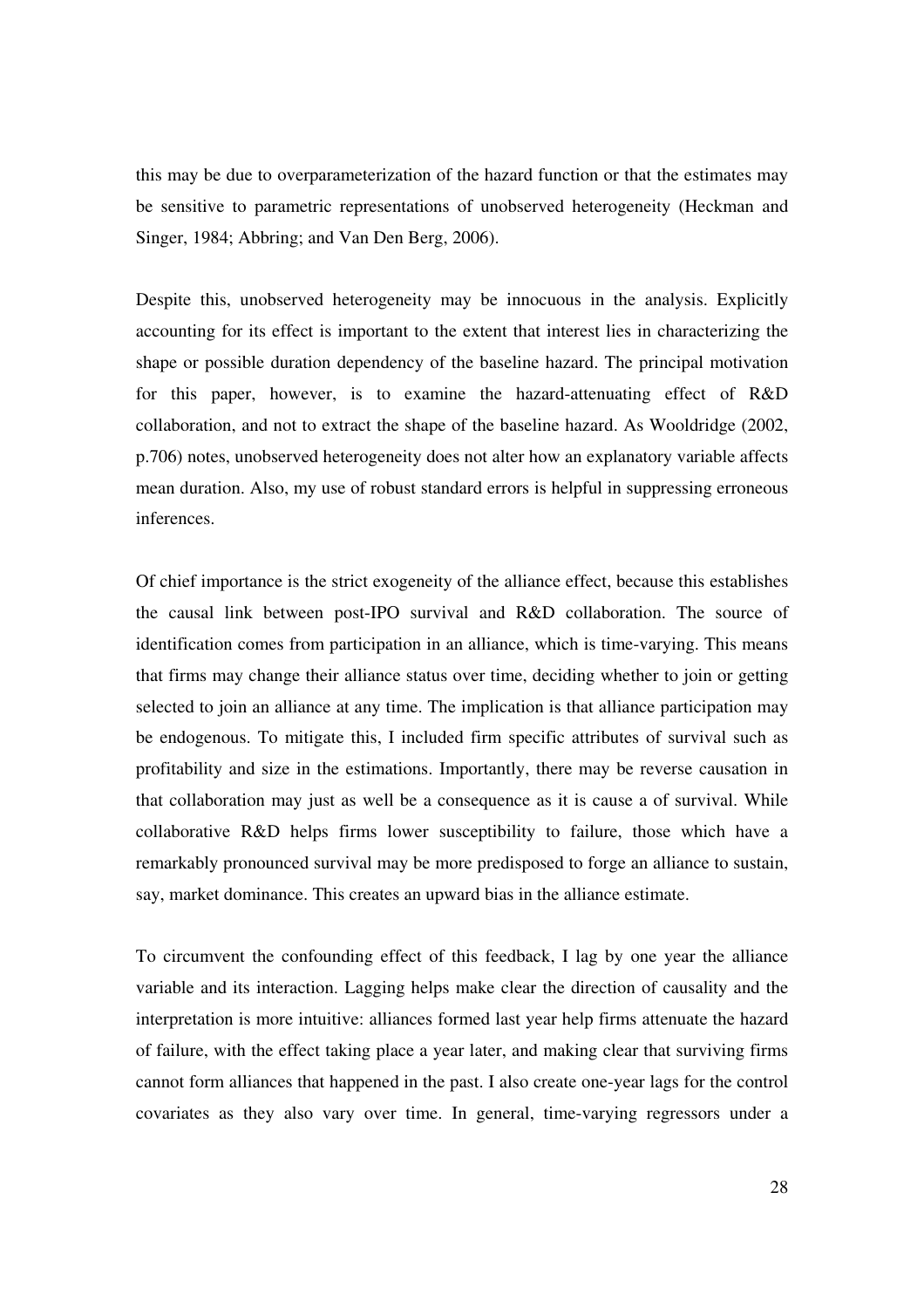this may be due to overparameterization of the hazard function or that the estimates may be sensitive to parametric representations of unobserved heterogeneity (Heckman and Singer, 1984; Abbring; and Van Den Berg, 2006).

Despite this, unobserved heterogeneity may be innocuous in the analysis. Explicitly accounting for its effect is important to the extent that interest lies in characterizing the shape or possible duration dependency of the baseline hazard. The principal motivation for this paper, however, is to examine the hazard-attenuating effect of R&D collaboration, and not to extract the shape of the baseline hazard. As Wooldridge (2002, p.706) notes, unobserved heterogeneity does not alter how an explanatory variable affects mean duration. Also, my use of robust standard errors is helpful in suppressing erroneous inferences.

Of chief importance is the strict exogeneity of the alliance effect, because this establishes the causal link between post-IPO survival and R&D collaboration. The source of identification comes from participation in an alliance, which is time-varying. This means that firms may change their alliance status over time, deciding whether to join or getting selected to join an alliance at any time. The implication is that alliance participation may be endogenous. To mitigate this, I included firm specific attributes of survival such as profitability and size in the estimations. Importantly, there may be reverse causation in that collaboration may just as well be a consequence as it is cause a of survival. While collaborative R&D helps firms lower susceptibility to failure, those which have a remarkably pronounced survival may be more predisposed to forge an alliance to sustain, say, market dominance. This creates an upward bias in the alliance estimate.

To circumvent the confounding effect of this feedback, I lag by one year the alliance variable and its interaction. Lagging helps make clear the direction of causality and the interpretation is more intuitive: alliances formed last year help firms attenuate the hazard of failure, with the effect taking place a year later, and making clear that surviving firms cannot form alliances that happened in the past. I also create one-year lags for the control covariates as they also vary over time. In general, time-varying regressors under a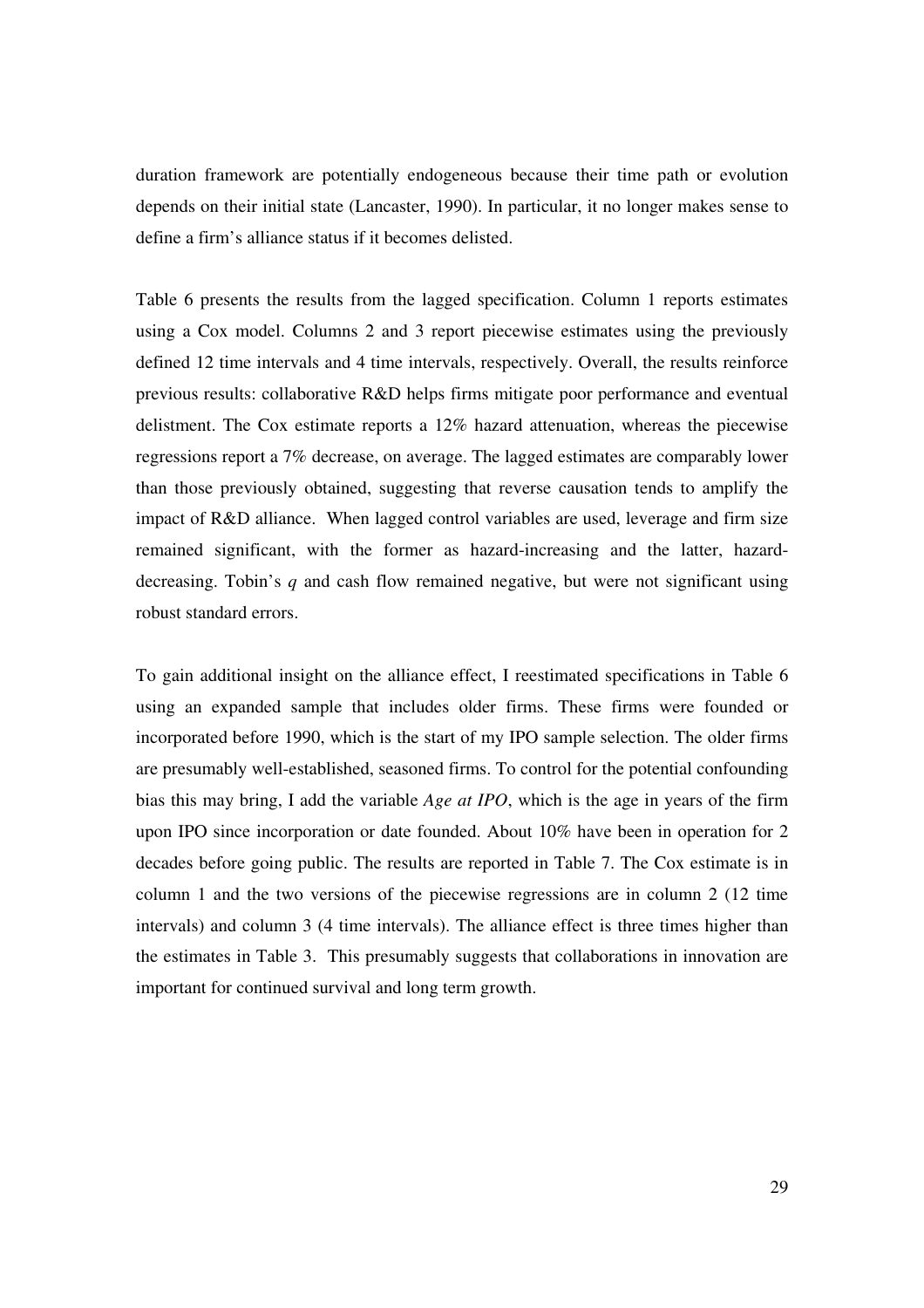duration framework are potentially endogeneous because their time path or evolution depends on their initial state (Lancaster, 1990). In particular, it no longer makes sense to define a firm's alliance status if it becomes delisted.

Table 6 presents the results from the lagged specification. Column 1 reports estimates using a Cox model. Columns 2 and 3 report piecewise estimates using the previously defined 12 time intervals and 4 time intervals, respectively. Overall, the results reinforce previous results: collaborative R&D helps firms mitigate poor performance and eventual delistment. The Cox estimate reports a 12% hazard attenuation, whereas the piecewise regressions report a 7% decrease, on average. The lagged estimates are comparably lower than those previously obtained, suggesting that reverse causation tends to amplify the impact of R&D alliance. When lagged control variables are used, leverage and firm size remained significant, with the former as hazard-increasing and the latter, hazard-decreasing. Tobin's $q$ and cash flow remained negative, but were not significant using robust standard errors.

To gain additional insight on the alliance effect, I reestimated specifications in Table 6 using an expanded sample that includes older firms. These firms were founded or incorporated before 1990, which is the start of my IPO sample selection. The older firms are presumably well-established, seasoned firms. To control for the potential confounding bias this may bring, I add the variable *Age at IPO*, which is the age in years of the firm upon IPO since incorporation or date founded. About 10% have been in operation for 2 decades before going public. The results are reported in Table 7. The Cox estimate is in column 1 and the two versions of the piecewise regressions are in column 2 (12 time intervals) and column 3 (4 time intervals). The alliance effect is three times higher than the estimates in Table 3. This presumably suggests that collaborations in innovation are important for continued survival and long term growth.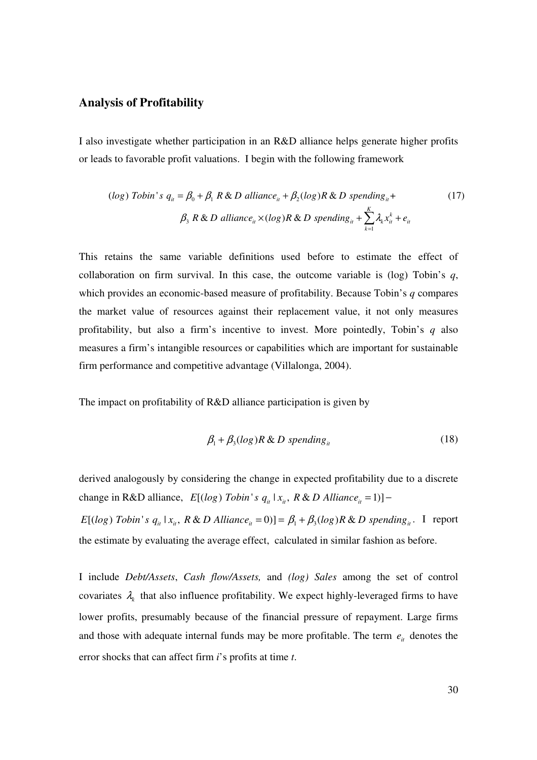## Analysis of Profitability

I also investigate whether participation in an R&D alliance helps generate higher profits or leads to favorable profit valuations. I begin with the following framework

$$(log)\ Tobin's\ q_{it} = \beta_0 + \beta_1\ R\&D\ alliance_{it} + \beta_2 (log) R\&D\ spending_{it} + \beta_3\ R\&D\ alliance_{it} \times (log) R\&D\ spending_{it} + \sum_{k=1}^{K} \lambda_k x_{it}^k + e_{it} \tag{17}$$

This retains the same variable definitions used before to estimate the effect of collaboration on firm survival. In this case, the outcome variable is (log) Tobin's *q*, which provides an economic-based measure of profitability. Because Tobin's *q* compares the market value of resources against their replacement value, it not only measures profitability, but also a firm's incentive to invest. More pointedly, Tobin's *q* also measures a firm's intangible resources or capabilities which are important for sustainable firm performance and competitive advantage (Villalonga, 2004).

The impact on profitability of R&D alliance participation is given by

$$\beta_1 + \beta_3 (log) R\&D\ spending_{it} \tag{18}$$

derived analogously by considering the change in expected profitability due to a discrete change in R&D alliance, $E[(log)\ Tobin's\ q_{it} \mid x_{it},\ R\&D\ Alliance_{it} = 1)] - E[(log)\ Tobin's\ q_{it} \mid x_{it},\ R\&D\ Alliance_{it} = 0)] = \beta_1 + \beta_3 (log) R\&D\ spending_{it}$. I report the estimate by evaluating the average effect, calculated in similar fashion as before.

I include *Debt/Assets*, *Cash flow/Assets,* and *(log) Sales* among the set of control covariates $\lambda_k$ that also influence profitability. We expect highly-leveraged firms to have lower profits, presumably because of the financial pressure of repayment. Large firms and those with adequate internal funds may be more profitable. The term $e_{it}$ denotes the error shocks that can affect firm *i*'s profits at time *t*.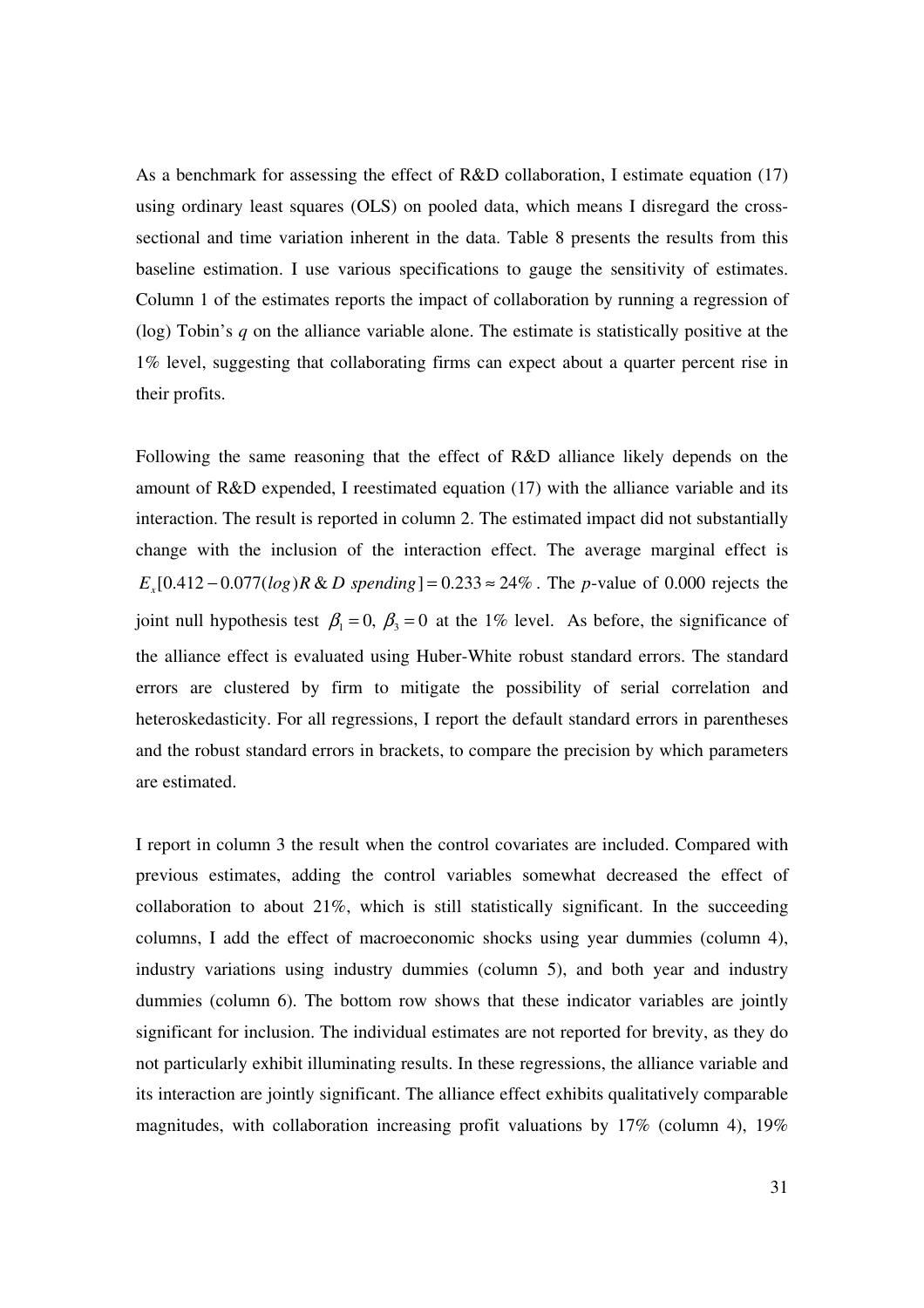As a benchmark for assessing the effect of R&D collaboration, I estimate equation (17) using ordinary least squares (OLS) on pooled data, which means I disregard the cross-sectional and time variation inherent in the data. Table 8 presents the results from this baseline estimation. I use various specifications to gauge the sensitivity of estimates. Column 1 of the estimates reports the impact of collaboration by running a regression of (log) Tobin's $q$ on the alliance variable alone. The estimate is statistically positive at the 1% level, suggesting that collaborating firms can expect about a quarter percent rise in their profits.

Following the same reasoning that the effect of R&D alliance likely depends on the amount of R&D expended, I reestimated equation (17) with the alliance variable and its interaction. The result is reported in column 2. The estimated impact did not substantially change with the inclusion of the interaction effect. The average marginal effect is $E_x[0.412 - 0.077(log)R\&D\ spending] = 0.233 \approx 24\%$. The $p$-value of 0.000 rejects the joint null hypothesis test $\beta_1 = 0,\ \beta_3 = 0$ at the 1% level. As before, the significance of the alliance effect is evaluated using Huber-White robust standard errors. The standard errors are clustered by firm to mitigate the possibility of serial correlation and heteroskedasticity. For all regressions, I report the default standard errors in parentheses and the robust standard errors in brackets, to compare the precision by which parameters are estimated.

I report in column 3 the result when the control covariates are included. Compared with previous estimates, adding the control variables somewhat decreased the effect of collaboration to about 21%, which is still statistically significant. In the succeeding columns, I add the effect of macroeconomic shocks using year dummies (column 4), industry variations using industry dummies (column 5), and both year and industry dummies (column 6). The bottom row shows that these indicator variables are jointly significant for inclusion. The individual estimates are not reported for brevity, as they do not particularly exhibit illuminating results. In these regressions, the alliance variable and its interaction are jointly significant. The alliance effect exhibits qualitatively comparable magnitudes, with collaboration increasing profit valuations by 17% (column 4), 19%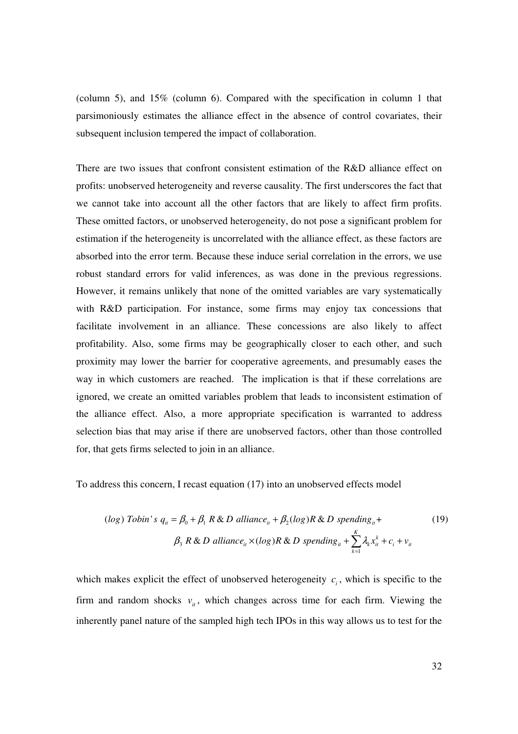(column 5), and 15% (column 6). Compared with the specification in column 1 that parsimoniously estimates the alliance effect in the absence of control covariates, their subsequent inclusion tempered the impact of collaboration.

There are two issues that confront consistent estimation of the R&D alliance effect on profits: unobserved heterogeneity and reverse causality. The first underscores the fact that we cannot take into account all the other factors that are likely to affect firm profits. These omitted factors, or unobserved heterogeneity, do not pose a significant problem for estimation if the heterogeneity is uncorrelated with the alliance effect, as these factors are absorbed into the error term. Because these induce serial correlation in the errors, we use robust standard errors for valid inferences, as was done in the previous regressions. However, it remains unlikely that none of the omitted variables are vary systematically with R&D participation. For instance, some firms may enjoy tax concessions that facilitate involvement in an alliance. These concessions are also likely to affect profitability. Also, some firms may be geographically closer to each other, and such proximity may lower the barrier for cooperative agreements, and presumably eases the way in which customers are reached. The implication is that if these correlations are ignored, we create an omitted variables problem that leads to inconsistent estimation of the alliance effect. Also, a more appropriate specification is warranted to address selection bias that may arise if there are unobserved factors, other than those controlled for, that gets firms selected to join in an alliance.

To address this concern, I recast equation (17) into an unobserved effects model

$$(log)\ Tobin's\ q_{it} = \beta_0 + \beta_1\ R\&D\ alliance_{it} + \beta_2 (log) R\&D\ spending_{it} + \beta_3\ R\&D\ alliance_{it} \times (log) R\&D\ spending_{it} + \sum_{k=1}^{K} \lambda_k x_{it}^k + c_i + v_{it} \tag{19}$$

which makes explicit the effect of unobserved heterogeneity $c_i$, which is specific to the firm and random shocks $v_{it}$, which changes across time for each firm. Viewing the inherently panel nature of the sampled high tech IPOs in this way allows us to test for the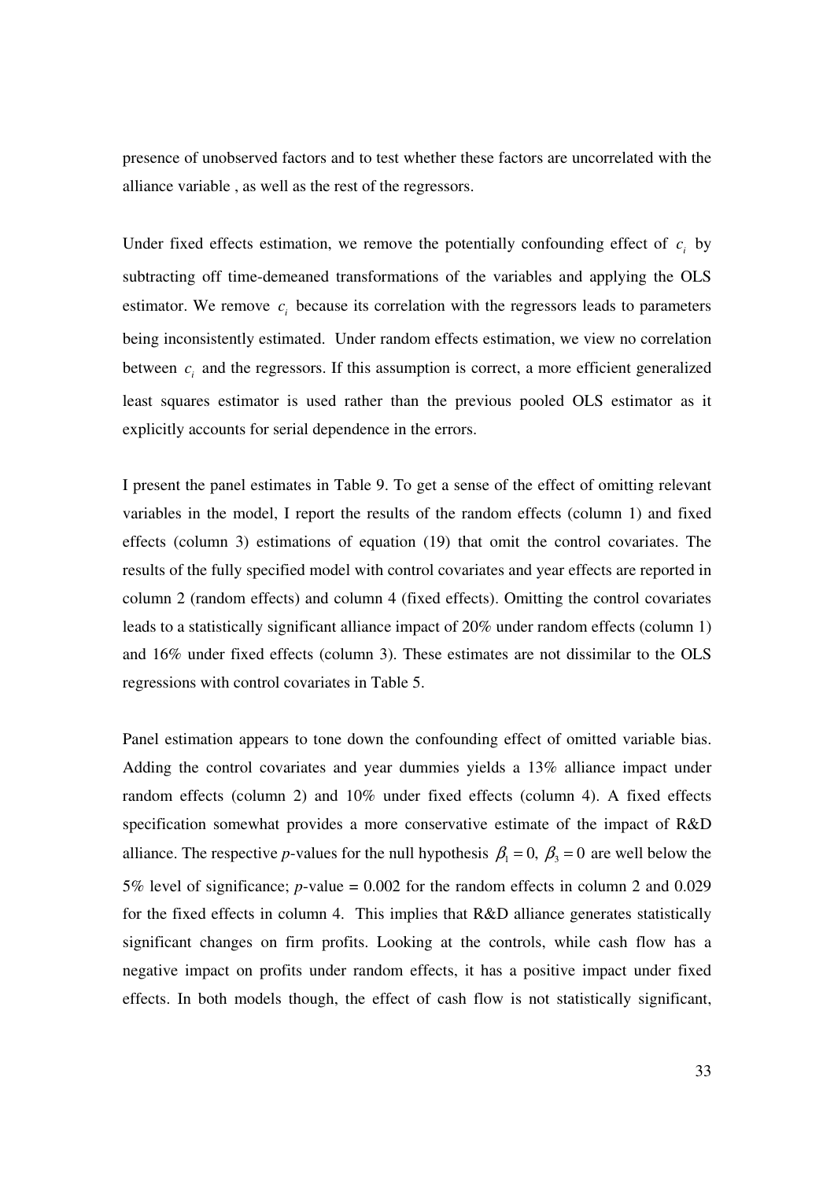presence of unobserved factors and to test whether these factors are uncorrelated with the alliance variable , as well as the rest of the regressors.

Under fixed effects estimation, we remove the potentially confounding effect of $c_i$ by subtracting off time-demeaned transformations of the variables and applying the OLS estimator. We remove $c_i$ because its correlation with the regressors leads to parameters being inconsistently estimated. Under random effects estimation, we view no correlation between $c_i$ and the regressors. If this assumption is correct, a more efficient generalized least squares estimator is used rather than the previous pooled OLS estimator as it explicitly accounts for serial dependence in the errors.

I present the panel estimates in Table 9. To get a sense of the effect of omitting relevant variables in the model, I report the results of the random effects (column 1) and fixed effects (column 3) estimations of equation (19) that omit the control covariates. The results of the fully specified model with control covariates and year effects are reported in column 2 (random effects) and column 4 (fixed effects). Omitting the control covariates leads to a statistically significant alliance impact of 20% under random effects (column 1) and 16% under fixed effects (column 3). These estimates are not dissimilar to the OLS regressions with control covariates in Table 5.

Panel estimation appears to tone down the confounding effect of omitted variable bias. Adding the control covariates and year dummies yields a 13% alliance impact under random effects (column 2) and 10% under fixed effects (column 4). A fixed effects specification somewhat provides a more conservative estimate of the impact of R&D alliance. The respective *p*-values for the null hypothesis $\beta_1 = 0,\ \beta_3 = 0$ are well below the 5% level of significance; *p*-value = 0.002 for the random effects in column 2 and 0.029 for the fixed effects in column 4. This implies that R&D alliance generates statistically significant changes on firm profits. Looking at the controls, while cash flow has a negative impact on profits under random effects, it has a positive impact under fixed effects. In both models though, the effect of cash flow is not statistically significant,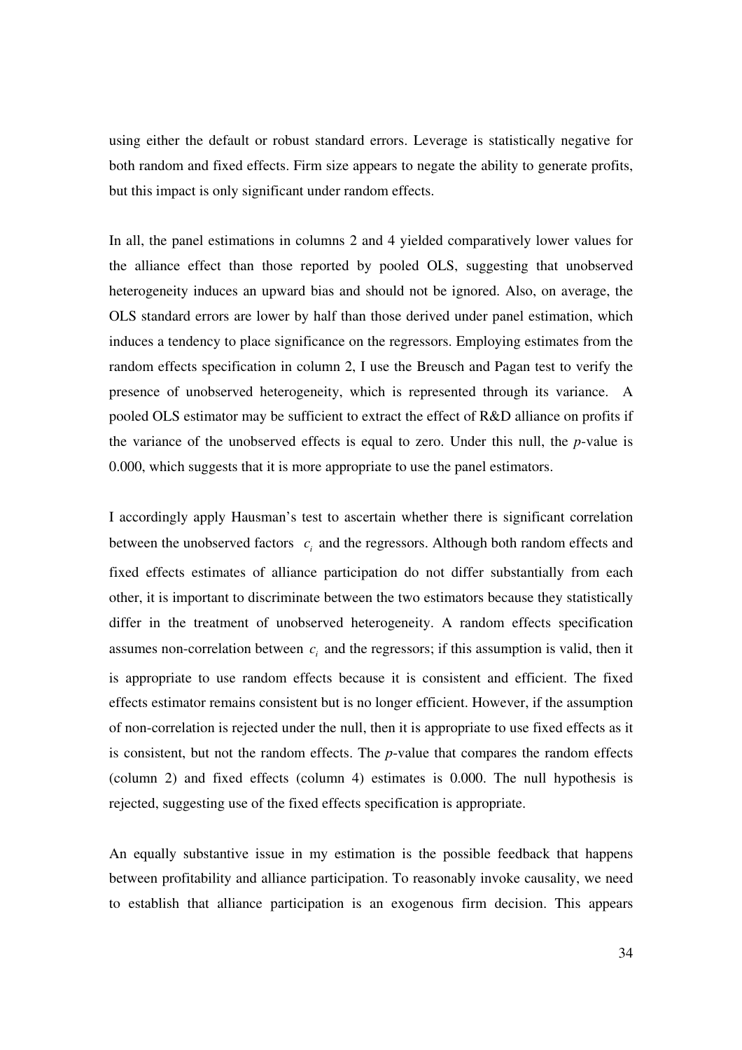using either the default or robust standard errors. Leverage is statistically negative for both random and fixed effects. Firm size appears to negate the ability to generate profits, but this impact is only significant under random effects.

In all, the panel estimations in columns 2 and 4 yielded comparatively lower values for the alliance effect than those reported by pooled OLS, suggesting that unobserved heterogeneity induces an upward bias and should not be ignored. Also, on average, the OLS standard errors are lower by half than those derived under panel estimation, which induces a tendency to place significance on the regressors. Employing estimates from the random effects specification in column 2, I use the Breusch and Pagan test to verify the presence of unobserved heterogeneity, which is represented through its variance. A pooled OLS estimator may be sufficient to extract the effect of R&D alliance on profits if the variance of the unobserved effects is equal to zero. Under this null, the *p*-value is 0.000, which suggests that it is more appropriate to use the panel estimators.

I accordingly apply Hausman's test to ascertain whether there is significant correlation between the unobserved factors $c_i$ and the regressors. Although both random effects and fixed effects estimates of alliance participation do not differ substantially from each other, it is important to discriminate between the two estimators because they statistically differ in the treatment of unobserved heterogeneity. A random effects specification assumes non-correlation between $c_i$ and the regressors; if this assumption is valid, then it is appropriate to use random effects because it is consistent and efficient. The fixed effects estimator remains consistent but is no longer efficient. However, if the assumption of non-correlation is rejected under the null, then it is appropriate to use fixed effects as it is consistent, but not the random effects. The *p*-value that compares the random effects (column 2) and fixed effects (column 4) estimates is 0.000. The null hypothesis is rejected, suggesting use of the fixed effects specification is appropriate.

An equally substantive issue in my estimation is the possible feedback that happens between profitability and alliance participation. To reasonably invoke causality, we need to establish that alliance participation is an exogenous firm decision. This appears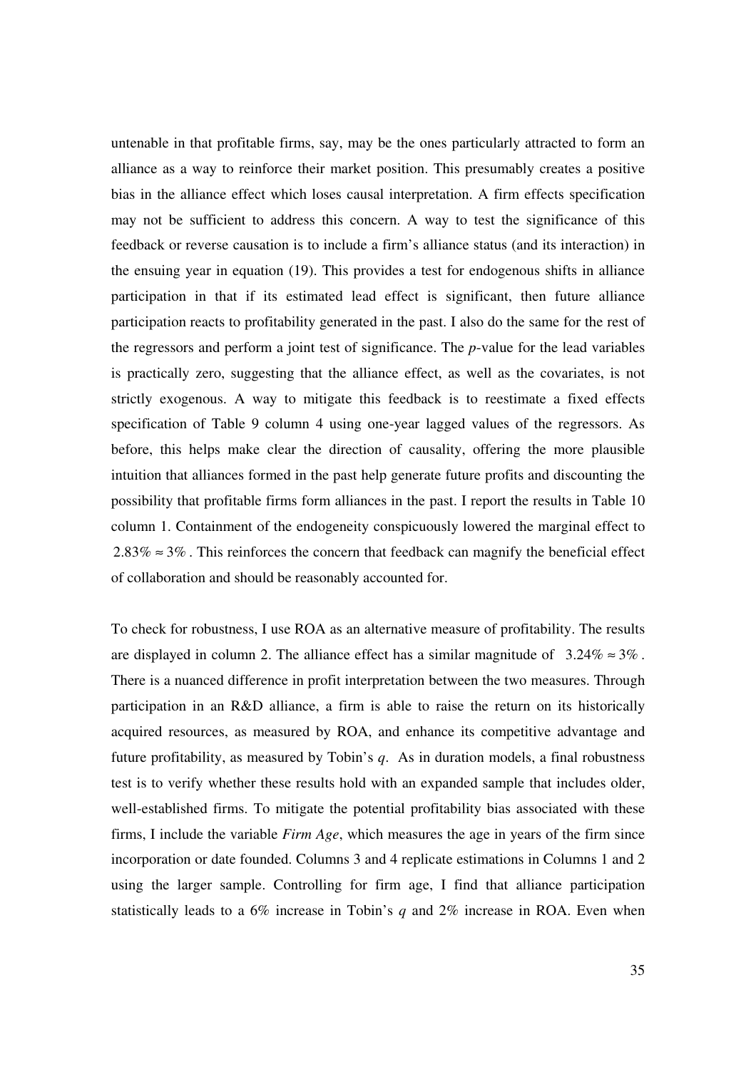untenable in that profitable firms, say, may be the ones particularly attracted to form an alliance as a way to reinforce their market position. This presumably creates a positive bias in the alliance effect which loses causal interpretation. A firm effects specification may not be sufficient to address this concern. A way to test the significance of this feedback or reverse causation is to include a firm's alliance status (and its interaction) in the ensuing year in equation (19). This provides a test for endogenous shifts in alliance participation in that if its estimated lead effect is significant, then future alliance participation reacts to profitability generated in the past. I also do the same for the rest of the regressors and perform a joint test of significance. The *p*-value for the lead variables is practically zero, suggesting that the alliance effect, as well as the covariates, is not strictly exogenous. A way to mitigate this feedback is to reestimate a fixed effects specification of Table 9 column 4 using one-year lagged values of the regressors. As before, this helps make clear the direction of causality, offering the more plausible intuition that alliances formed in the past help generate future profits and discounting the possibility that profitable firms form alliances in the past. I report the results in Table 10 column 1. Containment of the endogeneity conspicuously lowered the marginal effect to $2.83\% \approx 3\%$. This reinforces the concern that feedback can magnify the beneficial effect of collaboration and should be reasonably accounted for.

To check for robustness, I use ROA as an alternative measure of profitability. The results are displayed in column 2. The alliance effect has a similar magnitude of $3.24\% \approx 3\%$. There is a nuanced difference in profit interpretation between the two measures. Through participation in an R&D alliance, a firm is able to raise the return on its historically acquired resources, as measured by ROA, and enhance its competitive advantage and future profitability, as measured by Tobin's *q*. As in duration models, a final robustness test is to verify whether these results hold with an expanded sample that includes older, well-established firms. To mitigate the potential profitability bias associated with these firms, I include the variable *Firm Age*, which measures the age in years of the firm since incorporation or date founded. Columns 3 and 4 replicate estimations in Columns 1 and 2 using the larger sample. Controlling for firm age, I find that alliance participation statistically leads to a 6% increase in Tobin's *q* and 2% increase in ROA. Even when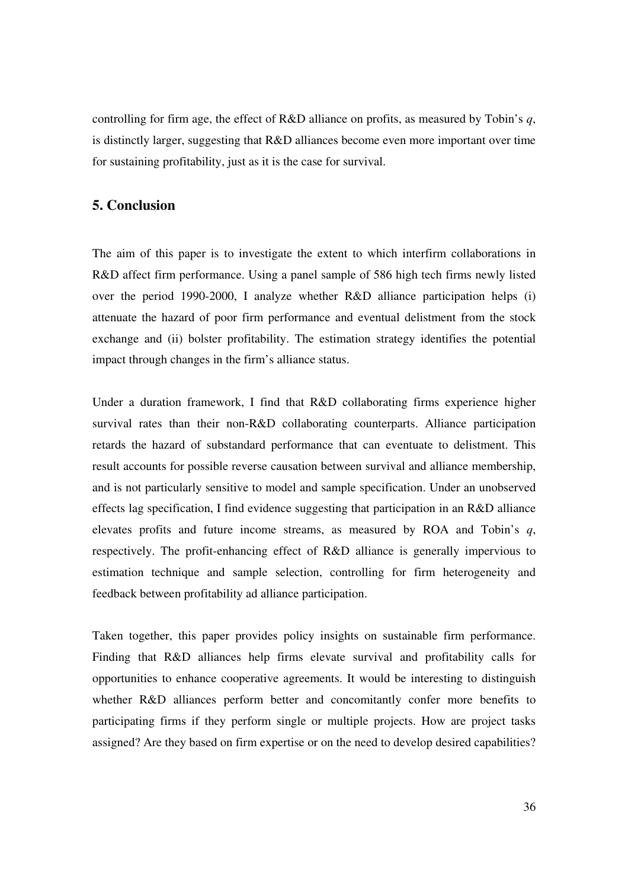controlling for firm age, the effect of R&D alliance on profits, as measured by Tobin's $q$, is distinctly larger, suggesting that R&D alliances become even more important over time for sustaining profitability, just as it is the case for survival.

## 5. Conclusion

The aim of this paper is to investigate the extent to which interfirm collaborations in R&D affect firm performance. Using a panel sample of 586 high tech firms newly listed over the period 1990-2000, I analyze whether R&D alliance participation helps (i) attenuate the hazard of poor firm performance and eventual delistment from the stock exchange and (ii) bolster profitability. The estimation strategy identifies the potential impact through changes in the firm's alliance status.

Under a duration framework, I find that R&D collaborating firms experience higher survival rates than their non-R&D collaborating counterparts. Alliance participation retards the hazard of substandard performance that can eventuate to delistment. This result accounts for possible reverse causation between survival and alliance membership, and is not particularly sensitive to model and sample specification. Under an unobserved effects lag specification, I find evidence suggesting that participation in an R&D alliance elevates profits and future income streams, as measured by ROA and Tobin's $q$, respectively. The profit-enhancing effect of R&D alliance is generally impervious to estimation technique and sample selection, controlling for firm heterogeneity and feedback between profitability ad alliance participation.

Taken together, this paper provides policy insights on sustainable firm performance. Finding that R&D alliances help firms elevate survival and profitability calls for opportunities to enhance cooperative agreements. It would be interesting to distinguish whether R&D alliances perform better and concomitantly confer more benefits to participating firms if they perform single or multiple projects. How are project tasks assigned? Are they based on firm expertise or on the need to develop desired capabilities?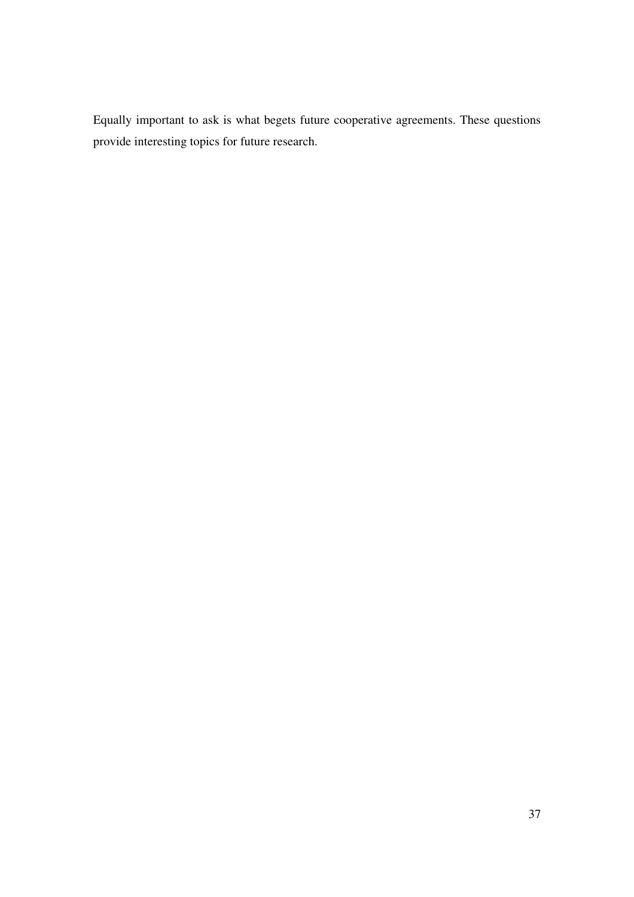Equally important to ask is what begets future cooperative agreements. These questions provide interesting topics for future research.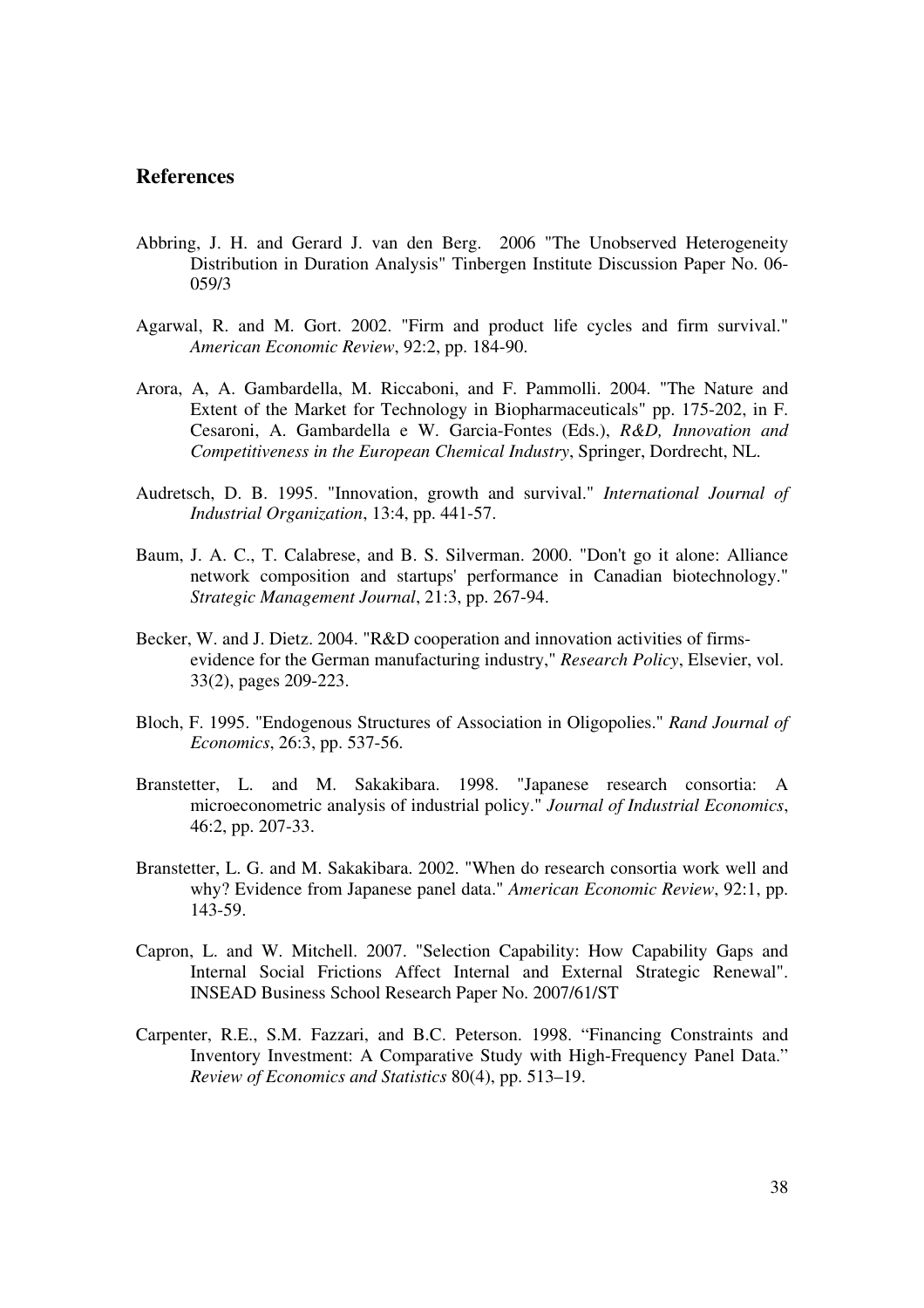## References

Abbring, J. H. and Gerard J. van den Berg. 2006 "The Unobserved Heterogeneity Distribution in Duration Analysis" Tinbergen Institute Discussion Paper No. 06-059/3

Agarwal, R. and M. Gort. 2002. "Firm and product life cycles and firm survival." *American Economic Review*, 92:2, pp. 184-90.

Arora, A, A. Gambardella, M. Riccaboni, and F. Pammolli. 2004. "The Nature and Extent of the Market for Technology in Biopharmaceuticals" pp. 175-202, in F. Cesaroni, A. Gambardella e W. Garcia-Fontes (Eds.), *R&D, Innovation and Competitiveness in the European Chemical Industry*, Springer, Dordrecht, NL.

Audretsch, D. B. 1995. "Innovation, growth and survival." *International Journal of Industrial Organization*, 13:4, pp. 441-57.

Baum, J. A. C., T. Calabrese, and B. S. Silverman. 2000. "Don't go it alone: Alliance network composition and startups' performance in Canadian biotechnology." *Strategic Management Journal*, 21:3, pp. 267-94.

Becker, W. and J. Dietz. 2004. "R&D cooperation and innovation activities of firms-evidence for the German manufacturing industry," *Research Policy*, Elsevier, vol. 33(2), pages 209-223.

Bloch, F. 1995. "Endogenous Structures of Association in Oligopolies." *Rand Journal of Economics*, 26:3, pp. 537-56.

Branstetter, L. and M. Sakakibara. 1998. "Japanese research consortia: A microeconometric analysis of industrial policy." *Journal of Industrial Economics*, 46:2, pp. 207-33.

Branstetter, L. G. and M. Sakakibara. 2002. "When do research consortia work well and why? Evidence from Japanese panel data." *American Economic Review*, 92:1, pp. 143-59.

Capron, L. and W. Mitchell. 2007. "Selection Capability: How Capability Gaps and Internal Social Frictions Affect Internal and External Strategic Renewal". INSEAD Business School Research Paper No. 2007/61/ST

Carpenter, R.E., S.M. Fazzari, and B.C. Peterson. 1998. "Financing Constraints and Inventory Investment: A Comparative Study with High-Frequency Panel Data." *Review of Economics and Statistics* 80(4), pp. 513–19.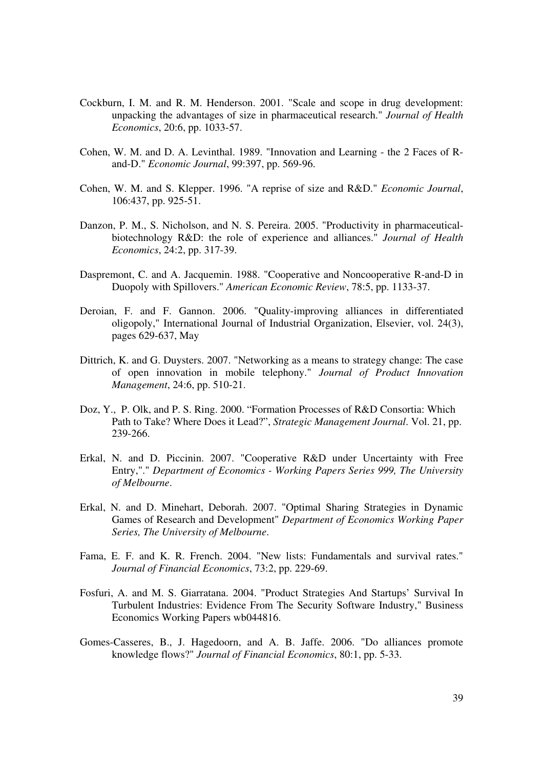Cockburn, I. M. and R. M. Henderson. 2001. "Scale and scope in drug development: unpacking the advantages of size in pharmaceutical research." *Journal of Health Economics*, 20:6, pp. 1033-57.

Cohen, W. M. and D. A. Levinthal. 1989. "Innovation and Learning - the 2 Faces of R-and-D." *Economic Journal*, 99:397, pp. 569-96.

Cohen, W. M. and S. Klepper. 1996. "A reprise of size and R&D." *Economic Journal*, 106:437, pp. 925-51.

Danzon, P. M., S. Nicholson, and N. S. Pereira. 2005. "Productivity in pharmaceutical-biotechnology R&D: the role of experience and alliances." *Journal of Health Economics*, 24:2, pp. 317-39.

Daspremont, C. and A. Jacquemin. 1988. "Cooperative and Noncooperative R-and-D in Duopoly with Spillovers." *American Economic Review*, 78:5, pp. 1133-37.

Deroian, F. and F. Gannon. 2006. "Quality-improving alliances in differentiated oligopoly," International Journal of Industrial Organization, Elsevier, vol. 24(3), pages 629-637, May

Dittrich, K. and G. Duysters. 2007. "Networking as a means to strategy change: The case of open innovation in mobile telephony." *Journal of Product Innovation Management*, 24:6, pp. 510-21.

Doz, Y., P. Olk, and P. S. Ring. 2000. "Formation Processes of R&D Consortia: Which Path to Take? Where Does it Lead?", *Strategic Management Journal*. Vol. 21, pp. 239-266.

Erkal, N. and D. Piccinin. 2007. "Cooperative R&D under Uncertainty with Free Entry,"." *Department of Economics - Working Papers Series 999, The University of Melbourne*.

Erkal, N. and D. Minehart, Deborah. 2007. "Optimal Sharing Strategies in Dynamic Games of Research and Development" *Department of Economics Working Paper Series, The University of Melbourne*.

Fama, E. F. and K. R. French. 2004. "New lists: Fundamentals and survival rates." *Journal of Financial Economics*, 73:2, pp. 229-69.

Fosfuri, A. and M. S. Giarratana. 2004. "Product Strategies And Startups' Survival In Turbulent Industries: Evidence From The Security Software Industry," Business Economics Working Papers wb044816.

Gomes-Casseres, B., J. Hagedoorn, and A. B. Jaffe. 2006. "Do alliances promote knowledge flows?" *Journal of Financial Economics*, 80:1, pp. 5-33.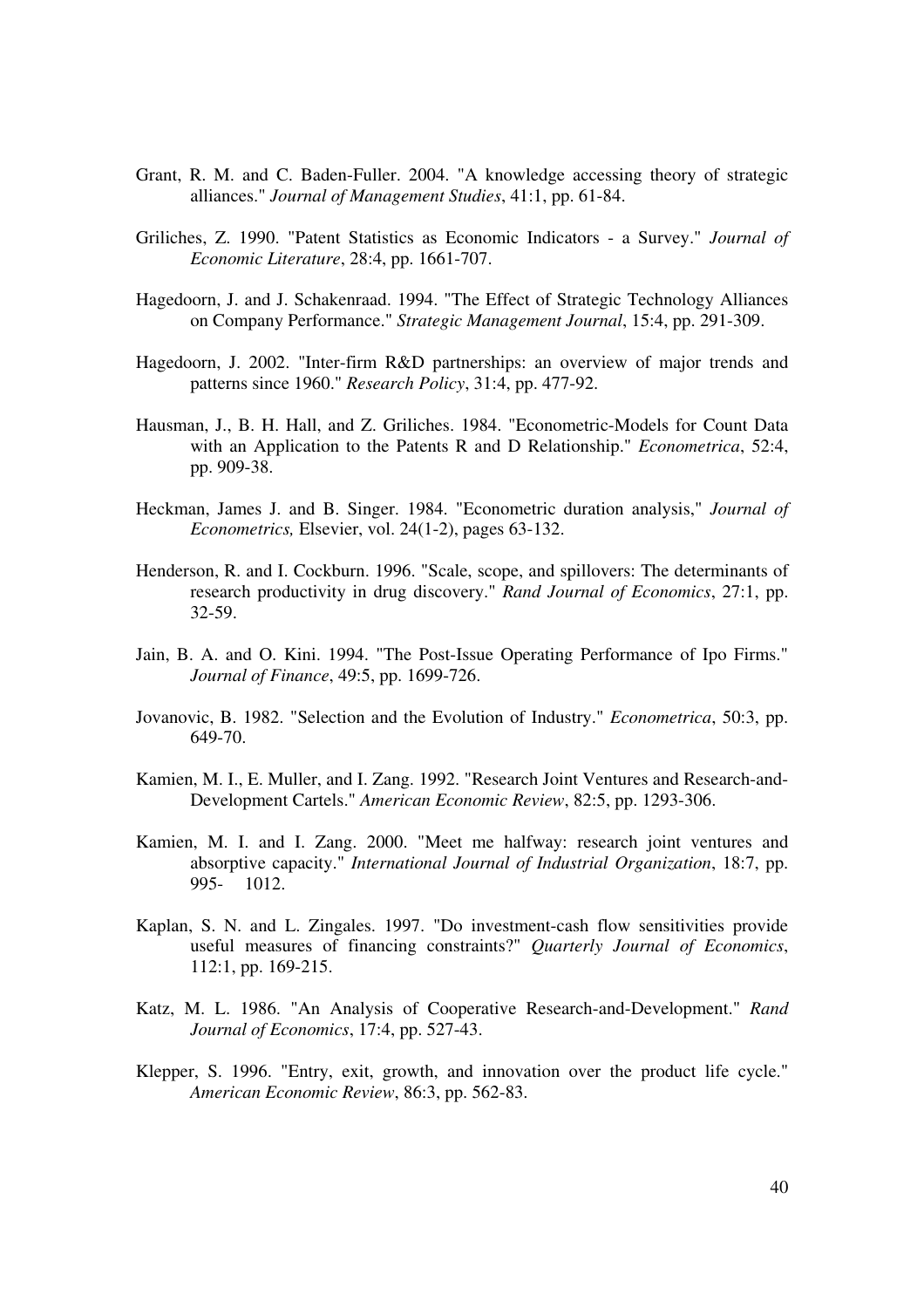Grant, R. M. and C. Baden-Fuller. 2004. "A knowledge accessing theory of strategic alliances." *Journal of Management Studies*, 41:1, pp. 61-84.

Griliches, Z. 1990. "Patent Statistics as Economic Indicators - a Survey." *Journal of Economic Literature*, 28:4, pp. 1661-707.

Hagedoorn, J. and J. Schakenraad. 1994. "The Effect of Strategic Technology Alliances on Company Performance." *Strategic Management Journal*, 15:4, pp. 291-309.

Hagedoorn, J. 2002. "Inter-firm R&D partnerships: an overview of major trends and patterns since 1960." *Research Policy*, 31:4, pp. 477-92.

Hausman, J., B. H. Hall, and Z. Griliches. 1984. "Econometric-Models for Count Data with an Application to the Patents R and D Relationship." *Econometrica*, 52:4, pp. 909-38.

Heckman, James J. and B. Singer. 1984. "Econometric duration analysis," *Journal of Econometrics,* Elsevier, vol. 24(1-2), pages 63-132.

Henderson, R. and I. Cockburn. 1996. "Scale, scope, and spillovers: The determinants of research productivity in drug discovery." *Rand Journal of Economics*, 27:1, pp. 32-59.

Jain, B. A. and O. Kini. 1994. "The Post-Issue Operating Performance of Ipo Firms." *Journal of Finance*, 49:5, pp. 1699-726.

Jovanovic, B. 1982. "Selection and the Evolution of Industry." *Econometrica*, 50:3, pp. 649-70.

Kamien, M. I., E. Muller, and I. Zang. 1992. "Research Joint Ventures and Research-and-Development Cartels." *American Economic Review*, 82:5, pp. 1293-306.

Kamien, M. I. and I. Zang. 2000. "Meet me halfway: research joint ventures and absorptive capacity." *International Journal of Industrial Organization*, 18:7, pp. 995- 1012.

Kaplan, S. N. and L. Zingales. 1997. "Do investment-cash flow sensitivities provide useful measures of financing constraints?" *Quarterly Journal of Economics*, 112:1, pp. 169-215.

Katz, M. L. 1986. "An Analysis of Cooperative Research-and-Development." *Rand Journal of Economics*, 17:4, pp. 527-43.

Klepper, S. 1996. "Entry, exit, growth, and innovation over the product life cycle." *American Economic Review*, 86:3, pp. 562-83.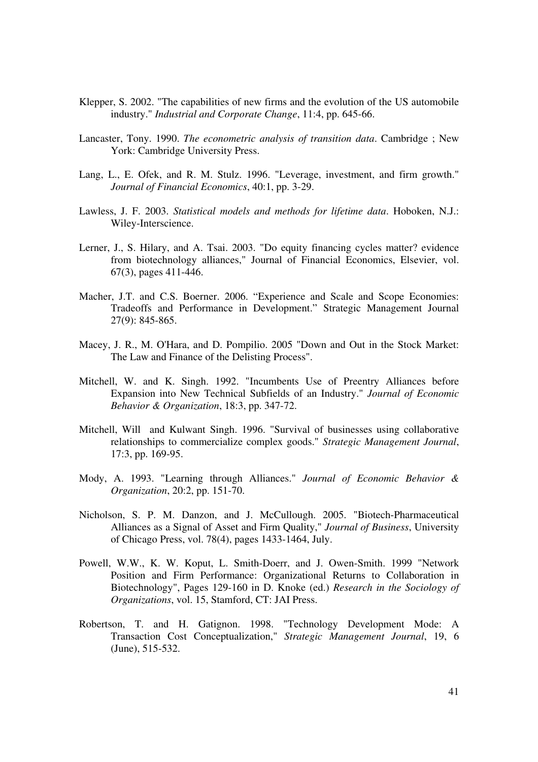Klepper, S. 2002. "The capabilities of new firms and the evolution of the US automobile industry." *Industrial and Corporate Change*, 11:4, pp. 645-66.

Lancaster, Tony. 1990. *The econometric analysis of transition data*. Cambridge ; New York: Cambridge University Press.

Lang, L., E. Ofek, and R. M. Stulz. 1996. "Leverage, investment, and firm growth." *Journal of Financial Economics*, 40:1, pp. 3-29.

Lawless, J. F. 2003. *Statistical models and methods for lifetime data*. Hoboken, N.J.: Wiley-Interscience.

Lerner, J., S. Hilary, and A. Tsai. 2003. "Do equity financing cycles matter? evidence from biotechnology alliances," Journal of Financial Economics, Elsevier, vol. 67(3), pages 411-446.

Macher, J.T. and C.S. Boerner. 2006. "Experience and Scale and Scope Economies: Tradeoffs and Performance in Development." Strategic Management Journal 27(9): 845-865.

Macey, J. R., M. O'Hara, and D. Pompilio. 2005 "Down and Out in the Stock Market: The Law and Finance of the Delisting Process".

Mitchell, W. and K. Singh. 1992. "Incumbents Use of Preentry Alliances before Expansion into New Technical Subfields of an Industry." *Journal of Economic Behavior & Organization*, 18:3, pp. 347-72.

Mitchell, Will and Kulwant Singh. 1996. "Survival of businesses using collaborative relationships to commercialize complex goods." *Strategic Management Journal*, 17:3, pp. 169-95.

Mody, A. 1993. "Learning through Alliances." *Journal of Economic Behavior & Organization*, 20:2, pp. 151-70.

Nicholson, S. P. M. Danzon, and J. McCullough. 2005. "Biotech-Pharmaceutical Alliances as a Signal of Asset and Firm Quality," *Journal of Business*, University of Chicago Press, vol. 78(4), pages 1433-1464, July.

Powell, W.W., K. W. Koput, L. Smith-Doerr, and J. Owen-Smith. 1999 "Network Position and Firm Performance: Organizational Returns to Collaboration in Biotechnology", Pages 129-160 in D. Knoke (ed.) *Research in the Sociology of Organizations*, vol. 15, Stamford, CT: JAI Press.

Robertson, T. and H. Gatignon. 1998. "Technology Development Mode: A Transaction Cost Conceptualization," *Strategic Management Journal*, 19, 6 (June), 515-532.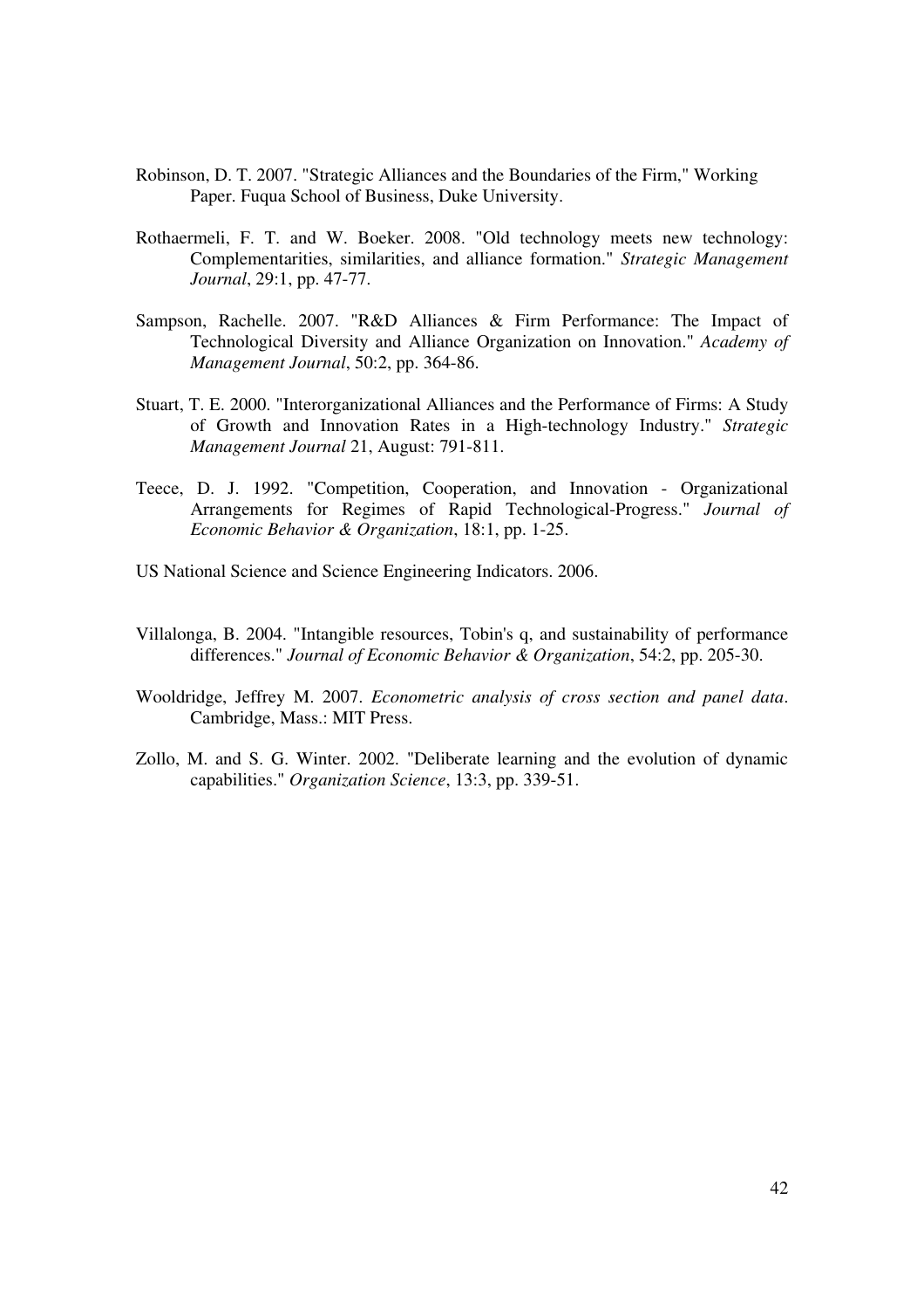Robinson, D. T. 2007. "Strategic Alliances and the Boundaries of the Firm," Working Paper. Fuqua School of Business, Duke University.

Rothaermeli, F. T. and W. Boeker. 2008. "Old technology meets new technology: Complementarities, similarities, and alliance formation." *Strategic Management Journal*, 29:1, pp. 47-77.

Sampson, Rachelle. 2007. "R&D Alliances & Firm Performance: The Impact of Technological Diversity and Alliance Organization on Innovation." *Academy of Management Journal*, 50:2, pp. 364-86.

Stuart, T. E. 2000. "Interorganizational Alliances and the Performance of Firms: A Study of Growth and Innovation Rates in a High-technology Industry." *Strategic Management Journal* 21, August: 791-811.

Teece, D. J. 1992. "Competition, Cooperation, and Innovation - Organizational Arrangements for Regimes of Rapid Technological-Progress." *Journal of Economic Behavior & Organization*, 18:1, pp. 1-25.

US National Science and Science Engineering Indicators. 2006.

Villalonga, B. 2004. "Intangible resources, Tobin's q, and sustainability of performance differences." *Journal of Economic Behavior & Organization*, 54:2, pp. 205-30.

Wooldridge, Jeffrey M. 2007. *Econometric analysis of cross section and panel data*. Cambridge, Mass.: MIT Press.

Zollo, M. and S. G. Winter. 2002. "Deliberate learning and the evolution of dynamic capabilities." *Organization Science*, 13:3, pp. 339-51.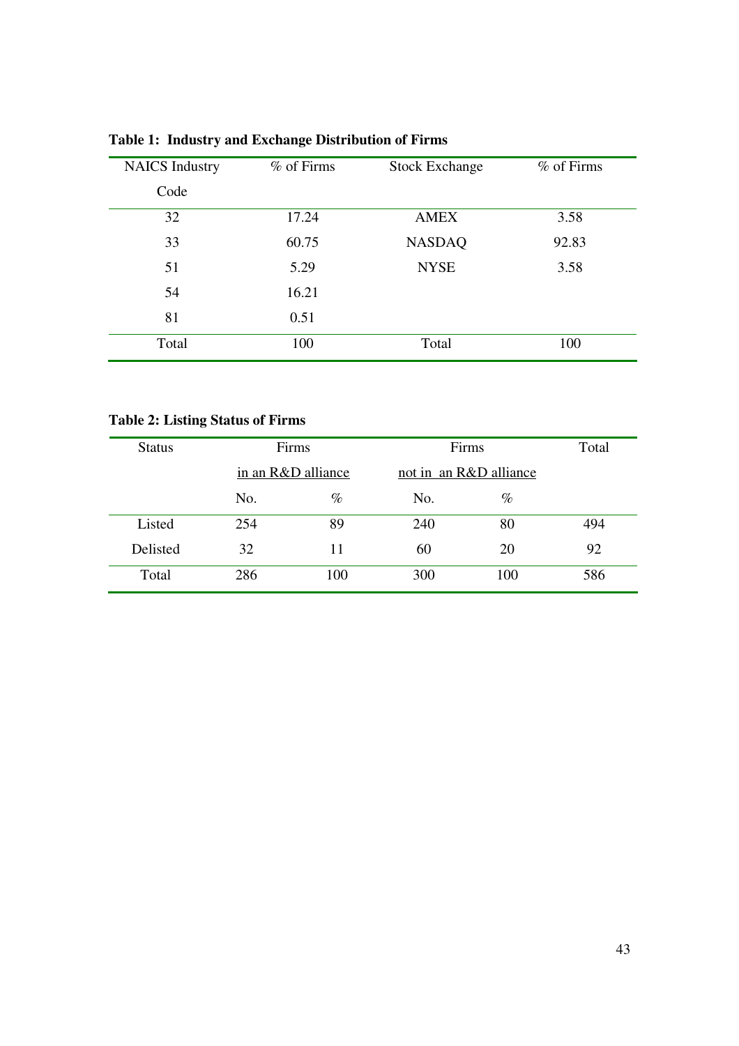**Table 1: Industry and Exchange Distribution of Firms**

| NAICS Industry Code | % of Firms | Stock Exchange | % of Firms |
|---|---|---|---|
| 32 | 17.24 | AMEX | 3.58 |
| 33 | 60.75 | NASDAQ | 92.83 |
| 51 | 5.29 | NYSE | 3.58 |
| 54 | 16.21 | | |
| 81 | 0.51 | | |
| Total | 100 | Total | 100 |

**Table 2: Listing Status of Firms**

| Status | Firms in an R&D alliance | | Firms not in an R&D alliance | | Total |
|---|---|---|---|---|---|
| | No. | % | No. | % | |
| Listed | 254 | 89 | 240 | 80 | 494 |
| Delisted | 32 | 11 | 60 | 20 | 92 |
| Total | 286 | 100 | 300 | 100 | 586 |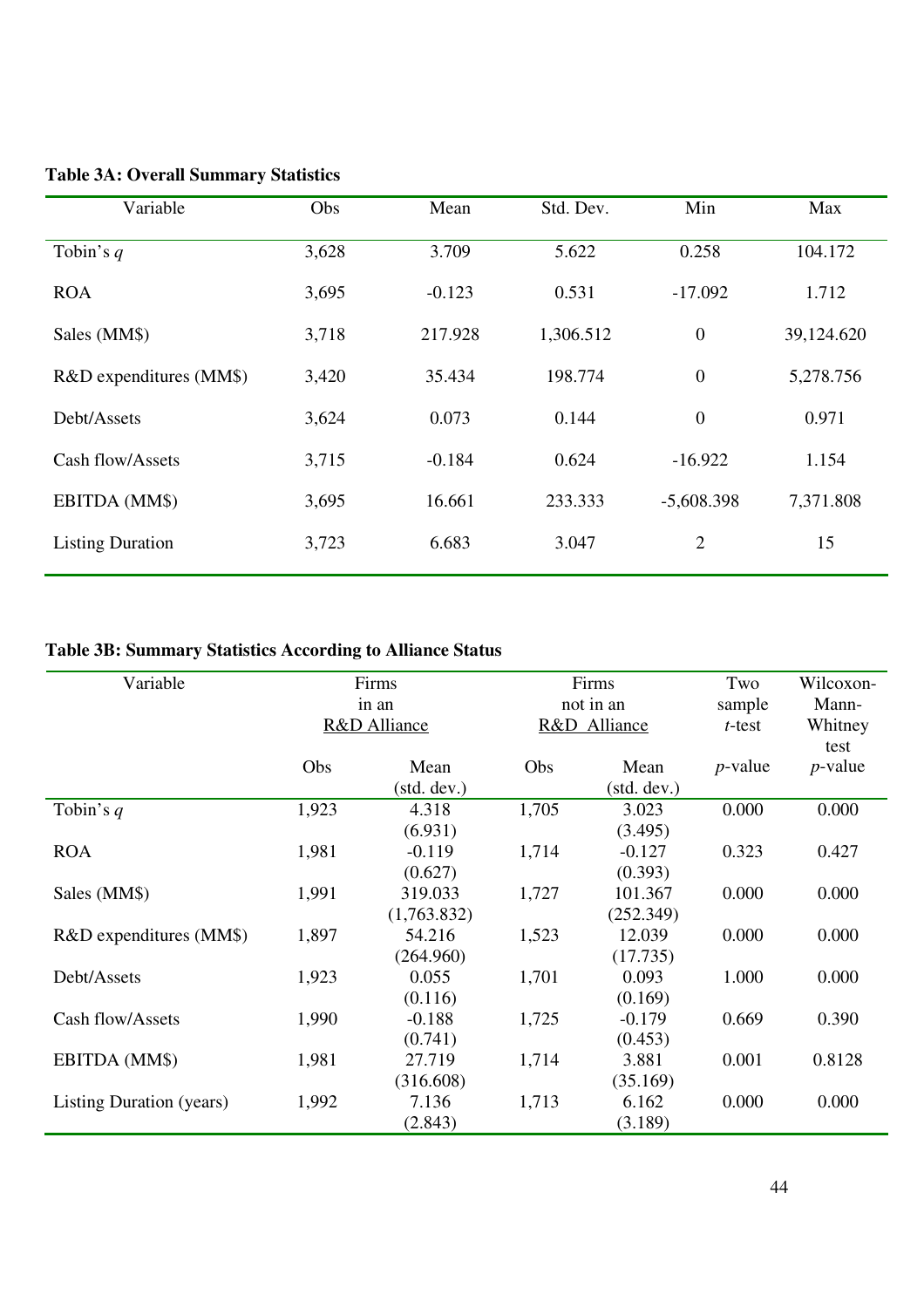**Table 3A: Overall Summary Statistics**

| Variable | Obs | Mean | Std. Dev. | Min | Max |
|---|---|---|---|---|---|
| Tobin's $q$ | 3,628 | 3.709 | 5.622 | 0.258 | 104.172 |
| ROA | 3,695 | -0.123 | 0.531 | -17.092 | 1.712 |
| Sales (MM$) | 3,718 | 217.928 | 1,306.512 | 0 | 39,124.620 |
| R&D expenditures (MM$) | 3,420 | 35.434 | 198.774 | 0 | 5,278.756 |
| Debt/Assets | 3,624 | 0.073 | 0.144 | 0 | 0.971 |
| Cash flow/Assets | 3,715 | -0.184 | 0.624 | -16.922 | 1.154 |
| EBITDA (MM$) | 3,695 | 16.661 | 233.333 | -5,608.398 | 7,371.808 |
| Listing Duration | 3,723 | 6.683 | 3.047 | 2 | 15 |

**Table 3B: Summary Statistics According to Alliance Status**

| Variable | Firms in an R&D Alliance | | Firms not in an R&D Alliance | | Two sample $t$-test | Wilcoxon-Mann-Whitney test |
|---|---|---|---|---|---|---|
| | Obs | Mean (std. dev.) | Obs | Mean (std. dev.) | $p$-value | $p$-value |
| Tobin's $q$ | 1,923 | 4.318 (6.931) | 1,705 | 3.023 (3.495) | 0.000 | 0.000 |
| ROA | 1,981 | -0.119 (0.627) | 1,714 | -0.127 (0.393) | 0.323 | 0.427 |
| Sales (MM$) | 1,991 | 319.033 (1,763.832) | 1,727 | 101.367 (252.349) | 0.000 | 0.000 |
| R&D expenditures (MM$) | 1,897 | 54.216 (264.960) | 1,523 | 12.039 (17.735) | 0.000 | 0.000 |
| Debt/Assets | 1,923 | 0.055 (0.116) | 1,701 | 0.093 (0.169) | 1.000 | 0.000 |
| Cash flow/Assets | 1,990 | -0.188 (0.741) | 1,725 | -0.179 (0.453) | 0.669 | 0.390 |
| EBITDA (MM$) | 1,981 | 27.719 (316.608) | 1,714 | 3.881 (35.169) | 0.001 | 0.8128 |
| Listing Duration (years) | 1,992 | 7.136 (2.843) | 1,713 | 6.162 (3.189) | 0.000 | 0.000 |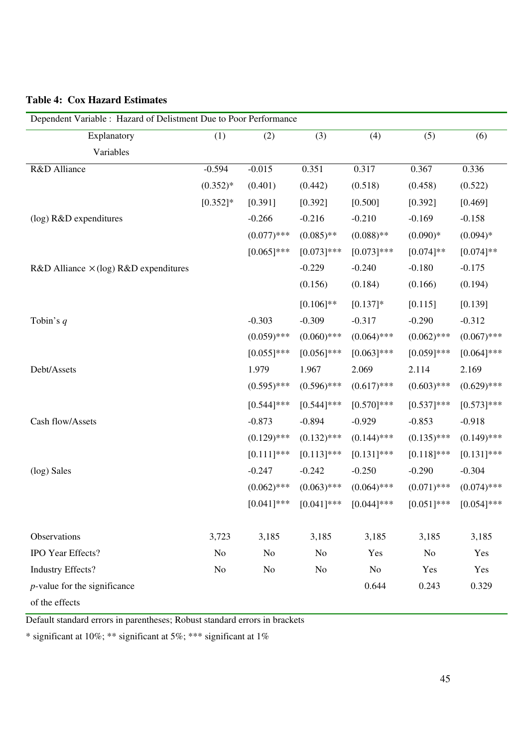**Table 4: Cox Hazard Estimates**

| Dependent Variable : Hazard of Delistment Due to Poor Performance | | | | | | |
|---|---|---|---|---|---|---|
| Explanatory Variables | (1) | (2) | (3) | (4) | (5) | (6) |
| R&D Alliance | -0.594 | -0.015 | 0.351 | 0.317 | 0.367 | 0.336 |
| | (0.352)* | (0.401) | (0.442) | (0.518) | (0.458) | (0.522) |
| | [0.352]* | [0.391] | [0.392] | [0.500] | [0.392] | [0.469] |
| (log) R&D expenditures | | -0.266 | -0.216 | -0.210 | -0.169 | -0.158 |
| | | (0.077)*** | (0.085)** | (0.088)** | (0.090)* | (0.094)* |
| | | [0.065]*** | [0.073]*** | [0.073]*** | [0.074]** | [0.074]** |
| R&D Alliance $\times$(log) R&D expenditures | | | -0.229 | -0.240 | -0.180 | -0.175 |
| | | | (0.156) | (0.184) | (0.166) | (0.194) |
| | | | [0.106]** | [0.137]* | [0.115] | [0.139] |
| Tobin's *q* | | -0.303 | -0.309 | -0.317 | -0.290 | -0.312 |
| | | (0.059)*** | (0.060)*** | (0.064)*** | (0.062)*** | (0.067)*** |
| | | [0.055]*** | [0.056]*** | [0.063]*** | [0.059]*** | [0.064]*** |
| Debt/Assets | | 1.979 | 1.967 | 2.069 | 2.114 | 2.169 |
| | | (0.595)*** | (0.596)*** | (0.617)*** | (0.603)*** | (0.629)*** |
| | | [0.544]*** | [0.544]*** | [0.570]*** | [0.537]*** | [0.573]*** |
| Cash flow/Assets | | -0.873 | -0.894 | -0.929 | -0.853 | -0.918 |
| | | (0.129)*** | (0.132)*** | (0.144)*** | (0.135)*** | (0.149)*** |
| | | [0.111]*** | [0.113]*** | [0.131]*** | [0.118]*** | [0.131]*** |
| (log) Sales | | -0.247 | -0.242 | -0.250 | -0.290 | -0.304 |
| | | (0.062)*** | (0.063)*** | (0.064)*** | (0.071)*** | (0.074)*** |
| | | [0.041]*** | [0.041]*** | [0.044]*** | [0.051]*** | [0.054]*** |
| Observations | 3,723 | 3,185 | 3,185 | 3,185 | 3,185 | 3,185 |
| IPO Year Effects? | No | No | No | Yes | No | Yes |
| Industry Effects? | No | No | No | No | Yes | Yes |
| *p*-value for the significance of the effects | | | | 0.644 | 0.243 | 0.329 |

Default standard errors in parentheses; Robust standard errors in brackets

\* significant at 10%; ** significant at 5%; *** significant at 1%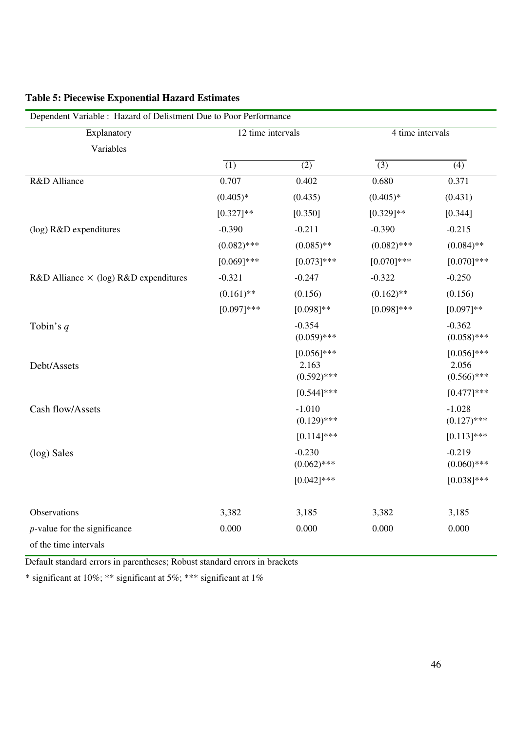**Table 5: Piecewise Exponential Hazard Estimates**

| Dependent Variable : Hazard of Delistment Due to Poor Performance | | | | |
|---|---|---|---|---|
| Explanatory Variables | 12 time intervals | | 4 time intervals | |
| | (1) | (2) | (3) | (4) |
| R&D Alliance | 0.707 | 0.402 | 0.680 | 0.371 |
| | (0.405)* | (0.435) | (0.405)* | (0.431) |
| | [0.327]** | [0.350] | [0.329]** | [0.344] |
| (log) R&D expenditures | -0.390 | -0.211 | -0.390 | -0.215 |
| | (0.082)*** | (0.085)** | (0.082)*** | (0.084)** |
| | [0.069]*** | [0.073]*** | [0.070]*** | [0.070]*** |
| R&D Alliance × (log) R&D expenditures | -0.321 | -0.247 | -0.322 | -0.250 |
| | (0.161)** | (0.156) | (0.162)** | (0.156) |
| | [0.097]*** | [0.098]** | [0.098]*** | [0.097]** |
| Tobin's $q$ | | -0.354 | | -0.362 |
| | | (0.059)*** | | (0.058)*** |
| | | [0.056]*** | | [0.056]*** |
| Debt/Assets | | 2.163 | | 2.056 |
| | | (0.592)*** | | (0.566)*** |
| | | [0.544]*** | | [0.477]*** |
| Cash flow/Assets | | -1.010 | | -1.028 |
| | | (0.129)*** | | (0.127)*** |
| | | [0.114]*** | | [0.113]*** |
| (log) Sales | | -0.230 | | -0.219 |
| | | (0.062)*** | | (0.060)*** |
| | | [0.042]*** | | [0.038]*** |
| Observations | 3,382 | 3,185 | 3,382 | 3,185 |
| $p$-value for the significance of the time intervals | 0.000 | 0.000 | 0.000 | 0.000 |

Default standard errors in parentheses; Robust standard errors in brackets

* significant at 10%; ** significant at 5%; *** significant at 1%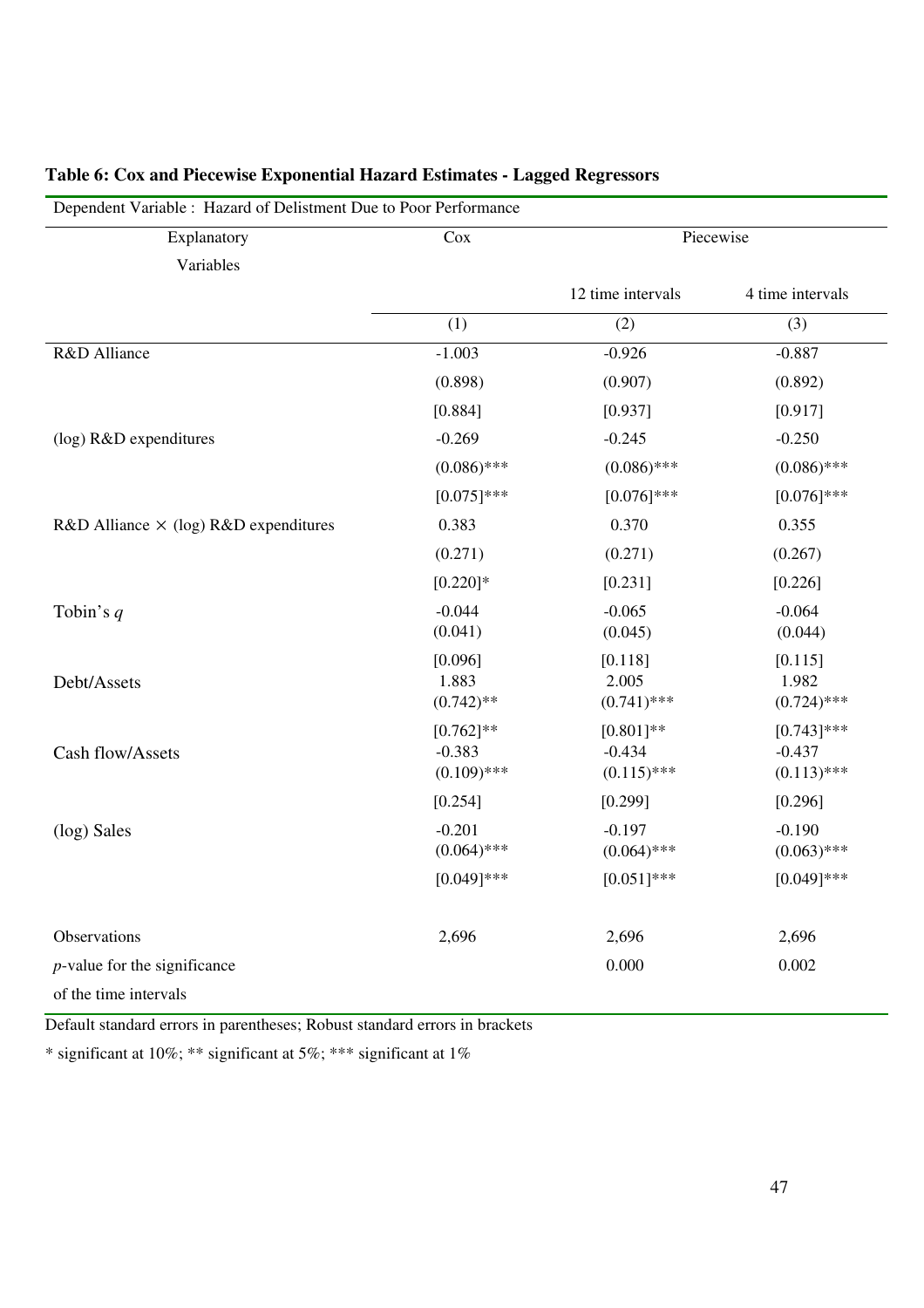**Table 6: Cox and Piecewise Exponential Hazard Estimates - Lagged Regressors**

| Dependent Variable : Hazard of Delistment Due to Poor Performance | | | |
|---|---|---|---|
| Explanatory Variables | Cox | Piecewise | |
| | | 12 time intervals | 4 time intervals |
| | (1) | (2) | (3) |
| R&D Alliance | -1.003 | -0.926 | -0.887 |
| | (0.898) | (0.907) | (0.892) |
| | [0.884] | [0.937] | [0.917] |
| (log) R&D expenditures | -0.269 | -0.245 | -0.250 |
| | (0.086)*** | (0.086)*** | (0.086)*** |
| | [0.075]*** | [0.076]*** | [0.076]*** |
| R&D Alliance $\times$ (log) R&D expenditures | 0.383 | 0.370 | 0.355 |
| | (0.271) | (0.271) | (0.267) |
| | [0.220]* | [0.231] | [0.226] |
| Tobin's $q$ | -0.044 | -0.065 | -0.064 |
| | (0.041) | (0.045) | (0.044) |
| | [0.096] | [0.118] | [0.115] |
| Debt/Assets | 1.883 | 2.005 | 1.982 |
| | (0.742)** | (0.741)*** | (0.724)*** |
| | [0.762]** | [0.801]** | [0.743]*** |
| Cash flow/Assets | -0.383 | -0.434 | -0.437 |
| | (0.109)*** | (0.115)*** | (0.113)*** |
| | [0.254] | [0.299] | [0.296] |
| (log) Sales | -0.201 | -0.197 | -0.190 |
| | (0.064)*** | (0.064)*** | (0.063)*** |
| | [0.049]*** | [0.051]*** | [0.049]*** |
| Observations | 2,696 | 2,696 | 2,696 |
| $p$-value for the significance of the time intervals | | 0.000 | 0.002 |

Default standard errors in parentheses; Robust standard errors in brackets

* significant at 10%; ** significant at 5%; *** significant at 1%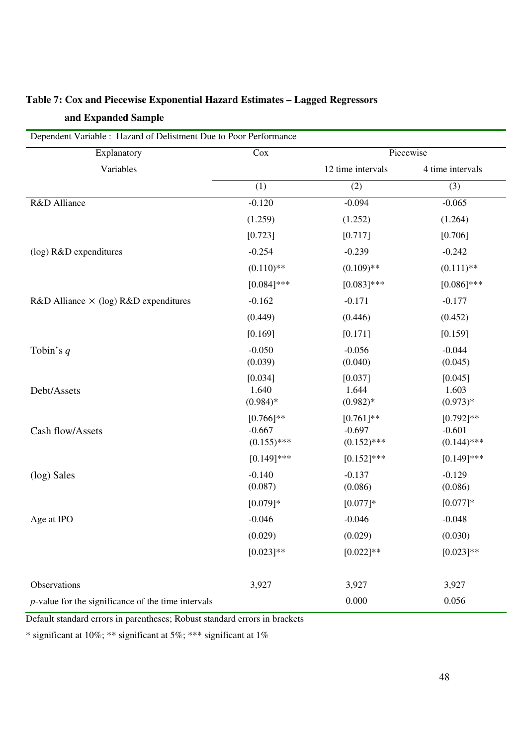**Table 7: Cox and Piecewise Exponential Hazard Estimates – Lagged Regressors and Expanded Sample**

| Dependent Variable : Hazard of Delistment Due to Poor Performance | | | |
|---|---|---|---|
| Explanatory | Cox | Piecewise | |
| Variables | | 12 time intervals | 4 time intervals |
| | (1) | (2) | (3) |
| R&D Alliance | -0.120 | -0.094 | -0.065 |
| | (1.259) | (1.252) | (1.264) |
| | [0.723] | [0.717] | [0.706] |
| (log) R&D expenditures | -0.254 | -0.239 | -0.242 |
| | (0.110)** | (0.109)** | (0.111)** |
| | [0.084]*** | [0.083]*** | [0.086]*** |
| R&D Alliance × (log) R&D expenditures | -0.162 | -0.171 | -0.177 |
| | (0.449) | (0.446) | (0.452) |
| | [0.169] | [0.171] | [0.159] |
| Tobin's *q* | -0.050 | -0.056 | -0.044 |
| | (0.039) | (0.040) | (0.045) |
| | [0.034] | [0.037] | [0.045] |
| Debt/Assets | 1.640 | 1.644 | 1.603 |
| | (0.984)* | (0.982)* | (0.973)* |
| | [0.766]** | [0.761]** | [0.792]** |
| Cash flow/Assets | -0.667 | -0.697 | -0.601 |
| | (0.155)*** | (0.152)*** | (0.144)*** |
| | [0.149]*** | [0.152]*** | [0.149]*** |
| (log) Sales | -0.140 | -0.137 | -0.129 |
| | (0.087) | (0.086) | (0.086) |
| | [0.079]* | [0.077]* | [0.077]* |
| Age at IPO | -0.046 | -0.046 | -0.048 |
| | (0.029) | (0.029) | (0.030) |
| | [0.023]** | [0.022]** | [0.023]** |
| Observations | 3,927 | 3,927 | 3,927 |
| *p*-value for the significance of the time intervals | | 0.000 | 0.056 |

Default standard errors in parentheses; Robust standard errors in brackets

* significant at 10%; ** significant at 5%; *** significant at 1%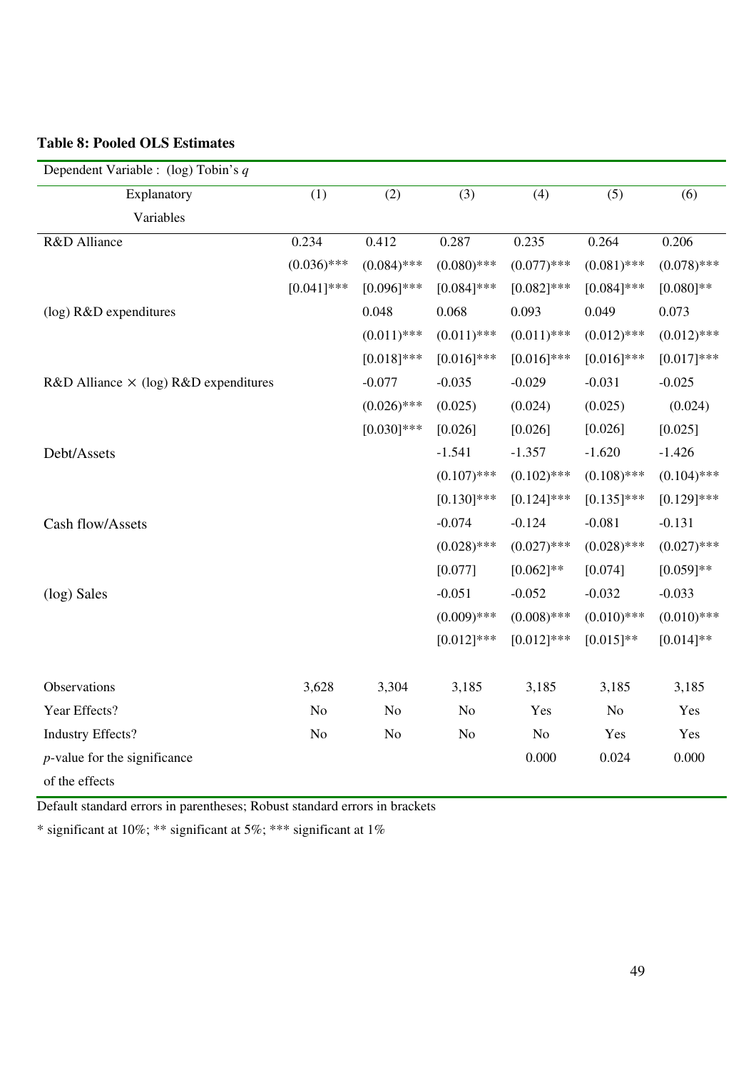**Table 8: Pooled OLS Estimates**

| Dependent Variable : (log) Tobin's $q$ | | | | | | |
|---|---|---|---|---|---|---|
| Explanatory Variables | (1) | (2) | (3) | (4) | (5) | (6) |
| R&D Alliance | 0.234 | 0.412 | 0.287 | 0.235 | 0.264 | 0.206 |
| | (0.036)*** | (0.084)*** | (0.080)*** | (0.077)*** | (0.081)*** | (0.078)*** |
| | [0.041]*** | [0.096]*** | [0.084]*** | [0.082]*** | [0.084]*** | [0.080]** |
| (log) R&D expenditures | | 0.048 | 0.068 | 0.093 | 0.049 | 0.073 |
| | | (0.011)*** | (0.011)*** | (0.011)*** | (0.012)*** | (0.012)*** |
| | | [0.018]*** | [0.016]*** | [0.016]*** | [0.016]*** | [0.017]*** |
| R&D Alliance × (log) R&D expenditures | | -0.077 | -0.035 | -0.029 | -0.031 | -0.025 |
| | | (0.026)*** | (0.025) | (0.024) | (0.025) | (0.024) |
| | | [0.030]*** | [0.026] | [0.026] | [0.026] | [0.025] |
| Debt/Assets | | | -1.541 | -1.357 | -1.620 | -1.426 |
| | | | (0.107)*** | (0.102)*** | (0.108)*** | (0.104)*** |
| | | | [0.130]*** | [0.124]*** | [0.135]*** | [0.129]*** |
| Cash flow/Assets | | | -0.074 | -0.124 | -0.081 | -0.131 |
| | | | (0.028)*** | (0.027)*** | (0.028)*** | (0.027)*** |
| | | | [0.077] | [0.062]** | [0.074] | [0.059]** |
| (log) Sales | | | -0.051 | -0.052 | -0.032 | -0.033 |
| | | | (0.009)*** | (0.008)*** | (0.010)*** | (0.010)*** |
| | | | [0.012]*** | [0.012]*** | [0.015]** | [0.014]** |
| Observations | 3,628 | 3,304 | 3,185 | 3,185 | 3,185 | 3,185 |
| Year Effects? | No | No | No | Yes | No | Yes |
| Industry Effects? | No | No | No | No | Yes | Yes |
| $p$-value for the significance of the effects | | | | 0.000 | 0.024 | 0.000 |

Default standard errors in parentheses; Robust standard errors in brackets

\* significant at 10%; ** significant at 5%; *** significant at 1%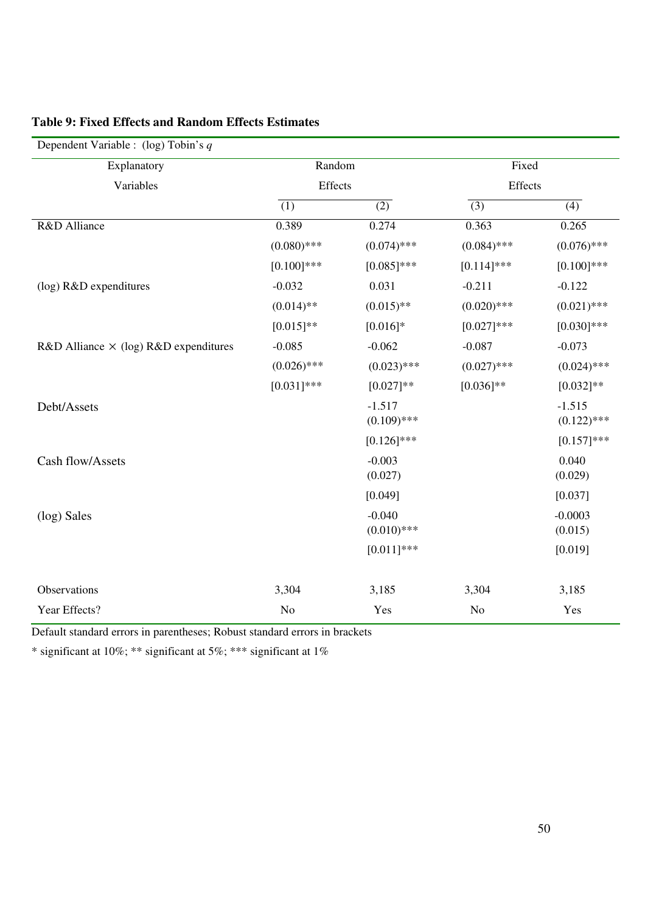**Table 9: Fixed Effects and Random Effects Estimates**

| Dependent Variable : (log) Tobin's $q$ | | | | |
|---|---|---|---|---|
| Explanatory Variables | Random Effects | | Fixed Effects | |
| | (1) | (2) | (3) | (4) |
| R&D Alliance | 0.389 | 0.274 | 0.363 | 0.265 |
| | (0.080)*** | (0.074)*** | (0.084)*** | (0.076)*** |
| | [0.100]*** | [0.085]*** | [0.114]*** | [0.100]*** |
| (log) R&D expenditures | -0.032 | 0.031 | -0.211 | -0.122 |
| | (0.014)** | (0.015)** | (0.020)*** | (0.021)*** |
| | [0.015]** | [0.016]* | [0.027]*** | [0.030]*** |
| R&D Alliance $\times$ (log) R&D expenditures | -0.085 | -0.062 | -0.087 | -0.073 |
| | (0.026)*** | (0.023)*** | (0.027)*** | (0.024)*** |
| | [0.031]*** | [0.027]** | [0.036]** | [0.032]** |
| Debt/Assets | | -1.517 | | -1.515 |
| | | (0.109)*** | | (0.122)*** |
| | | [0.126]*** | | [0.157]*** |
| Cash flow/Assets | | -0.003 | | 0.040 |
| | | (0.027) | | (0.029) |
| | | [0.049] | | [0.037] |
| (log) Sales | | -0.040 | | -0.0003 |
| | | (0.010)*** | | (0.015) |
| | | [0.011]*** | | [0.019] |
| Observations | 3,304 | 3,185 | 3,304 | 3,185 |
| Year Effects? | No | Yes | No | Yes |

Default standard errors in parentheses; Robust standard errors in brackets

* significant at 10%; ** significant at 5%; *** significant at 1%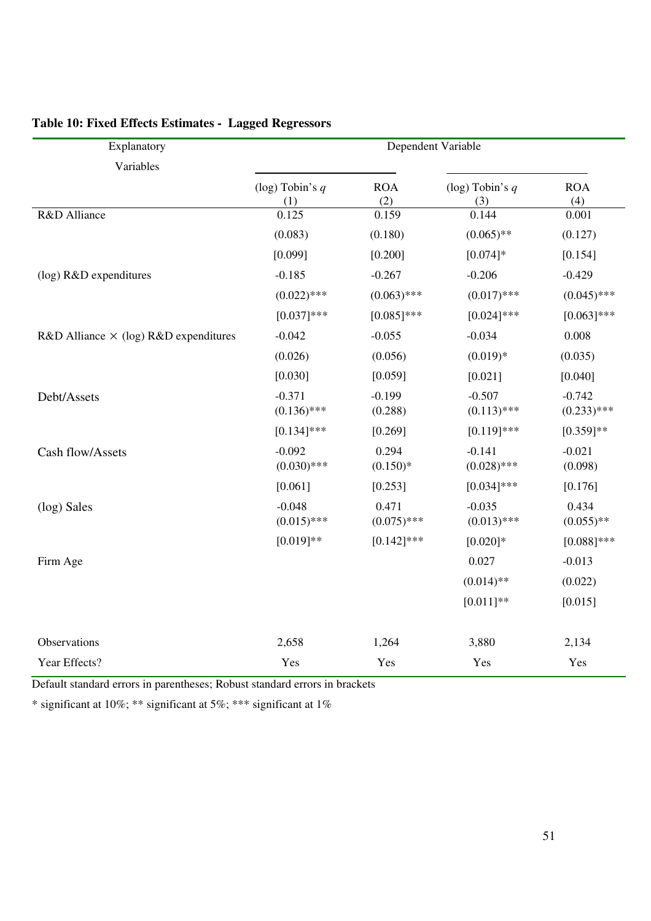**Table 10: Fixed Effects Estimates - Lagged Regressors**

| Explanatory Variables | Dependent Variable | | | |
|---|---|---|---|---|
| | (log) Tobin's $q$ (1) | ROA (2) | (log) Tobin's $q$ (3) | ROA (4) |
| R&D Alliance | 0.125 | 0.159 | 0.144 | 0.001 |
| | (0.083) | (0.180) | (0.065)** | (0.127) |
| | [0.099] | [0.200] | [0.074]* | [0.154] |
| (log) R&D expenditures | -0.185 | -0.267 | -0.206 | -0.429 |
| | (0.022)*** | (0.063)*** | (0.017)*** | (0.045)*** |
| | [0.037]*** | [0.085]*** | [0.024]*** | [0.063]*** |
| R&D Alliance × (log) R&D expenditures | -0.042 | -0.055 | -0.034 | 0.008 |
| | (0.026) | (0.056) | (0.019)* | (0.035) |
| | [0.030] | [0.059] | [0.021] | [0.040] |
| Debt/Assets | -0.371 | -0.199 | -0.507 | -0.742 |
| | (0.136)*** | (0.288) | (0.113)*** | (0.233)*** |
| | [0.134]*** | [0.269] | [0.119]*** | [0.359]** |
| Cash flow/Assets | -0.092 | 0.294 | -0.141 | -0.021 |
| | (0.030)*** | (0.150)* | (0.028)*** | (0.098) |
| | [0.061] | [0.253] | [0.034]*** | [0.176] |
| (log) Sales | -0.048 | 0.471 | -0.035 | 0.434 |
| | (0.015)*** | (0.075)*** | (0.013)*** | (0.055)** |
| | [0.019]** | [0.142]*** | [0.020]* | [0.088]*** |
| Firm Age | | | 0.027 | -0.013 |
| | | | (0.014)** | (0.022) |
| | | | [0.011]** | [0.015] |
| Observations | 2,658 | 1,264 | 3,880 | 2,134 |
| Year Effects? | Yes | Yes | Yes | Yes |

Default standard errors in parentheses; Robust standard errors in brackets

* significant at 10%; ** significant at 5%; *** significant at 1%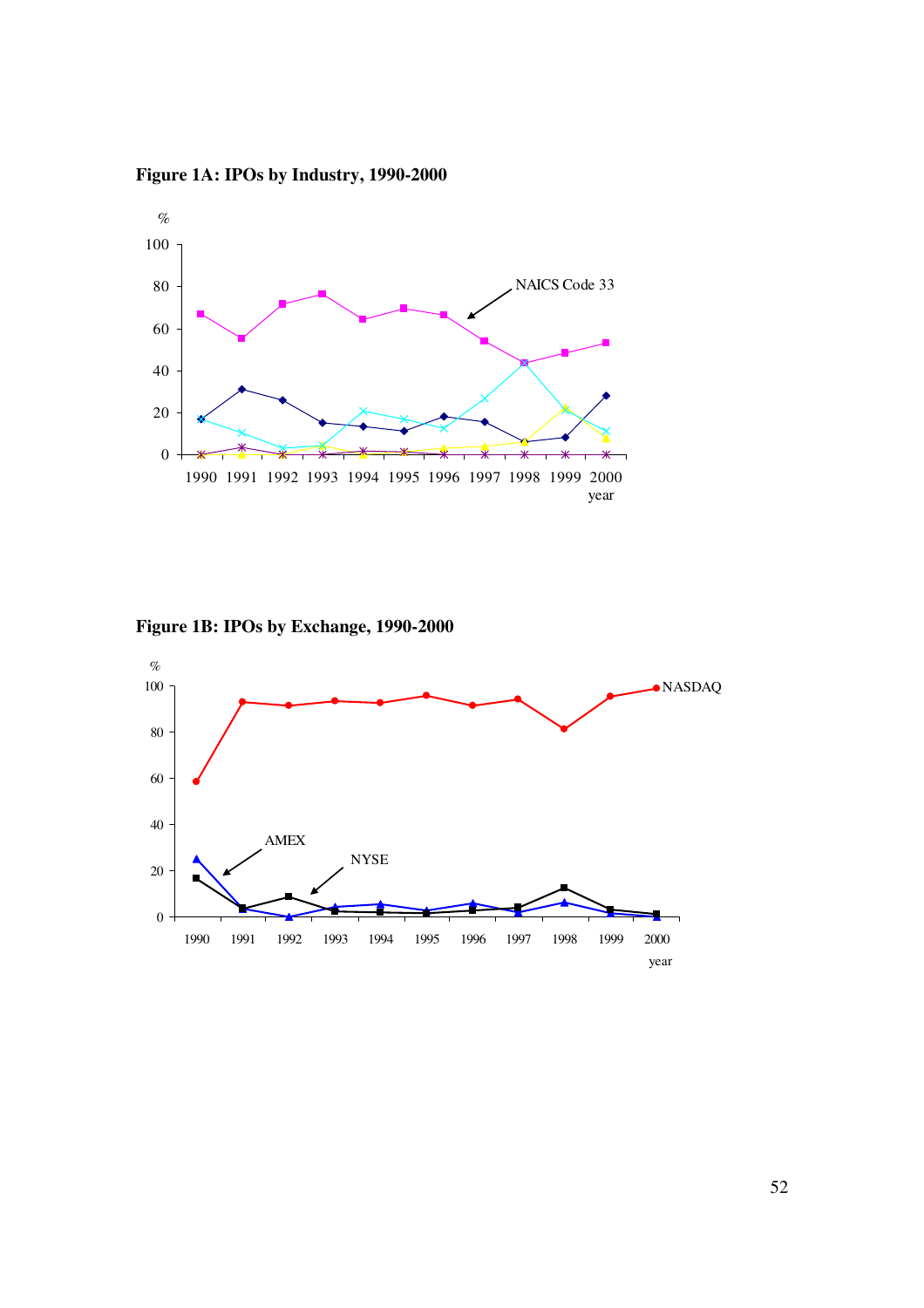**Figure 1A: IPOs by Industry, 1990-2000**

**Figure 1B: IPOs by Exchange, 1990-2000**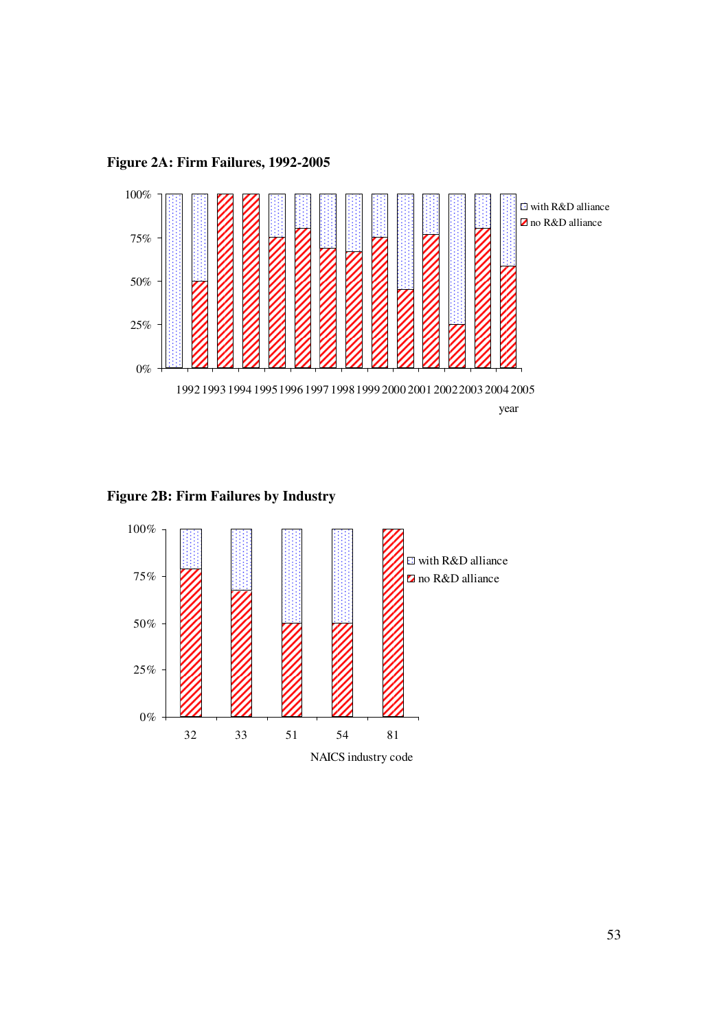**Figure 2A: Firm Failures, 1992-2005**

**Figure 2B: Firm Failures by Industry**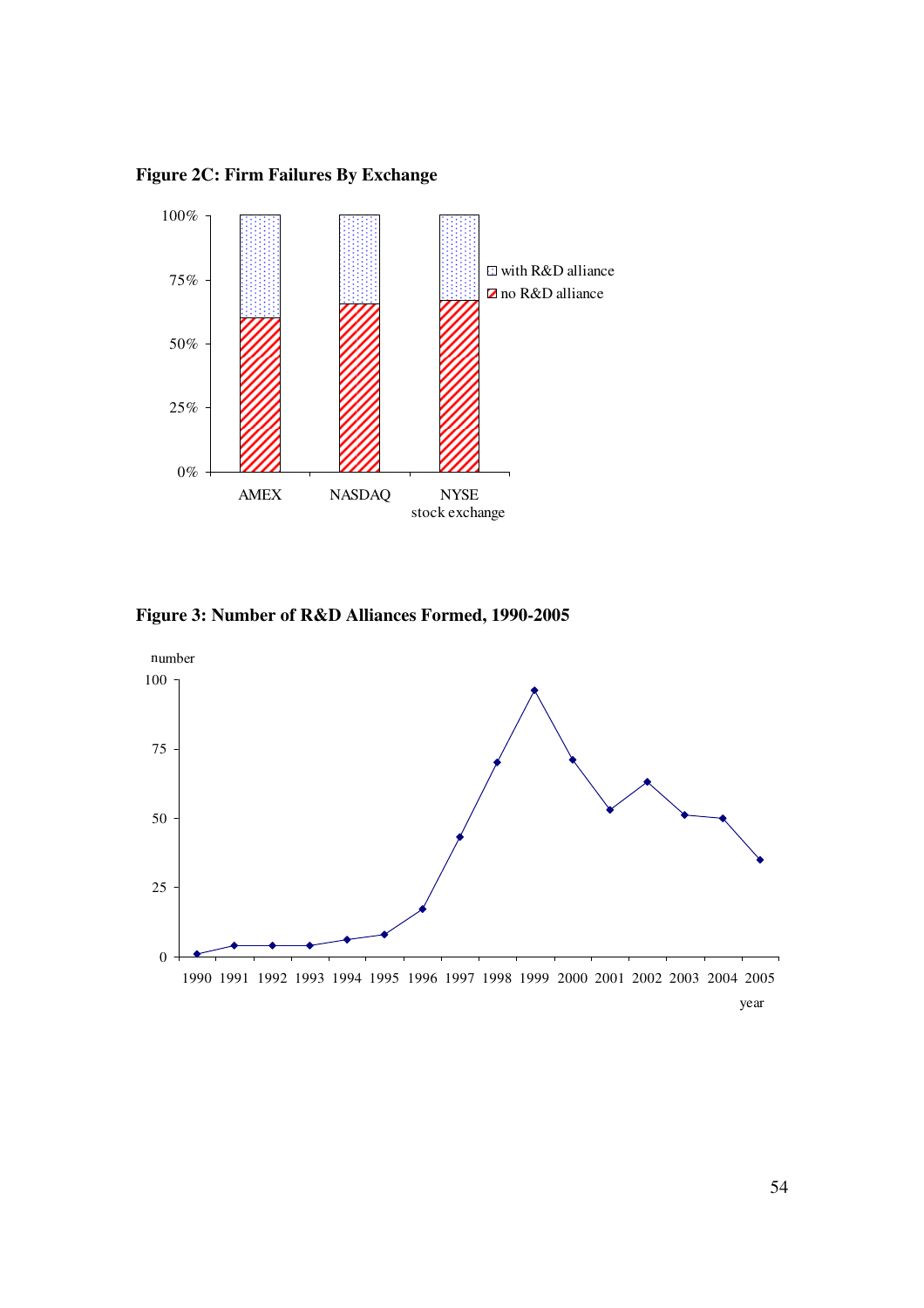**Figure 2C: Firm Failures By Exchange**

**Figure 3: Number of R&D Alliances Formed, 1990-2005**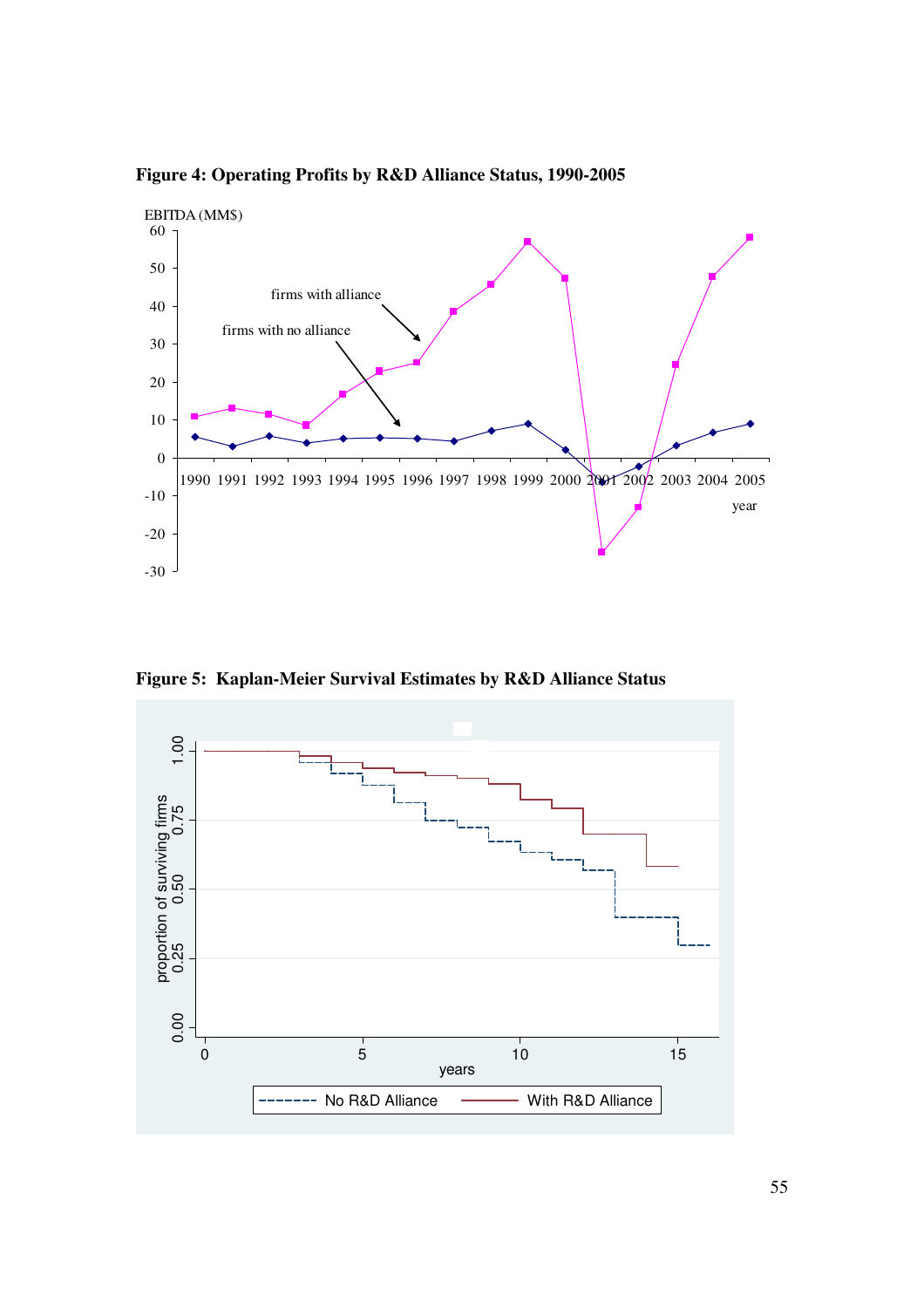**Figure 4: Operating Profits by R&D Alliance Status, 1990-2005**

**Figure 5: Kaplan-Meier Survival Estimates by R&D Alliance Status**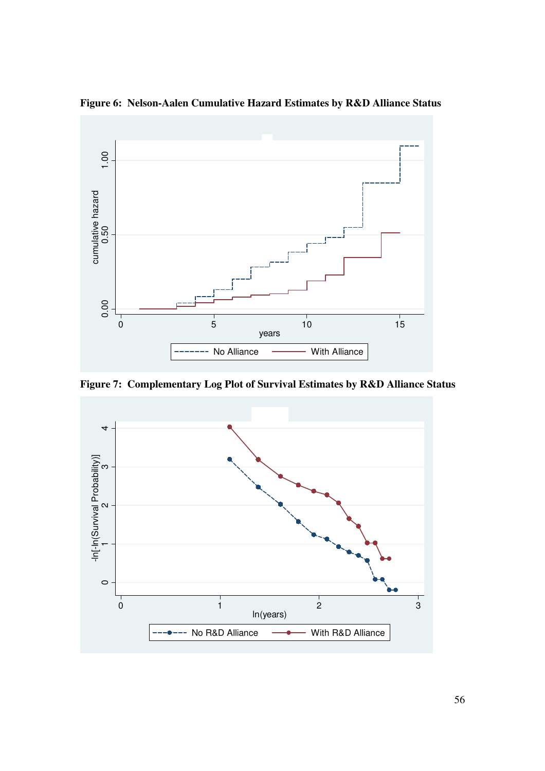**Figure 6: Nelson-Aalen Cumulative Hazard Estimates by R&D Alliance Status**

cumulative hazard

0.00
0.50
1.00

0
5
10
15

years

No Alliance
With Alliance

**Figure 7: Complementary Log Plot of Survival Estimates by R&D Alliance Status**

-ln[-ln(Survival Probability)]

0
1
2
3
4

0
1
2
3

ln(years)

No R&D Alliance
With R&D Alliance